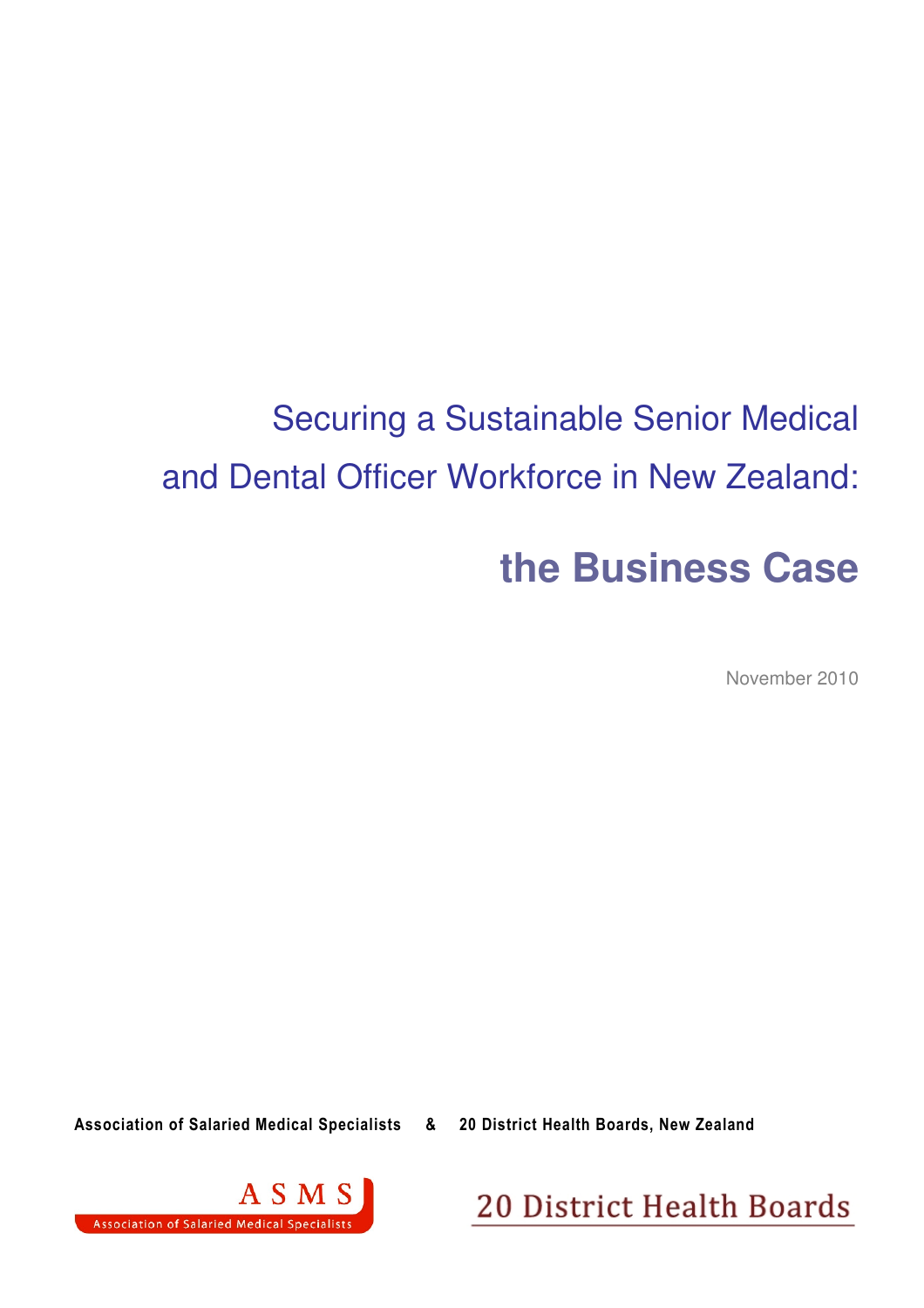# Securing a Sustainable Senior Medical and Dental Officer Workforce in New Zealand:

## the Business Case

November 2010

**Association of Salaried Medical Specialists & 20 District Health Boards, New Zealand**

ASMS
Association of Salaried Medical Specialists

20 District Health Boards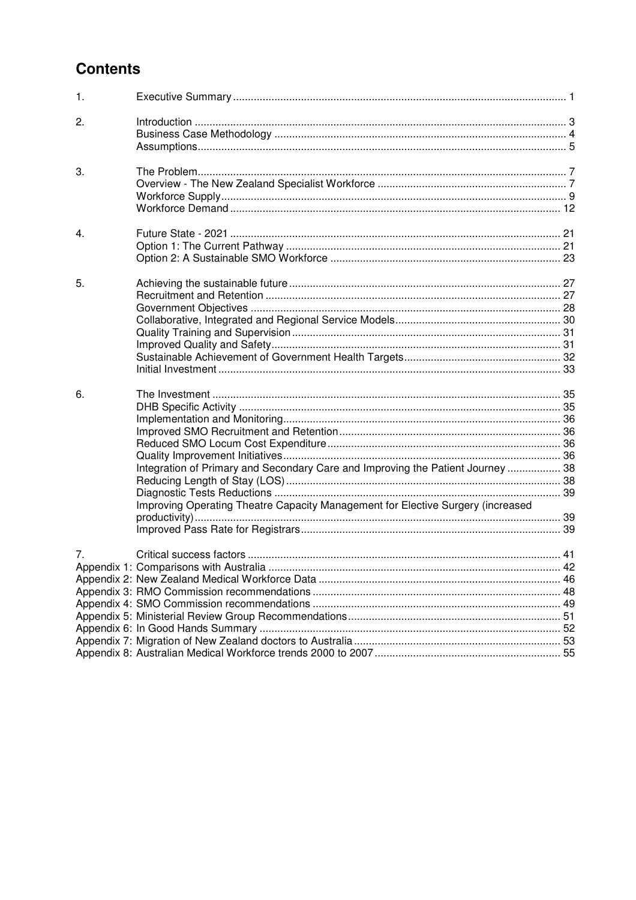# Contents

| | | |
|---|---|---|
| 1. | Executive Summary | 1 |
| 2. | Introduction | 3 |
| | Business Case Methodology | 4 |
| | Assumptions | 5 |
| 3. | The Problem | 7 |
| | Overview - The New Zealand Specialist Workforce | 7 |
| | Workforce Supply | 9 |
| | Workforce Demand | 12 |
| 4. | Future State - 2021 | 21 |
| | Option 1: The Current Pathway | 21 |
| | Option 2: A Sustainable SMO Workforce | 23 |
| 5. | Achieving the sustainable future | 27 |
| | Recruitment and Retention | 27 |
| | Government Objectives | 28 |
| | Collaborative, Integrated and Regional Service Models | 30 |
| | Quality Training and Supervision | 31 |
| | Improved Quality and Safety | 31 |
| | Sustainable Achievement of Government Health Targets | 32 |
| | Initial Investment | 33 |
| 6. | The Investment | 35 |
| | DHB Specific Activity | 35 |
| | Implementation and Monitoring | 36 |
| | Improved SMO Recruitment and Retention | 36 |
| | Reduced SMO Locum Cost Expenditure | 36 |
| | Quality Improvement Initiatives | 36 |
| | Integration of Primary and Secondary Care and Improving the Patient Journey | 38 |
| | Reducing Length of Stay (LOS) | 38 |
| | Diagnostic Tests Reductions | 39 |
| | Improving Operating Theatre Capacity Management for Elective Surgery (increased productivity) | 39 |
| | Improved Pass Rate for Registrars | 39 |
| 7. | Critical success factors | 41 |
| Appendix 1: Comparisons with Australia | | 42 |
| Appendix 2: New Zealand Medical Workforce Data | | 46 |
| Appendix 3: RMO Commission recommendations | | 48 |
| Appendix 4: SMO Commission recommendations | | 49 |
| Appendix 5: Ministerial Review Group Recommendations | | 51 |
| Appendix 6: In Good Hands Summary | | 52 |
| Appendix 7: Migration of New Zealand doctors to Australia | | 53 |
| Appendix 8: Australian Medical Workforce trends 2000 to 2007 | | 55 |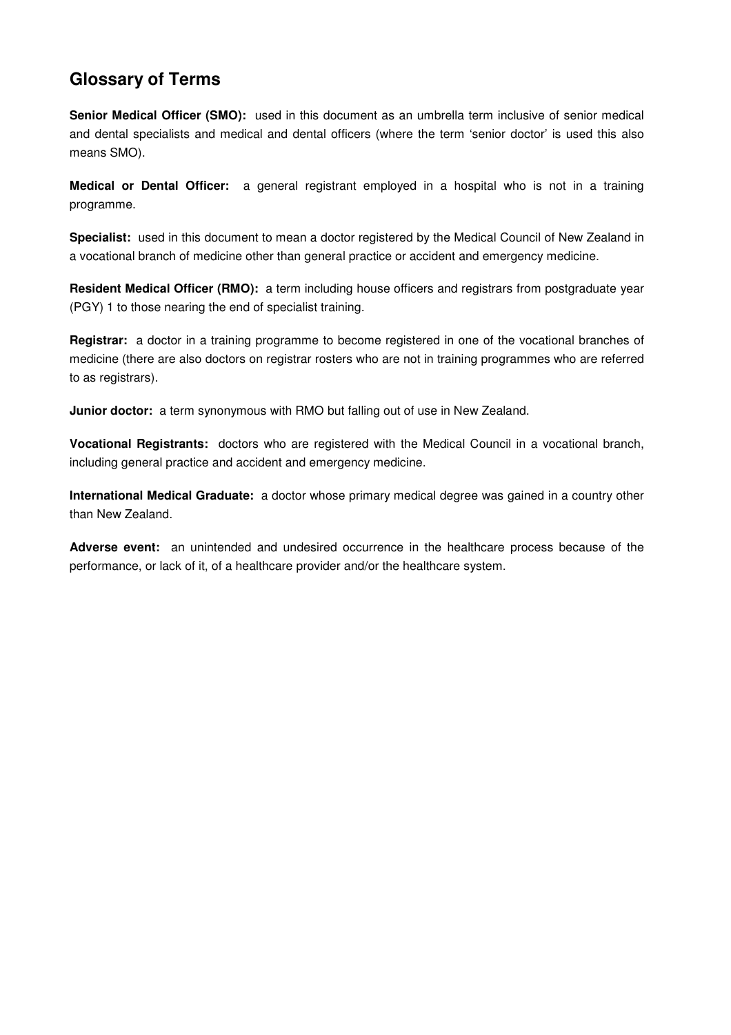## Glossary of Terms

**Senior Medical Officer (SMO):** used in this document as an umbrella term inclusive of senior medical and dental specialists and medical and dental officers (where the term 'senior doctor' is used this also means SMO).

**Medical or Dental Officer:** a general registrant employed in a hospital who is not in a training programme.

**Specialist:** used in this document to mean a doctor registered by the Medical Council of New Zealand in a vocational branch of medicine other than general practice or accident and emergency medicine.

**Resident Medical Officer (RMO):** a term including house officers and registrars from postgraduate year (PGY) 1 to those nearing the end of specialist training.

**Registrar:** a doctor in a training programme to become registered in one of the vocational branches of medicine (there are also doctors on registrar rosters who are not in training programmes who are referred to as registrars).

**Junior doctor:** a term synonymous with RMO but falling out of use in New Zealand.

**Vocational Registrants:** doctors who are registered with the Medical Council in a vocational branch, including general practice and accident and emergency medicine.

**International Medical Graduate:** a doctor whose primary medical degree was gained in a country other than New Zealand.

**Adverse event:** an unintended and undesired occurrence in the healthcare process because of the performance, or lack of it, of a healthcare provider and/or the healthcare system.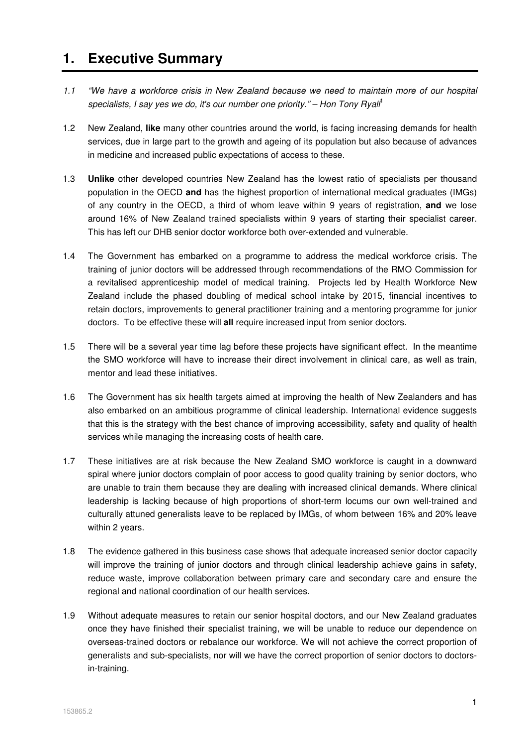# 1. Executive Summary

*1.1 "We have a workforce crisis in New Zealand because we need to maintain more of our hospital specialists, I say yes we do, it's our number one priority." – Hon Tony Ryall*[1]

1.2 New Zealand, **like** many other countries around the world, is facing increasing demands for health services, due in large part to the growth and ageing of its population but also because of advances in medicine and increased public expectations of access to these.

1.3 **Unlike** other developed countries New Zealand has the lowest ratio of specialists per thousand population in the OECD **and** has the highest proportion of international medical graduates (IMGs) of any country in the OECD, a third of whom leave within 9 years of registration, **and** we lose around 16% of New Zealand trained specialists within 9 years of starting their specialist career. This has left our DHB senior doctor workforce both over-extended and vulnerable.

1.4 The Government has embarked on a programme to address the medical workforce crisis. The training of junior doctors will be addressed through recommendations of the RMO Commission for a revitalised apprenticeship model of medical training. Projects led by Health Workforce New Zealand include the phased doubling of medical school intake by 2015, financial incentives to retain doctors, improvements to general practitioner training and a mentoring programme for junior doctors. To be effective these will **all** require increased input from senior doctors.

1.5 There will be a several year time lag before these projects have significant effect. In the meantime the SMO workforce will have to increase their direct involvement in clinical care, as well as train, mentor and lead these initiatives.

1.6 The Government has six health targets aimed at improving the health of New Zealanders and has also embarked on an ambitious programme of clinical leadership. International evidence suggests that this is the strategy with the best chance of improving accessibility, safety and quality of health services while managing the increasing costs of health care.

1.7 These initiatives are at risk because the New Zealand SMO workforce is caught in a downward spiral where junior doctors complain of poor access to good quality training by senior doctors, who are unable to train them because they are dealing with increased clinical demands. Where clinical leadership is lacking because of high proportions of short-term locums our own well-trained and culturally attuned generalists leave to be replaced by IMGs, of whom between 16% and 20% leave within 2 years.

1.8 The evidence gathered in this business case shows that adequate increased senior doctor capacity will improve the training of junior doctors and through clinical leadership achieve gains in safety, reduce waste, improve collaboration between primary care and secondary care and ensure the regional and national coordination of our health services.

1.9 Without adequate measures to retain our senior hospital doctors, and our New Zealand graduates once they have finished their specialist training, we will be unable to reduce our dependence on overseas-trained doctors or rebalance our workforce. We will not achieve the correct proportion of generalists and sub-specialists, nor will we have the correct proportion of senior doctors to doctors-in-training.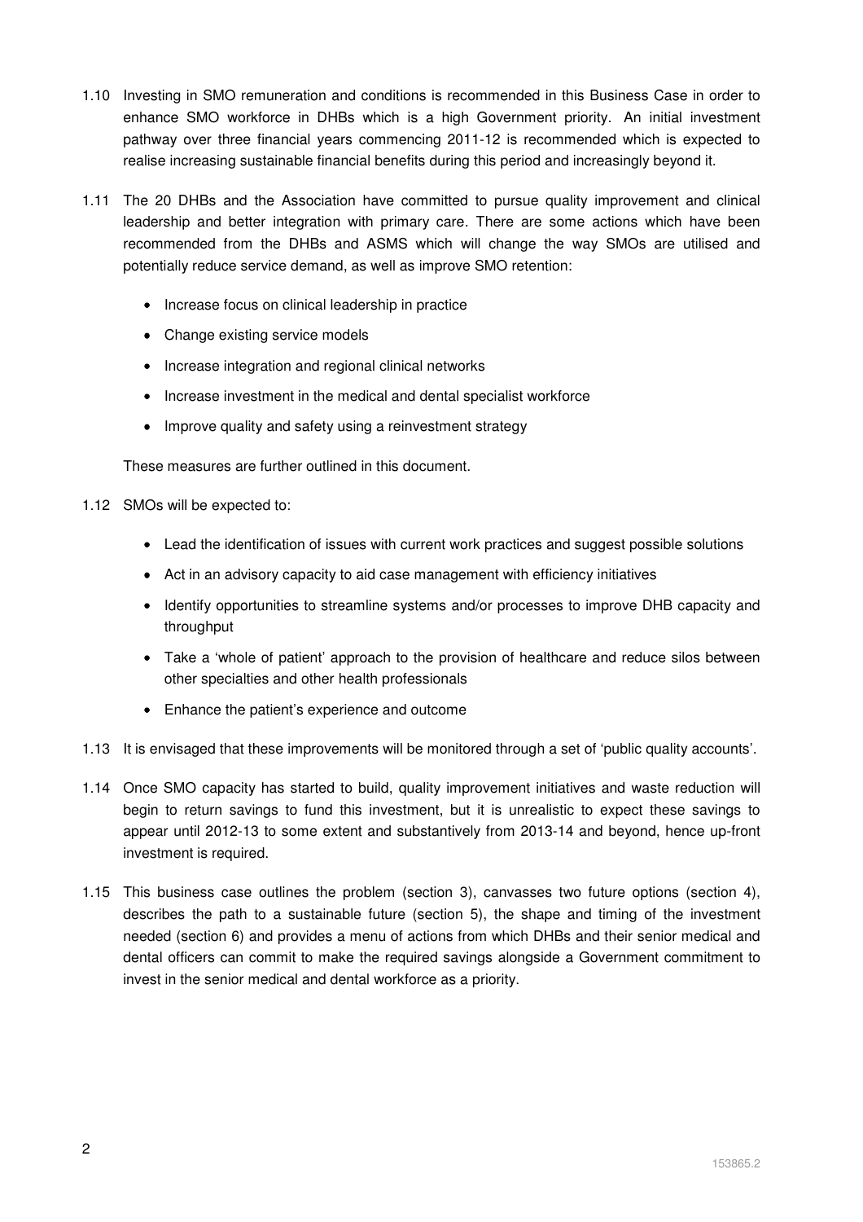1.10 Investing in SMO remuneration and conditions is recommended in this Business Case in order to enhance SMO workforce in DHBs which is a high Government priority. An initial investment pathway over three financial years commencing 2011-12 is recommended which is expected to realise increasing sustainable financial benefits during this period and increasingly beyond it.

1.11 The 20 DHBs and the Association have committed to pursue quality improvement and clinical leadership and better integration with primary care. There are some actions which have been recommended from the DHBs and ASMS which will change the way SMOs are utilised and potentially reduce service demand, as well as improve SMO retention:

- Increase focus on clinical leadership in practice
- Change existing service models
- Increase integration and regional clinical networks
- Increase investment in the medical and dental specialist workforce
- Improve quality and safety using a reinvestment strategy

These measures are further outlined in this document.

1.12 SMOs will be expected to:

- Lead the identification of issues with current work practices and suggest possible solutions
- Act in an advisory capacity to aid case management with efficiency initiatives
- Identify opportunities to streamline systems and/or processes to improve DHB capacity and throughput
- Take a 'whole of patient' approach to the provision of healthcare and reduce silos between other specialties and other health professionals
- Enhance the patient's experience and outcome

1.13 It is envisaged that these improvements will be monitored through a set of 'public quality accounts'.

1.14 Once SMO capacity has started to build, quality improvement initiatives and waste reduction will begin to return savings to fund this investment, but it is unrealistic to expect these savings to appear until 2012-13 to some extent and substantively from 2013-14 and beyond, hence up-front investment is required.

1.15 This business case outlines the problem (section 3), canvasses two future options (section 4), describes the path to a sustainable future (section 5), the shape and timing of the investment needed (section 6) and provides a menu of actions from which DHBs and their senior medical and dental officers can commit to make the required savings alongside a Government commitment to invest in the senior medical and dental workforce as a priority.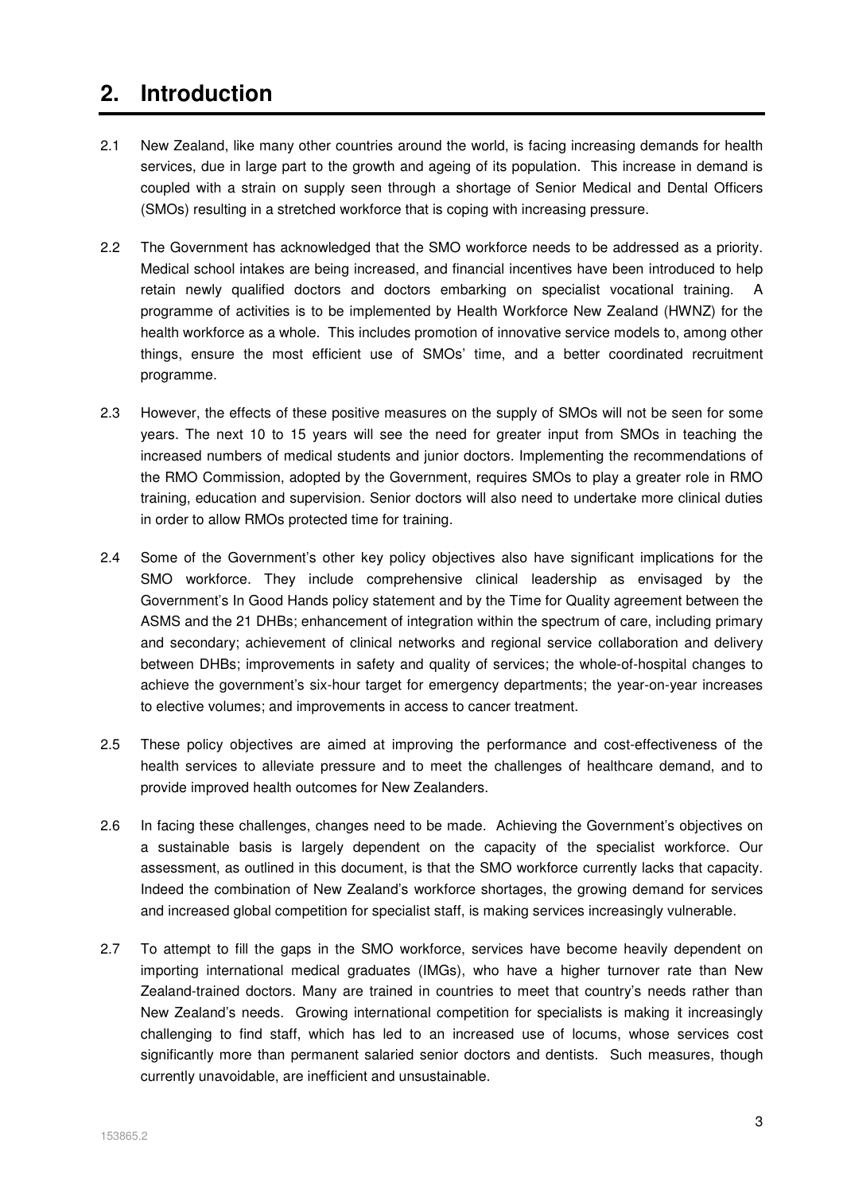# 2. Introduction

2.1 New Zealand, like many other countries around the world, is facing increasing demands for health services, due in large part to the growth and ageing of its population. This increase in demand is coupled with a strain on supply seen through a shortage of Senior Medical and Dental Officers (SMOs) resulting in a stretched workforce that is coping with increasing pressure.

2.2 The Government has acknowledged that the SMO workforce needs to be addressed as a priority. Medical school intakes are being increased, and financial incentives have been introduced to help retain newly qualified doctors and doctors embarking on specialist vocational training. A programme of activities is to be implemented by Health Workforce New Zealand (HWNZ) for the health workforce as a whole. This includes promotion of innovative service models to, among other things, ensure the most efficient use of SMOs' time, and a better coordinated recruitment programme.

2.3 However, the effects of these positive measures on the supply of SMOs will not be seen for some years. The next 10 to 15 years will see the need for greater input from SMOs in teaching the increased numbers of medical students and junior doctors. Implementing the recommendations of the RMO Commission, adopted by the Government, requires SMOs to play a greater role in RMO training, education and supervision. Senior doctors will also need to undertake more clinical duties in order to allow RMOs protected time for training.

2.4 Some of the Government's other key policy objectives also have significant implications for the SMO workforce. They include comprehensive clinical leadership as envisaged by the Government's In Good Hands policy statement and by the Time for Quality agreement between the ASMS and the 21 DHBs; enhancement of integration within the spectrum of care, including primary and secondary; achievement of clinical networks and regional service collaboration and delivery between DHBs; improvements in safety and quality of services; the whole-of-hospital changes to achieve the government's six-hour target for emergency departments; the year-on-year increases to elective volumes; and improvements in access to cancer treatment.

2.5 These policy objectives are aimed at improving the performance and cost-effectiveness of the health services to alleviate pressure and to meet the challenges of healthcare demand, and to provide improved health outcomes for New Zealanders.

2.6 In facing these challenges, changes need to be made. Achieving the Government's objectives on a sustainable basis is largely dependent on the capacity of the specialist workforce. Our assessment, as outlined in this document, is that the SMO workforce currently lacks that capacity. Indeed the combination of New Zealand's workforce shortages, the growing demand for services and increased global competition for specialist staff, is making services increasingly vulnerable.

2.7 To attempt to fill the gaps in the SMO workforce, services have become heavily dependent on importing international medical graduates (IMGs), who have a higher turnover rate than New Zealand-trained doctors. Many are trained in countries to meet that country's needs rather than New Zealand's needs. Growing international competition for specialists is making it increasingly challenging to find staff, which has led to an increased use of locums, whose services cost significantly more than permanent salaried senior doctors and dentists. Such measures, though currently unavoidable, are inefficient and unsustainable.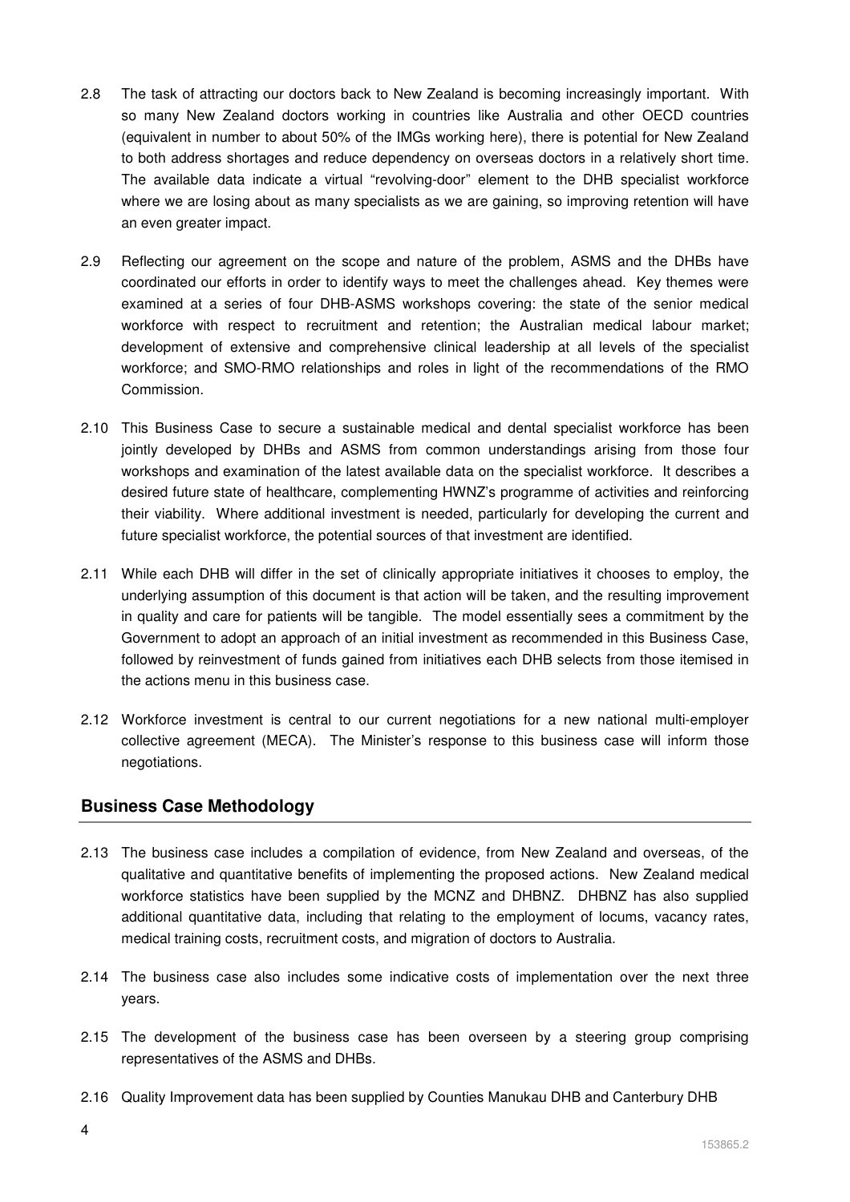2.8 The task of attracting our doctors back to New Zealand is becoming increasingly important. With so many New Zealand doctors working in countries like Australia and other OECD countries (equivalent in number to about 50% of the IMGs working here), there is potential for New Zealand to both address shortages and reduce dependency on overseas doctors in a relatively short time. The available data indicate a virtual "revolving-door" element to the DHB specialist workforce where we are losing about as many specialists as we are gaining, so improving retention will have an even greater impact.

2.9 Reflecting our agreement on the scope and nature of the problem, ASMS and the DHBs have coordinated our efforts in order to identify ways to meet the challenges ahead. Key themes were examined at a series of four DHB-ASMS workshops covering: the state of the senior medical workforce with respect to recruitment and retention; the Australian medical labour market; development of extensive and comprehensive clinical leadership at all levels of the specialist workforce; and SMO-RMO relationships and roles in light of the recommendations of the RMO Commission.

2.10 This Business Case to secure a sustainable medical and dental specialist workforce has been jointly developed by DHBs and ASMS from common understandings arising from those four workshops and examination of the latest available data on the specialist workforce. It describes a desired future state of healthcare, complementing HWNZ's programme of activities and reinforcing their viability. Where additional investment is needed, particularly for developing the current and future specialist workforce, the potential sources of that investment are identified.

2.11 While each DHB will differ in the set of clinically appropriate initiatives it chooses to employ, the underlying assumption of this document is that action will be taken, and the resulting improvement in quality and care for patients will be tangible. The model essentially sees a commitment by the Government to adopt an approach of an initial investment as recommended in this Business Case, followed by reinvestment of funds gained from initiatives each DHB selects from those itemised in the actions menu in this business case.

2.12 Workforce investment is central to our current negotiations for a new national multi-employer collective agreement (MECA). The Minister's response to this business case will inform those negotiations.

## Business Case Methodology

2.13 The business case includes a compilation of evidence, from New Zealand and overseas, of the qualitative and quantitative benefits of implementing the proposed actions. New Zealand medical workforce statistics have been supplied by the MCNZ and DHBNZ. DHBNZ has also supplied additional quantitative data, including that relating to the employment of locums, vacancy rates, medical training costs, recruitment costs, and migration of doctors to Australia.

2.14 The business case also includes some indicative costs of implementation over the next three years.

2.15 The development of the business case has been overseen by a steering group comprising representatives of the ASMS and DHBs.

2.16 Quality Improvement data has been supplied by Counties Manukau DHB and Canterbury DHB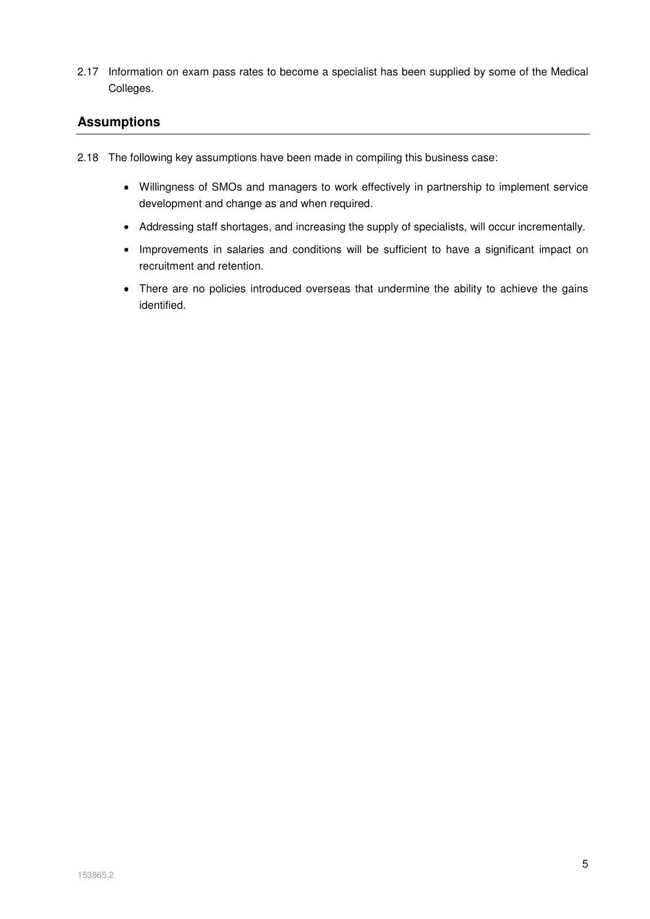2.17 Information on exam pass rates to become a specialist has been supplied by some of the Medical Colleges.

## Assumptions

2.18 The following key assumptions have been made in compiling this business case:

- Willingness of SMOs and managers to work effectively in partnership to implement service development and change as and when required.
- Addressing staff shortages, and increasing the supply of specialists, will occur incrementally.
- Improvements in salaries and conditions will be sufficient to have a significant impact on recruitment and retention.
- There are no policies introduced overseas that undermine the ability to achieve the gains identified.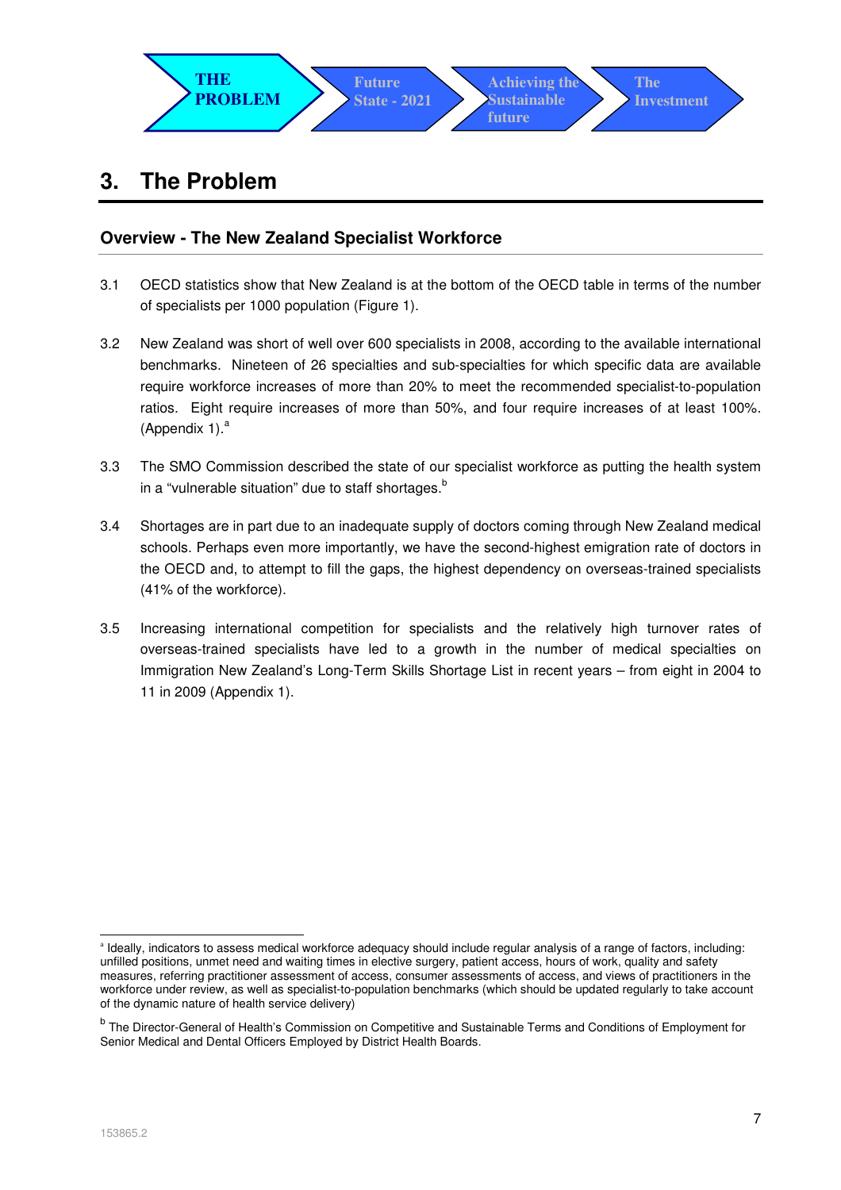THE PROBLEM | Future State - 2021 | Achieving the Sustainable future | The Investment

# 3. The Problem

## Overview - The New Zealand Specialist Workforce

3.1 OECD statistics show that New Zealand is at the bottom of the OECD table in terms of the number of specialists per 1000 population (Figure 1).

3.2 New Zealand was short of well over 600 specialists in 2008, according to the available international benchmarks. Nineteen of 26 specialties and sub-specialties for which specific data are available require workforce increases of more than 20% to meet the recommended specialist-to-population ratios. Eight require increases of more than 50%, and four require increases of at least 100%. (Appendix 1).[a]

3.3 The SMO Commission described the state of our specialist workforce as putting the health system in a "vulnerable situation" due to staff shortages.[b]

3.4 Shortages are in part due to an inadequate supply of doctors coming through New Zealand medical schools. Perhaps even more importantly, we have the second-highest emigration rate of doctors in the OECD and, to attempt to fill the gaps, the highest dependency on overseas-trained specialists (41% of the workforce).

3.5 Increasing international competition for specialists and the relatively high turnover rates of overseas-trained specialists have led to a growth in the number of medical specialties on Immigration New Zealand's Long-Term Skills Shortage List in recent years – from eight in 2004 to 11 in 2009 (Appendix 1).

---

[a] Ideally, indicators to assess medical workforce adequacy should include regular analysis of a range of factors, including: unfilled positions, unmet need and waiting times in elective surgery, patient access, hours of work, quality and safety measures, referring practitioner assessment of access, consumer assessments of access, and views of practitioners in the workforce under review, as well as specialist-to-population benchmarks (which should be updated regularly to take account of the dynamic nature of health service delivery)

[b] The Director-General of Health's Commission on Competitive and Sustainable Terms and Conditions of Employment for Senior Medical and Dental Officers Employed by District Health Boards.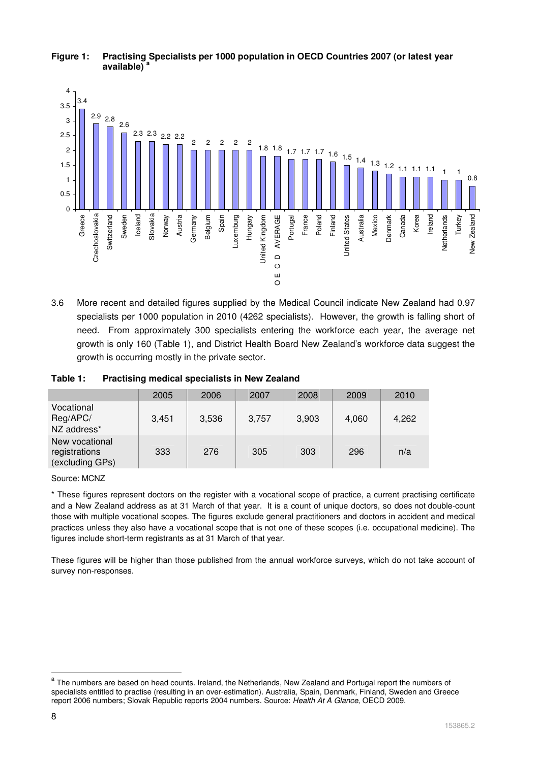**Figure 1: Practising Specialists per 1000 population in OECD Countries 2007 (or latest year available) [a]**

| Country | Specialists per 1000 population |
|---|---|
| Greece | 3.4 |
| Czechoslovakia | 2.9 |
| Switzerland | 2.8 |
| Sweden | 2.6 |
| Iceland | 2.3 |
| Slovakia | 2.3 |
| Norway | 2.2 |
| Austria | 2.2 |
| Germany | 2 |
| Belgium | 2 |
| Spain | 2 |
| Luxemburg | 2 |
| Hungary | 2 |
| United Kingdom | 1.8 |
| OECD AVERAGE | 1.8 |
| Portugal | 1.7 |
| France | 1.7 |
| Poland | 1.7 |
| Finland | 1.6 |
| United States | 1.5 |
| Australia | 1.4 |
| Mexico | 1.3 |
| Denmark | 1.2 |
| Canada | 1.1 |
| Korea | 1.1 |
| Ireland | 1.1 |
| Netherlands | 1 |
| Turkey | 1 |
| New Zealand | 0.8 |

3.6 More recent and detailed figures supplied by the Medical Council indicate New Zealand had 0.97 specialists per 1000 population in 2010 (4262 specialists). However, the growth is falling short of need. From approximately 300 specialists entering the workforce each year, the average net growth is only 160 (Table 1), and District Health Board New Zealand's workforce data suggest the growth is occurring mostly in the private sector.

**Table 1: Practising medical specialists in New Zealand**

| | 2005 | 2006 | 2007 | 2008 | 2009 | 2010 |
|---|---|---|---|---|---|---|
| Vocational Reg/APC/ NZ address* | 3,451 | 3,536 | 3,757 | 3,903 | 4,060 | 4,262 |
| New vocational registrations (excluding GPs) | 333 | 276 | 305 | 303 | 296 | n/a |

Source: MCNZ

* These figures represent doctors on the register with a vocational scope of practice, a current practising certificate and a New Zealand address as at 31 March of that year. It is a count of unique doctors, so does not double-count those with multiple vocational scopes. The figures exclude general practitioners and doctors in accident and medical practices unless they also have a vocational scope that is not one of these scopes (i.e. occupational medicine). The figures include short-term registrants as at 31 March of that year.

These figures will be higher than those published from the annual workforce surveys, which do not take account of survey non-responses.

[a] The numbers are based on head counts. Ireland, the Netherlands, New Zealand and Portugal report the numbers of specialists entitled to practise (resulting in an over-estimation). Australia, Spain, Denmark, Finland, Sweden and Greece report 2006 numbers; Slovak Republic reports 2004 numbers. Source: *Health At A Glance*, OECD 2009.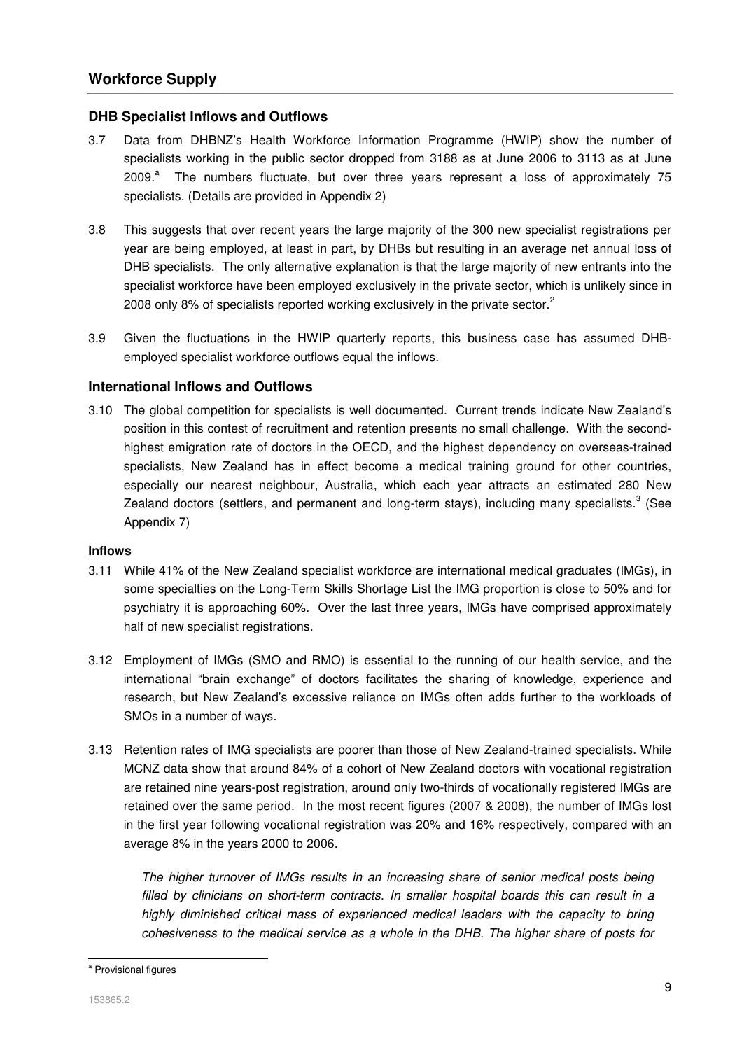## Workforce Supply

### DHB Specialist Inflows and Outflows

3.7 Data from DHBNZ's Health Workforce Information Programme (HWIP) show the number of specialists working in the public sector dropped from 3188 as at June 2006 to 3113 as at June 2009.[a] The numbers fluctuate, but over three years represent a loss of approximately 75 specialists. (Details are provided in Appendix 2)

3.8 This suggests that over recent years the large majority of the 300 new specialist registrations per year are being employed, at least in part, by DHBs but resulting in an average net annual loss of DHB specialists. The only alternative explanation is that the large majority of new entrants into the specialist workforce have been employed exclusively in the private sector, which is unlikely since in 2008 only 8% of specialists reported working exclusively in the private sector.[2]

3.9 Given the fluctuations in the HWIP quarterly reports, this business case has assumed DHB-employed specialist workforce outflows equal the inflows.

### International Inflows and Outflows

3.10 The global competition for specialists is well documented. Current trends indicate New Zealand's position in this contest of recruitment and retention presents no small challenge. With the second-highest emigration rate of doctors in the OECD, and the highest dependency on overseas-trained specialists, New Zealand has in effect become a medical training ground for other countries, especially our nearest neighbour, Australia, which each year attracts an estimated 280 New Zealand doctors (settlers, and permanent and long-term stays), including many specialists.[3] (See Appendix 7)

#### Inflows

3.11 While 41% of the New Zealand specialist workforce are international medical graduates (IMGs), in some specialties on the Long-Term Skills Shortage List the IMG proportion is close to 50% and for psychiatry it is approaching 60%. Over the last three years, IMGs have comprised approximately half of new specialist registrations.

3.12 Employment of IMGs (SMO and RMO) is essential to the running of our health service, and the international "brain exchange" of doctors facilitates the sharing of knowledge, experience and research, but New Zealand's excessive reliance on IMGs often adds further to the workloads of SMOs in a number of ways.

3.13 Retention rates of IMG specialists are poorer than those of New Zealand-trained specialists. While MCNZ data show that around 84% of a cohort of New Zealand doctors with vocational registration are retained nine years-post registration, around only two-thirds of vocationally registered IMGs are retained over the same period. In the most recent figures (2007 & 2008), the number of IMGs lost in the first year following vocational registration was 20% and 16% respectively, compared with an average 8% in the years 2000 to 2006.

> *The higher turnover of IMGs results in an increasing share of senior medical posts being filled by clinicians on short-term contracts. In smaller hospital boards this can result in a highly diminished critical mass of experienced medical leaders with the capacity to bring cohesiveness to the medical service as a whole in the DHB. The higher share of posts for*

---

[a] Provisional figures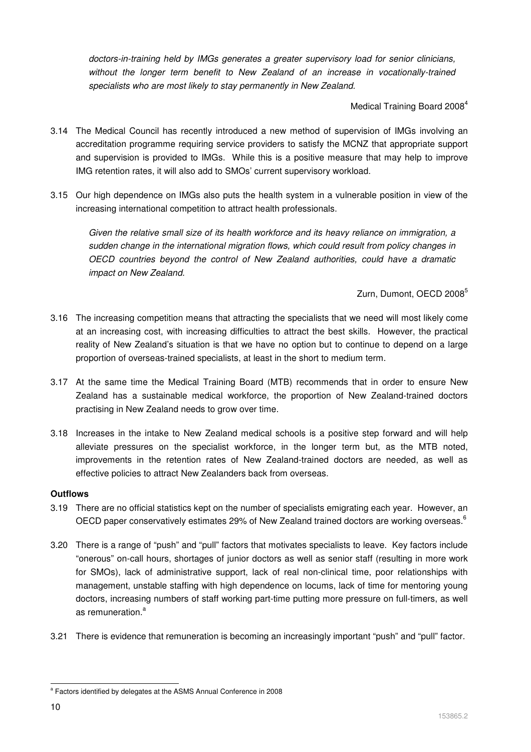*doctors-in-training held by IMGs generates a greater supervisory load for senior clinicians, without the longer term benefit to New Zealand of an increase in vocationally-trained specialists who are most likely to stay permanently in New Zealand.*

Medical Training Board 2008[4]

3.14 The Medical Council has recently introduced a new method of supervision of IMGs involving an accreditation programme requiring service providers to satisfy the MCNZ that appropriate support and supervision is provided to IMGs. While this is a positive measure that may help to improve IMG retention rates, it will also add to SMOs' current supervisory workload.

3.15 Our high dependence on IMGs also puts the health system in a vulnerable position in view of the increasing international competition to attract health professionals.

*Given the relative small size of its health workforce and its heavy reliance on immigration, a sudden change in the international migration flows, which could result from policy changes in OECD countries beyond the control of New Zealand authorities, could have a dramatic impact on New Zealand.*

Zurn, Dumont, OECD 2008[5]

3.16 The increasing competition means that attracting the specialists that we need will most likely come at an increasing cost, with increasing difficulties to attract the best skills. However, the practical reality of New Zealand's situation is that we have no option but to continue to depend on a large proportion of overseas-trained specialists, at least in the short to medium term.

3.17 At the same time the Medical Training Board (MTB) recommends that in order to ensure New Zealand has a sustainable medical workforce, the proportion of New Zealand-trained doctors practising in New Zealand needs to grow over time.

3.18 Increases in the intake to New Zealand medical schools is a positive step forward and will help alleviate pressures on the specialist workforce, in the longer term but, as the MTB noted, improvements in the retention rates of New Zealand-trained doctors are needed, as well as effective policies to attract New Zealanders back from overseas.

**Outflows**

3.19 There are no official statistics kept on the number of specialists emigrating each year. However, an OECD paper conservatively estimates 29% of New Zealand trained doctors are working overseas.[6]

3.20 There is a range of "push" and "pull" factors that motivates specialists to leave. Key factors include "onerous" on-call hours, shortages of junior doctors as well as senior staff (resulting in more work for SMOs), lack of administrative support, lack of real non-clinical time, poor relationships with management, unstable staffing with high dependence on locums, lack of time for mentoring young doctors, increasing numbers of staff working part-time putting more pressure on full-timers, as well as remuneration.[a]

3.21 There is evidence that remuneration is becoming an increasingly important "push" and "pull" factor.

[a] Factors identified by delegates at the ASMS Annual Conference in 2008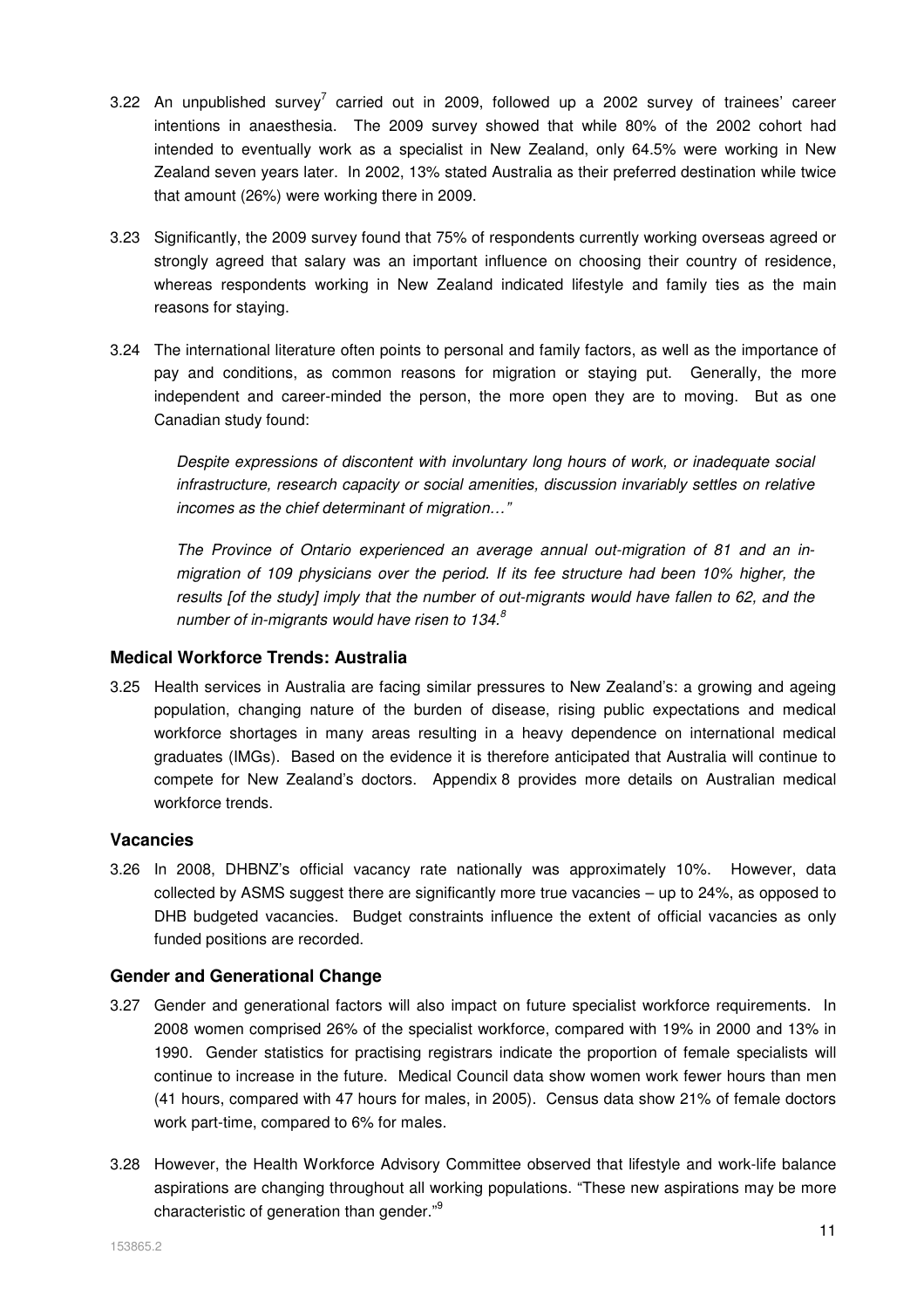3.22 An unpublished survey[7] carried out in 2009, followed up a 2002 survey of trainees' career intentions in anaesthesia. The 2009 survey showed that while 80% of the 2002 cohort had intended to eventually work as a specialist in New Zealand, only 64.5% were working in New Zealand seven years later. In 2002, 13% stated Australia as their preferred destination while twice that amount (26%) were working there in 2009.

3.23 Significantly, the 2009 survey found that 75% of respondents currently working overseas agreed or strongly agreed that salary was an important influence on choosing their country of residence, whereas respondents working in New Zealand indicated lifestyle and family ties as the main reasons for staying.

3.24 The international literature often points to personal and family factors, as well as the importance of pay and conditions, as common reasons for migration or staying put. Generally, the more independent and career-minded the person, the more open they are to moving. But as one Canadian study found:

> *Despite expressions of discontent with involuntary long hours of work, or inadequate social infrastructure, research capacity or social amenities, discussion invariably settles on relative incomes as the chief determinant of migration…"*
>
> *The Province of Ontario experienced an average annual out-migration of 81 and an in-migration of 109 physicians over the period. If its fee structure had been 10% higher, the results [of the study] imply that the number of out-migrants would have fallen to 62, and the number of in-migrants would have risen to 134.*[8]

### Medical Workforce Trends: Australia

3.25 Health services in Australia are facing similar pressures to New Zealand's: a growing and ageing population, changing nature of the burden of disease, rising public expectations and medical workforce shortages in many areas resulting in a heavy dependence on international medical graduates (IMGs). Based on the evidence it is therefore anticipated that Australia will continue to compete for New Zealand's doctors. Appendix 8 provides more details on Australian medical workforce trends.

### Vacancies

3.26 In 2008, DHBNZ's official vacancy rate nationally was approximately 10%. However, data collected by ASMS suggest there are significantly more true vacancies – up to 24%, as opposed to DHB budgeted vacancies. Budget constraints influence the extent of official vacancies as only funded positions are recorded.

### Gender and Generational Change

3.27 Gender and generational factors will also impact on future specialist workforce requirements. In 2008 women comprised 26% of the specialist workforce, compared with 19% in 2000 and 13% in 1990. Gender statistics for practising registrars indicate the proportion of female specialists will continue to increase in the future. Medical Council data show women work fewer hours than men (41 hours, compared with 47 hours for males, in 2005). Census data show 21% of female doctors work part-time, compared to 6% for males.

3.28 However, the Health Workforce Advisory Committee observed that lifestyle and work-life balance aspirations are changing throughout all working populations. "These new aspirations may be more characteristic of generation than gender."[9]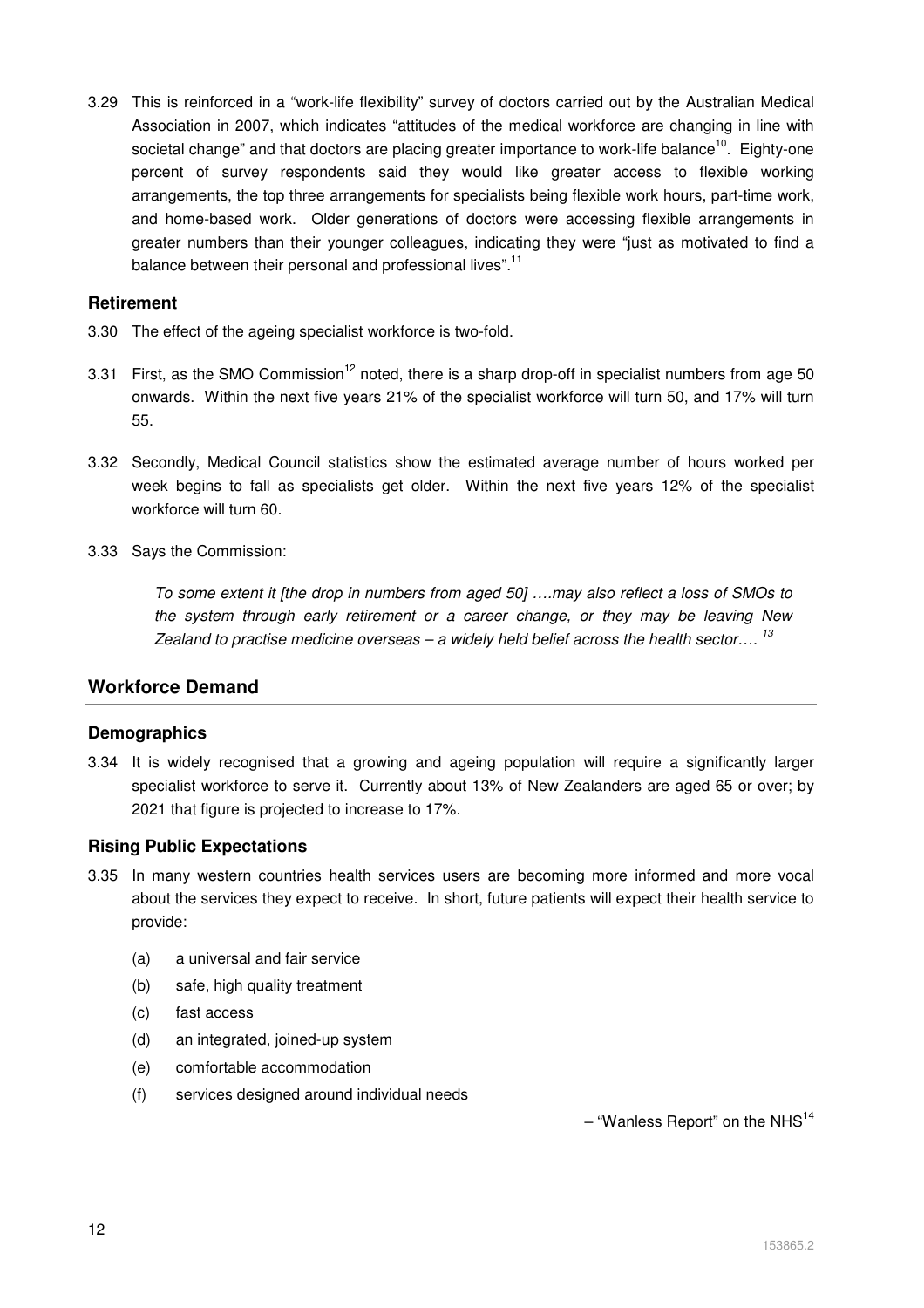3.29 This is reinforced in a "work-life flexibility" survey of doctors carried out by the Australian Medical Association in 2007, which indicates "attitudes of the medical workforce are changing in line with societal change" and that doctors are placing greater importance to work-life balance[10]. Eighty-one percent of survey respondents said they would like greater access to flexible working arrangements, the top three arrangements for specialists being flexible work hours, part-time work, and home-based work. Older generations of doctors were accessing flexible arrangements in greater numbers than their younger colleagues, indicating they were "just as motivated to find a balance between their personal and professional lives".[11]

### Retirement

3.30 The effect of the ageing specialist workforce is two-fold.

3.31 First, as the SMO Commission[12] noted, there is a sharp drop-off in specialist numbers from age 50 onwards. Within the next five years 21% of the specialist workforce will turn 50, and 17% will turn 55.

3.32 Secondly, Medical Council statistics show the estimated average number of hours worked per week begins to fall as specialists get older. Within the next five years 12% of the specialist workforce will turn 60.

3.33 Says the Commission:

> *To some extent it [the drop in numbers from aged 50] ….may also reflect a loss of SMOs to the system through early retirement or a career change, or they may be leaving New Zealand to practise medicine overseas – a widely held belief across the health sector….* [13]

## Workforce Demand

### Demographics

3.34 It is widely recognised that a growing and ageing population will require a significantly larger specialist workforce to serve it. Currently about 13% of New Zealanders are aged 65 or over; by 2021 that figure is projected to increase to 17%.

### Rising Public Expectations

3.35 In many western countries health services users are becoming more informed and more vocal about the services they expect to receive. In short, future patients will expect their health service to provide:

(a) a universal and fair service

(b) safe, high quality treatment

(c) fast access

(d) an integrated, joined-up system

(e) comfortable accommodation

(f) services designed around individual needs

– "Wanless Report" on the NHS[14]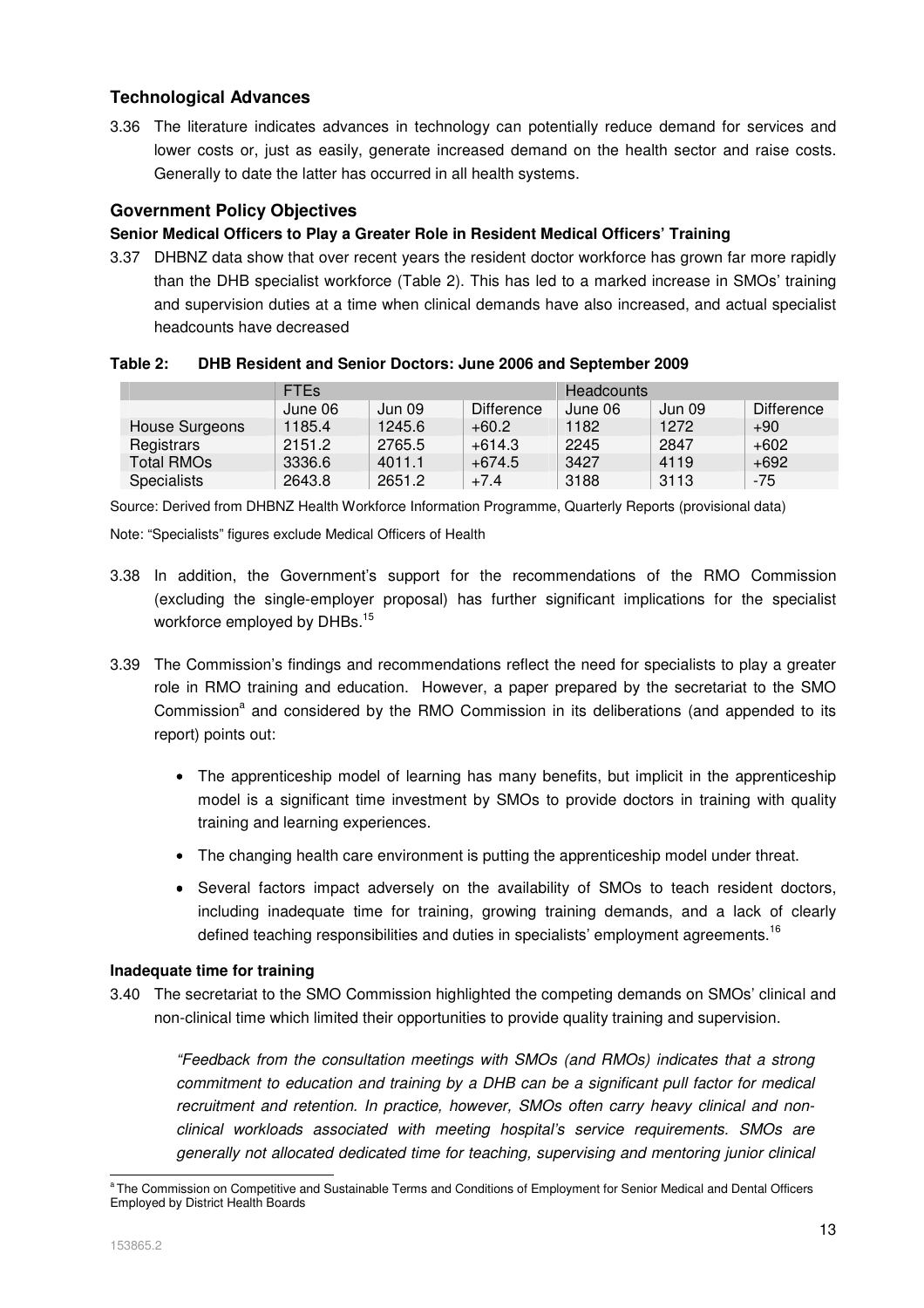## Technological Advances

3.36 The literature indicates advances in technology can potentially reduce demand for services and lower costs or, just as easily, generate increased demand on the health sector and raise costs. Generally to date the latter has occurred in all health systems.

## Government Policy Objectives

### Senior Medical Officers to Play a Greater Role in Resident Medical Officers' Training

3.37 DHBNZ data show that over recent years the resident doctor workforce has grown far more rapidly than the DHB specialist workforce (Table 2). This has led to a marked increase in SMOs' training and supervision duties at a time when clinical demands have also increased, and actual specialist headcounts have decreased

**Table 2: DHB Resident and Senior Doctors: June 2006 and September 2009**

| | FTEs | | | Headcounts | | |
|---|---|---|---|---|---|---|
| | June 06 | Jun 09 | Difference | June 06 | Jun 09 | Difference |
| House Surgeons | 1185.4 | 1245.6 | +60.2 | 1182 | 1272 | +90 |
| Registrars | 2151.2 | 2765.5 | +614.3 | 2245 | 2847 | +602 |
| Total RMOs | 3336.6 | 4011.1 | +674.5 | 3427 | 4119 | +692 |
| Specialists | 2643.8 | 2651.2 | +7.4 | 3188 | 3113 | -75 |

Source: Derived from DHBNZ Health Workforce Information Programme, Quarterly Reports (provisional data)

Note: "Specialists" figures exclude Medical Officers of Health

3.38 In addition, the Government's support for the recommendations of the RMO Commission (excluding the single-employer proposal) has further significant implications for the specialist workforce employed by DHBs.[15]

3.39 The Commission's findings and recommendations reflect the need for specialists to play a greater role in RMO training and education. However, a paper prepared by the secretariat to the SMO Commission[a] and considered by the RMO Commission in its deliberations (and appended to its report) points out:

- The apprenticeship model of learning has many benefits, but implicit in the apprenticeship model is a significant time investment by SMOs to provide doctors in training with quality training and learning experiences.
- The changing health care environment is putting the apprenticeship model under threat.
- Several factors impact adversely on the availability of SMOs to teach resident doctors, including inadequate time for training, growing training demands, and a lack of clearly defined teaching responsibilities and duties in specialists' employment agreements.[16]

### Inadequate time for training

3.40 The secretariat to the SMO Commission highlighted the competing demands on SMOs' clinical and non-clinical time which limited their opportunities to provide quality training and supervision.

*"Feedback from the consultation meetings with SMOs (and RMOs) indicates that a strong commitment to education and training by a DHB can be a significant pull factor for medical recruitment and retention. In practice, however, SMOs often carry heavy clinical and non-clinical workloads associated with meeting hospital's service requirements. SMOs are generally not allocated dedicated time for teaching, supervising and mentoring junior clinical*

[a] The Commission on Competitive and Sustainable Terms and Conditions of Employment for Senior Medical and Dental Officers Employed by District Health Boards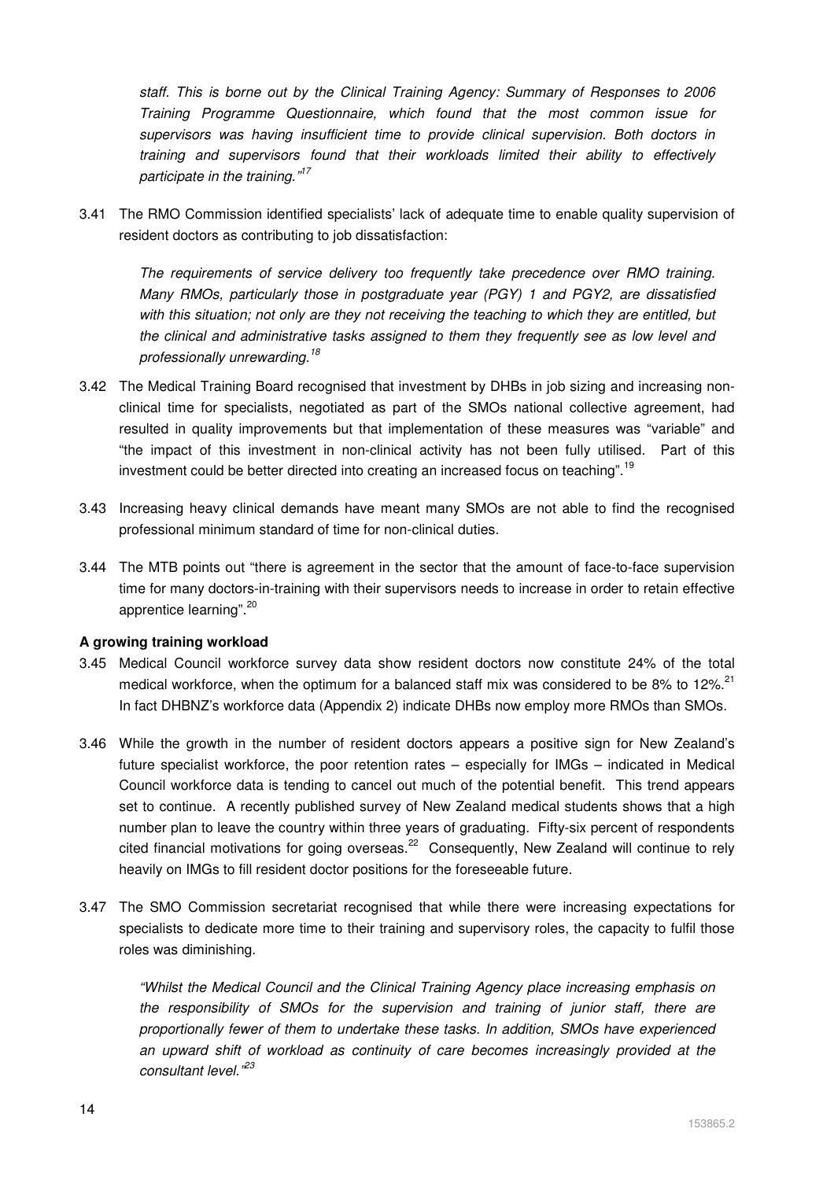*staff. This is borne out by the Clinical Training Agency: Summary of Responses to 2006 Training Programme Questionnaire, which found that the most common issue for supervisors was having insufficient time to provide clinical supervision. Both doctors in training and supervisors found that their workloads limited their ability to effectively participate in the training."*[17]

3.41 The RMO Commission identified specialists' lack of adequate time to enable quality supervision of resident doctors as contributing to job dissatisfaction:

> *The requirements of service delivery too frequently take precedence over RMO training. Many RMOs, particularly those in postgraduate year (PGY) 1 and PGY2, are dissatisfied with this situation; not only are they not receiving the teaching to which they are entitled, but the clinical and administrative tasks assigned to them they frequently see as low level and professionally unrewarding.*[18]

3.42 The Medical Training Board recognised that investment by DHBs in job sizing and increasing non-clinical time for specialists, negotiated as part of the SMOs national collective agreement, had resulted in quality improvements but that implementation of these measures was "variable" and "the impact of this investment in non-clinical activity has not been fully utilised. Part of this investment could be better directed into creating an increased focus on teaching".[19]

3.43 Increasing heavy clinical demands have meant many SMOs are not able to find the recognised professional minimum standard of time for non-clinical duties.

3.44 The MTB points out "there is agreement in the sector that the amount of face-to-face supervision time for many doctors-in-training with their supervisors needs to increase in order to retain effective apprentice learning".[20]

**A growing training workload**

3.45 Medical Council workforce survey data show resident doctors now constitute 24% of the total medical workforce, when the optimum for a balanced staff mix was considered to be 8% to 12%.[21] In fact DHBNZ's workforce data (Appendix 2) indicate DHBs now employ more RMOs than SMOs.

3.46 While the growth in the number of resident doctors appears a positive sign for New Zealand's future specialist workforce, the poor retention rates – especially for IMGs – indicated in Medical Council workforce data is tending to cancel out much of the potential benefit. This trend appears set to continue. A recently published survey of New Zealand medical students shows that a high number plan to leave the country within three years of graduating. Fifty-six percent of respondents cited financial motivations for going overseas.[22] Consequently, New Zealand will continue to rely heavily on IMGs to fill resident doctor positions for the foreseeable future.

3.47 The SMO Commission secretariat recognised that while there were increasing expectations for specialists to dedicate more time to their training and supervisory roles, the capacity to fulfil those roles was diminishing.

> *"Whilst the Medical Council and the Clinical Training Agency place increasing emphasis on the responsibility of SMOs for the supervision and training of junior staff, there are proportionally fewer of them to undertake these tasks. In addition, SMOs have experienced an upward shift of workload as continuity of care becomes increasingly provided at the consultant level."*[23]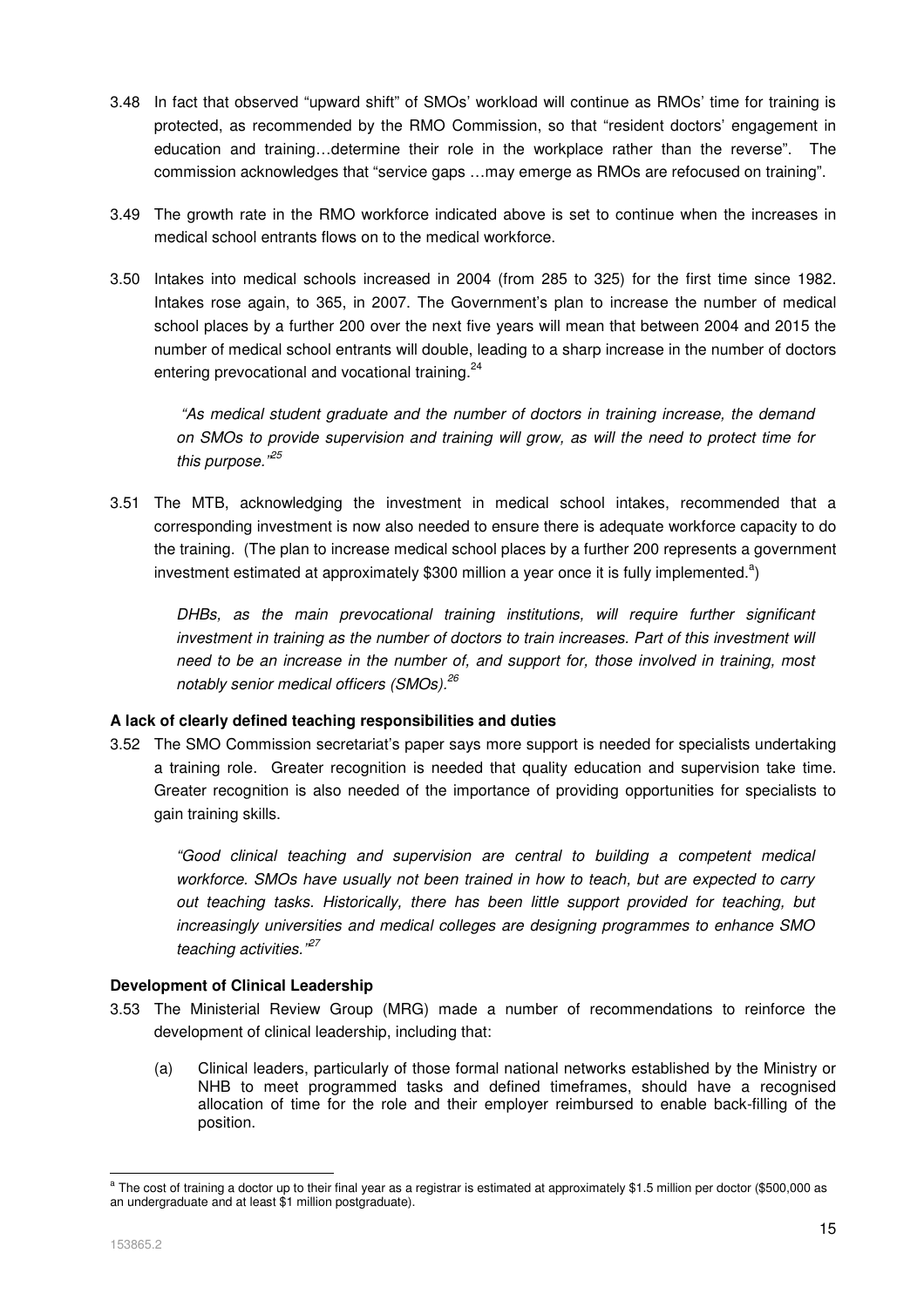3.48 In fact that observed "upward shift" of SMOs' workload will continue as RMOs' time for training is protected, as recommended by the RMO Commission, so that "resident doctors' engagement in education and training…determine their role in the workplace rather than the reverse". The commission acknowledges that "service gaps …may emerge as RMOs are refocused on training".

3.49 The growth rate in the RMO workforce indicated above is set to continue when the increases in medical school entrants flows on to the medical workforce.

3.50 Intakes into medical schools increased in 2004 (from 285 to 325) for the first time since 1982. Intakes rose again, to 365, in 2007. The Government's plan to increase the number of medical school places by a further 200 over the next five years will mean that between 2004 and 2015 the number of medical school entrants will double, leading to a sharp increase in the number of doctors entering prevocational and vocational training.[24]

> *"As medical student graduate and the number of doctors in training increase, the demand on SMOs to provide supervision and training will grow, as will the need to protect time for this purpose."*[25]

3.51 The MTB, acknowledging the investment in medical school intakes, recommended that a corresponding investment is now also needed to ensure there is adequate workforce capacity to do the training. (The plan to increase medical school places by a further 200 represents a government investment estimated at approximately \$300 million a year once it is fully implemented.[a])

> *DHBs, as the main prevocational training institutions, will require further significant investment in training as the number of doctors to train increases. Part of this investment will need to be an increase in the number of, and support for, those involved in training, most notably senior medical officers (SMOs).*[26]

**A lack of clearly defined teaching responsibilities and duties**

3.52 The SMO Commission secretariat's paper says more support is needed for specialists undertaking a training role. Greater recognition is needed that quality education and supervision take time. Greater recognition is also needed of the importance of providing opportunities for specialists to gain training skills.

> *"Good clinical teaching and supervision are central to building a competent medical workforce. SMOs have usually not been trained in how to teach, but are expected to carry out teaching tasks. Historically, there has been little support provided for teaching, but increasingly universities and medical colleges are designing programmes to enhance SMO teaching activities."*[27]

**Development of Clinical Leadership**

3.53 The Ministerial Review Group (MRG) made a number of recommendations to reinforce the development of clinical leadership, including that:

(a) Clinical leaders, particularly of those formal national networks established by the Ministry or NHB to meet programmed tasks and defined timeframes, should have a recognised allocation of time for the role and their employer reimbursed to enable back-filling of the position.

---

[a] The cost of training a doctor up to their final year as a registrar is estimated at approximately \$1.5 million per doctor (\$500,000 as an undergraduate and at least \$1 million postgraduate).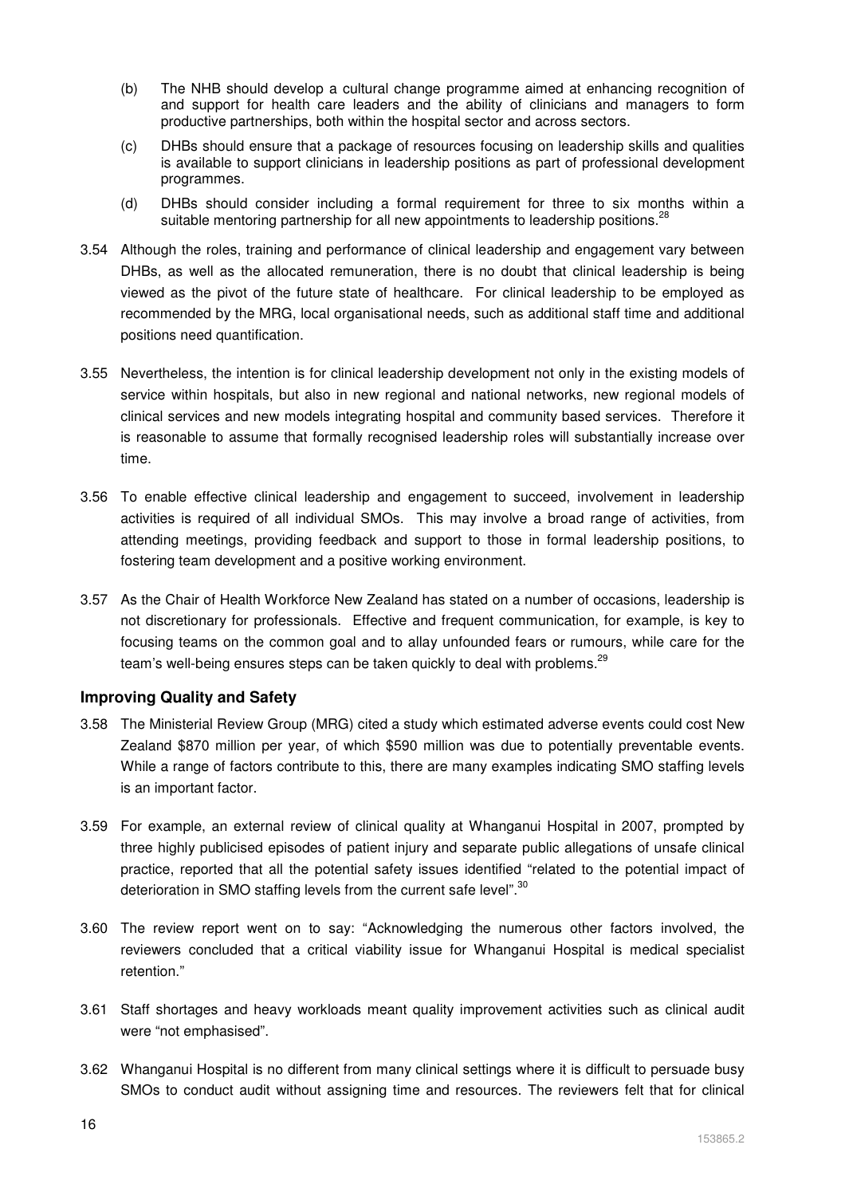(b) The NHB should develop a cultural change programme aimed at enhancing recognition of and support for health care leaders and the ability of clinicians and managers to form productive partnerships, both within the hospital sector and across sectors.

(c) DHBs should ensure that a package of resources focusing on leadership skills and qualities is available to support clinicians in leadership positions as part of professional development programmes.

(d) DHBs should consider including a formal requirement for three to six months within a suitable mentoring partnership for all new appointments to leadership positions.[28]

3.54 Although the roles, training and performance of clinical leadership and engagement vary between DHBs, as well as the allocated remuneration, there is no doubt that clinical leadership is being viewed as the pivot of the future state of healthcare. For clinical leadership to be employed as recommended by the MRG, local organisational needs, such as additional staff time and additional positions need quantification.

3.55 Nevertheless, the intention is for clinical leadership development not only in the existing models of service within hospitals, but also in new regional and national networks, new regional models of clinical services and new models integrating hospital and community based services. Therefore it is reasonable to assume that formally recognised leadership roles will substantially increase over time.

3.56 To enable effective clinical leadership and engagement to succeed, involvement in leadership activities is required of all individual SMOs. This may involve a broad range of activities, from attending meetings, providing feedback and support to those in formal leadership positions, to fostering team development and a positive working environment.

3.57 As the Chair of Health Workforce New Zealand has stated on a number of occasions, leadership is not discretionary for professionals. Effective and frequent communication, for example, is key to focusing teams on the common goal and to allay unfounded fears or rumours, while care for the team's well-being ensures steps can be taken quickly to deal with problems.[29]

### Improving Quality and Safety

3.58 The Ministerial Review Group (MRG) cited a study which estimated adverse events could cost New Zealand $870 million per year, of which $590 million was due to potentially preventable events. While a range of factors contribute to this, there are many examples indicating SMO staffing levels is an important factor.

3.59 For example, an external review of clinical quality at Whanganui Hospital in 2007, prompted by three highly publicised episodes of patient injury and separate public allegations of unsafe clinical practice, reported that all the potential safety issues identified "related to the potential impact of deterioration in SMO staffing levels from the current safe level".[30]

3.60 The review report went on to say: "Acknowledging the numerous other factors involved, the reviewers concluded that a critical viability issue for Whanganui Hospital is medical specialist retention."

3.61 Staff shortages and heavy workloads meant quality improvement activities such as clinical audit were "not emphasised".

3.62 Whanganui Hospital is no different from many clinical settings where it is difficult to persuade busy SMOs to conduct audit without assigning time and resources. The reviewers felt that for clinical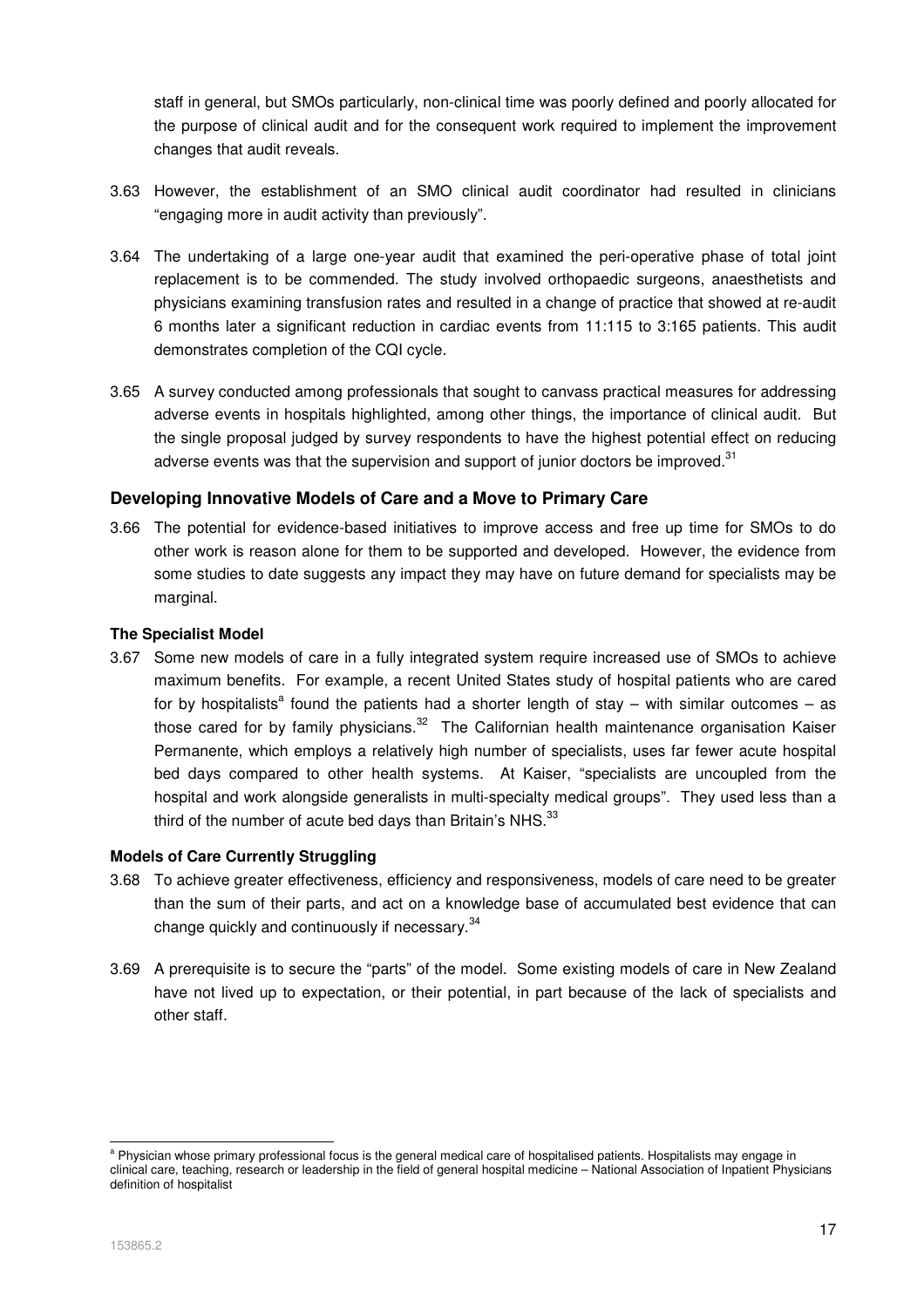staff in general, but SMOs particularly, non-clinical time was poorly defined and poorly allocated for the purpose of clinical audit and for the consequent work required to implement the improvement changes that audit reveals.

3.63 However, the establishment of an SMO clinical audit coordinator had resulted in clinicians "engaging more in audit activity than previously".

3.64 The undertaking of a large one-year audit that examined the peri-operative phase of total joint replacement is to be commended. The study involved orthopaedic surgeons, anaesthetists and physicians examining transfusion rates and resulted in a change of practice that showed at re-audit 6 months later a significant reduction in cardiac events from 11:115 to 3:165 patients. This audit demonstrates completion of the CQI cycle.

3.65 A survey conducted among professionals that sought to canvass practical measures for addressing adverse events in hospitals highlighted, among other things, the importance of clinical audit. But the single proposal judged by survey respondents to have the highest potential effect on reducing adverse events was that the supervision and support of junior doctors be improved.[31]

## Developing Innovative Models of Care and a Move to Primary Care

3.66 The potential for evidence-based initiatives to improve access and free up time for SMOs to do other work is reason alone for them to be supported and developed. However, the evidence from some studies to date suggests any impact they may have on future demand for specialists may be marginal.

### The Specialist Model

3.67 Some new models of care in a fully integrated system require increased use of SMOs to achieve maximum benefits. For example, a recent United States study of hospital patients who are cared for by hospitalists[a] found the patients had a shorter length of stay – with similar outcomes – as those cared for by family physicians.[32] The Californian health maintenance organisation Kaiser Permanente, which employs a relatively high number of specialists, uses far fewer acute hospital bed days compared to other health systems. At Kaiser, "specialists are uncoupled from the hospital and work alongside generalists in multi-specialty medical groups". They used less than a third of the number of acute bed days than Britain's NHS.[33]

### Models of Care Currently Struggling

3.68 To achieve greater effectiveness, efficiency and responsiveness, models of care need to be greater than the sum of their parts, and act on a knowledge base of accumulated best evidence that can change quickly and continuously if necessary.[34]

3.69 A prerequisite is to secure the "parts" of the model. Some existing models of care in New Zealand have not lived up to expectation, or their potential, in part because of the lack of specialists and other staff.

---

[a] Physician whose primary professional focus is the general medical care of hospitalised patients. Hospitalists may engage in clinical care, teaching, research or leadership in the field of general hospital medicine – National Association of Inpatient Physicians definition of hospitalist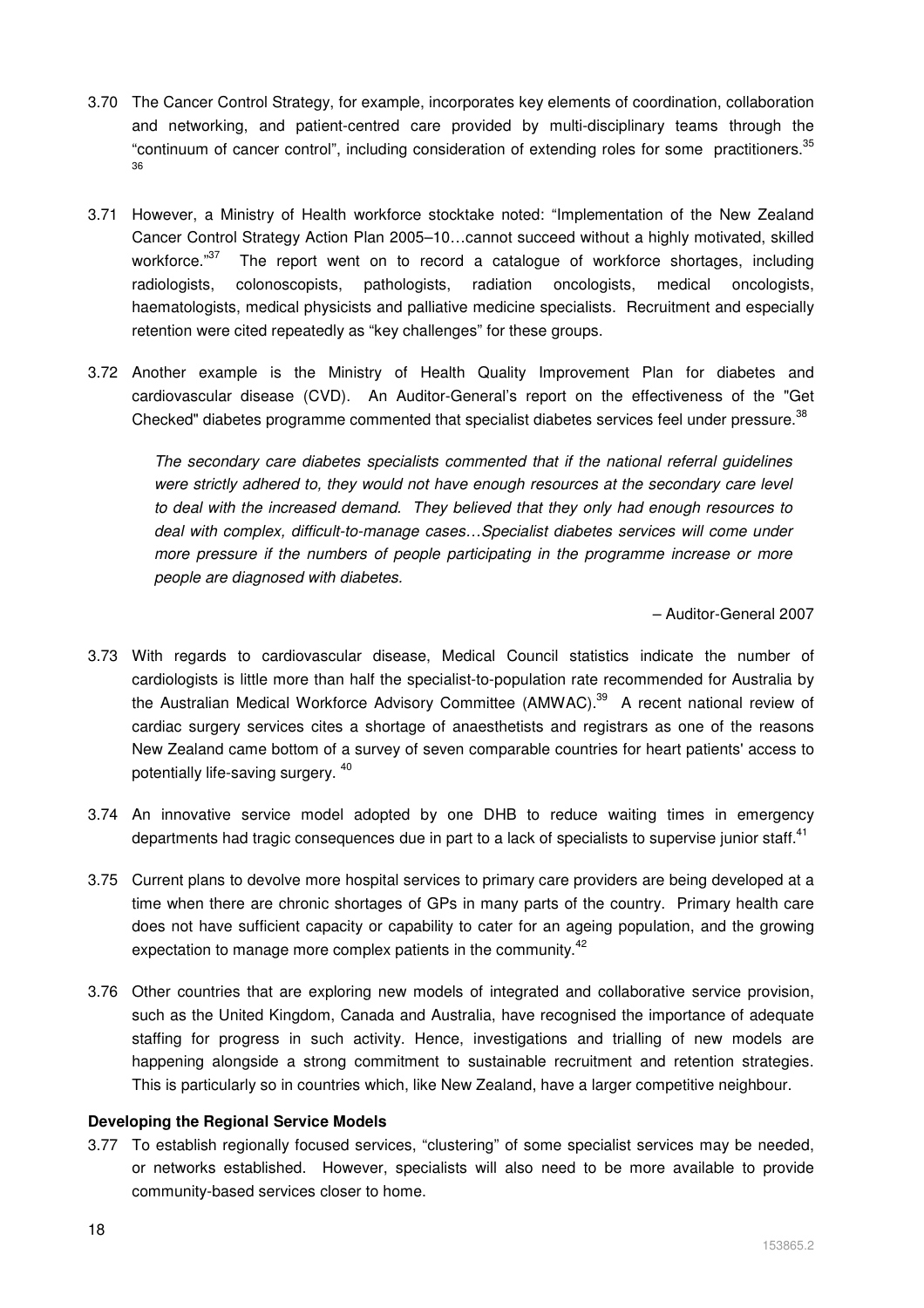3.70 The Cancer Control Strategy, for example, incorporates key elements of coordination, collaboration and networking, and patient-centred care provided by multi-disciplinary teams through the "continuum of cancer control", including consideration of extending roles for some practitioners.[35] [36]

3.71 However, a Ministry of Health workforce stocktake noted: "Implementation of the New Zealand Cancer Control Strategy Action Plan 2005–10…cannot succeed without a highly motivated, skilled workforce."[37] The report went on to record a catalogue of workforce shortages, including radiologists, colonoscopists, pathologists, radiation oncologists, medical oncologists, haematologists, medical physicists and palliative medicine specialists. Recruitment and especially retention were cited repeatedly as "key challenges" for these groups.

3.72 Another example is the Ministry of Health Quality Improvement Plan for diabetes and cardiovascular disease (CVD). An Auditor-General's report on the effectiveness of the "Get Checked" diabetes programme commented that specialist diabetes services feel under pressure.[38]

> *The secondary care diabetes specialists commented that if the national referral guidelines were strictly adhered to, they would not have enough resources at the secondary care level to deal with the increased demand. They believed that they only had enough resources to deal with complex, difficult-to-manage cases…Specialist diabetes services will come under more pressure if the numbers of people participating in the programme increase or more people are diagnosed with diabetes.*
>
> – Auditor-General 2007

3.73 With regards to cardiovascular disease, Medical Council statistics indicate the number of cardiologists is little more than half the specialist-to-population rate recommended for Australia by the Australian Medical Workforce Advisory Committee (AMWAC).[39] A recent national review of cardiac surgery services cites a shortage of anaesthetists and registrars as one of the reasons New Zealand came bottom of a survey of seven comparable countries for heart patients' access to potentially life-saving surgery.[40]

3.74 An innovative service model adopted by one DHB to reduce waiting times in emergency departments had tragic consequences due in part to a lack of specialists to supervise junior staff.[41]

3.75 Current plans to devolve more hospital services to primary care providers are being developed at a time when there are chronic shortages of GPs in many parts of the country. Primary health care does not have sufficient capacity or capability to cater for an ageing population, and the growing expectation to manage more complex patients in the community.[42]

3.76 Other countries that are exploring new models of integrated and collaborative service provision, such as the United Kingdom, Canada and Australia, have recognised the importance of adequate staffing for progress in such activity. Hence, investigations and trialling of new models are happening alongside a strong commitment to sustainable recruitment and retention strategies. This is particularly so in countries which, like New Zealand, have a larger competitive neighbour.

**Developing the Regional Service Models**

3.77 To establish regionally focused services, "clustering" of some specialist services may be needed, or networks established. However, specialists will also need to be more available to provide community-based services closer to home.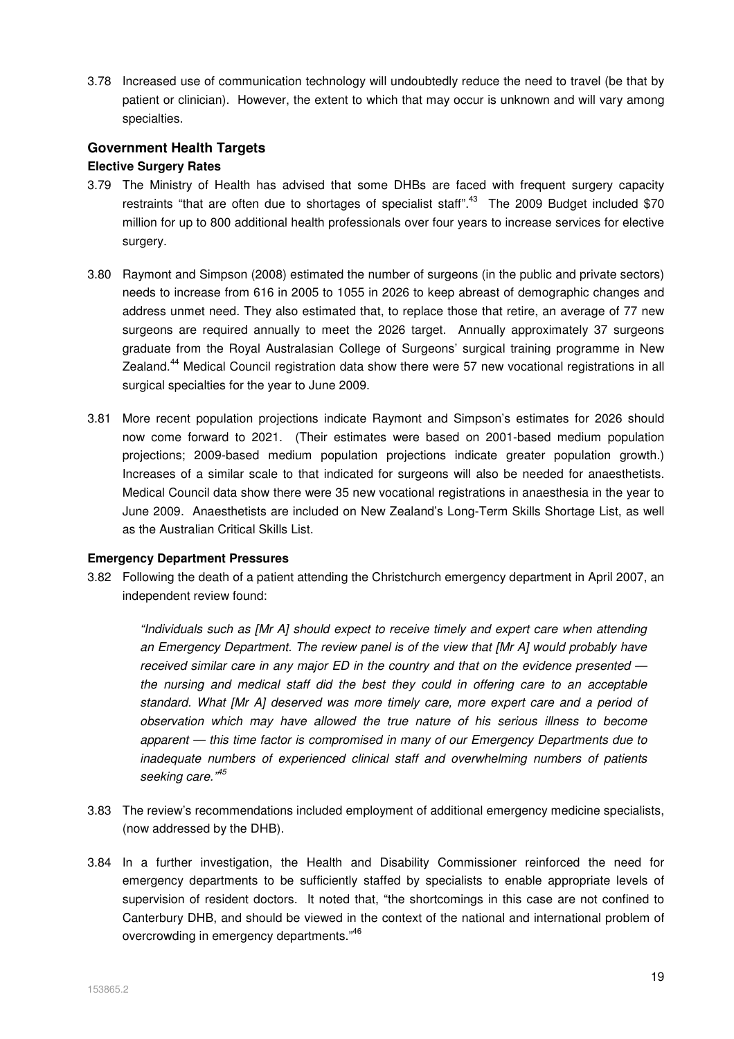3.78 Increased use of communication technology will undoubtedly reduce the need to travel (be that by patient or clinician). However, the extent to which that may occur is unknown and will vary among specialties.

## Government Health Targets

### Elective Surgery Rates

3.79 The Ministry of Health has advised that some DHBs are faced with frequent surgery capacity restraints "that are often due to shortages of specialist staff".[43] The 2009 Budget included $70 million for up to 800 additional health professionals over four years to increase services for elective surgery.

3.80 Raymont and Simpson (2008) estimated the number of surgeons (in the public and private sectors) needs to increase from 616 in 2005 to 1055 in 2026 to keep abreast of demographic changes and address unmet need. They also estimated that, to replace those that retire, an average of 77 new surgeons are required annually to meet the 2026 target. Annually approximately 37 surgeons graduate from the Royal Australasian College of Surgeons' surgical training programme in New Zealand.[44] Medical Council registration data show there were 57 new vocational registrations in all surgical specialties for the year to June 2009.

3.81 More recent population projections indicate Raymont and Simpson's estimates for 2026 should now come forward to 2021. (Their estimates were based on 2001-based medium population projections; 2009-based medium population projections indicate greater population growth.) Increases of a similar scale to that indicated for surgeons will also be needed for anaesthetists. Medical Council data show there were 35 new vocational registrations in anaesthesia in the year to June 2009. Anaesthetists are included on New Zealand's Long-Term Skills Shortage List, as well as the Australian Critical Skills List.

### Emergency Department Pressures

3.82 Following the death of a patient attending the Christchurch emergency department in April 2007, an independent review found:

> *"Individuals such as [Mr A] should expect to receive timely and expert care when attending an Emergency Department. The review panel is of the view that [Mr A] would probably have received similar care in any major ED in the country and that on the evidence presented — the nursing and medical staff did the best they could in offering care to an acceptable standard. What [Mr A] deserved was more timely care, more expert care and a period of observation which may have allowed the true nature of his serious illness to become apparent — this time factor is compromised in many of our Emergency Departments due to inadequate numbers of experienced clinical staff and overwhelming numbers of patients seeking care."*[45]

3.83 The review's recommendations included employment of additional emergency medicine specialists, (now addressed by the DHB).

3.84 In a further investigation, the Health and Disability Commissioner reinforced the need for emergency departments to be sufficiently staffed by specialists to enable appropriate levels of supervision of resident doctors. It noted that, "the shortcomings in this case are not confined to Canterbury DHB, and should be viewed in the context of the national and international problem of overcrowding in emergency departments."[46]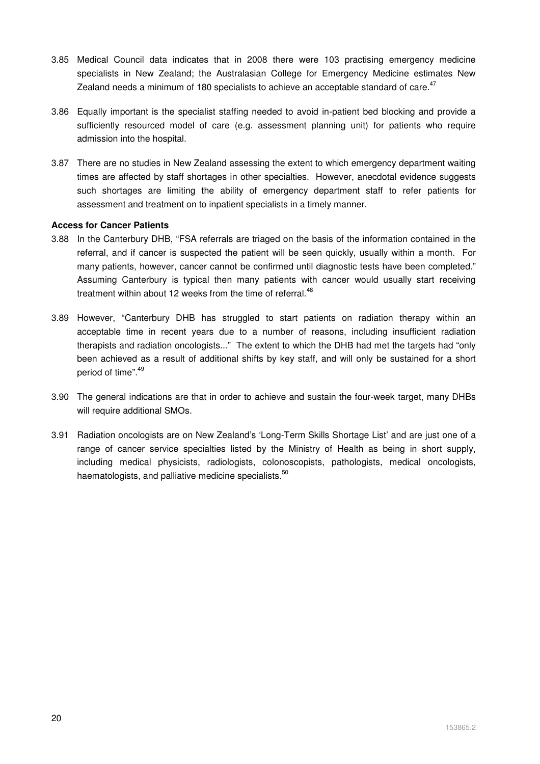3.85 Medical Council data indicates that in 2008 there were 103 practising emergency medicine specialists in New Zealand; the Australasian College for Emergency Medicine estimates New Zealand needs a minimum of 180 specialists to achieve an acceptable standard of care.[47]

3.86 Equally important is the specialist staffing needed to avoid in-patient bed blocking and provide a sufficiently resourced model of care (e.g. assessment planning unit) for patients who require admission into the hospital.

3.87 There are no studies in New Zealand assessing the extent to which emergency department waiting times are affected by staff shortages in other specialties. However, anecdotal evidence suggests such shortages are limiting the ability of emergency department staff to refer patients for assessment and treatment on to inpatient specialists in a timely manner.

**Access for Cancer Patients**

3.88 In the Canterbury DHB, "FSA referrals are triaged on the basis of the information contained in the referral, and if cancer is suspected the patient will be seen quickly, usually within a month. For many patients, however, cancer cannot be confirmed until diagnostic tests have been completed." Assuming Canterbury is typical then many patients with cancer would usually start receiving treatment within about 12 weeks from the time of referral.[48]

3.89 However, "Canterbury DHB has struggled to start patients on radiation therapy within an acceptable time in recent years due to a number of reasons, including insufficient radiation therapists and radiation oncologists..." The extent to which the DHB had met the targets had "only been achieved as a result of additional shifts by key staff, and will only be sustained for a short period of time".[49]

3.90 The general indications are that in order to achieve and sustain the four-week target, many DHBs will require additional SMOs.

3.91 Radiation oncologists are on New Zealand's 'Long-Term Skills Shortage List' and are just one of a range of cancer service specialties listed by the Ministry of Health as being in short supply, including medical physicists, radiologists, colonoscopists, pathologists, medical oncologists, haematologists, and palliative medicine specialists.[50]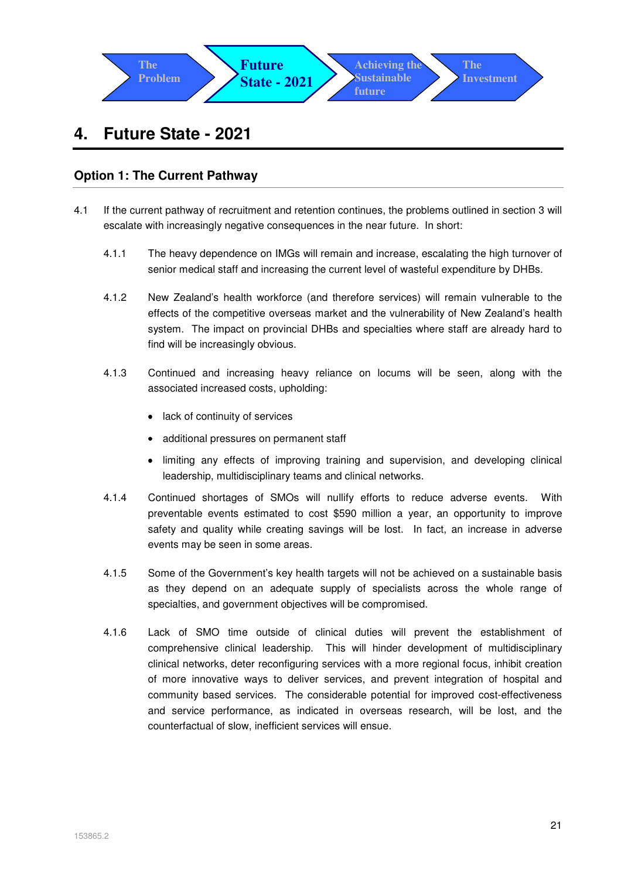The Problem | **Future State - 2021** | Achieving the Sustainable future | The Investment

# 4. Future State - 2021

## Option 1: The Current Pathway

4.1 If the current pathway of recruitment and retention continues, the problems outlined in section 3 will escalate with increasingly negative consequences in the near future. In short:

4.1.1 The heavy dependence on IMGs will remain and increase, escalating the high turnover of senior medical staff and increasing the current level of wasteful expenditure by DHBs.

4.1.2 New Zealand's health workforce (and therefore services) will remain vulnerable to the effects of the competitive overseas market and the vulnerability of New Zealand's health system. The impact on provincial DHBs and specialties where staff are already hard to find will be increasingly obvious.

4.1.3 Continued and increasing heavy reliance on locums will be seen, along with the associated increased costs, upholding:

- lack of continuity of services
- additional pressures on permanent staff
- limiting any effects of improving training and supervision, and developing clinical leadership, multidisciplinary teams and clinical networks.

4.1.4 Continued shortages of SMOs will nullify efforts to reduce adverse events. With preventable events estimated to cost $590 million a year, an opportunity to improve safety and quality while creating savings will be lost. In fact, an increase in adverse events may be seen in some areas.

4.1.5 Some of the Government's key health targets will not be achieved on a sustainable basis as they depend on an adequate supply of specialists across the whole range of specialties, and government objectives will be compromised.

4.1.6 Lack of SMO time outside of clinical duties will prevent the establishment of comprehensive clinical leadership. This will hinder development of multidisciplinary clinical networks, deter reconfiguring services with a more regional focus, inhibit creation of more innovative ways to deliver services, and prevent integration of hospital and community based services. The considerable potential for improved cost-effectiveness and service performance, as indicated in overseas research, will be lost, and the counterfactual of slow, inefficient services will ensue.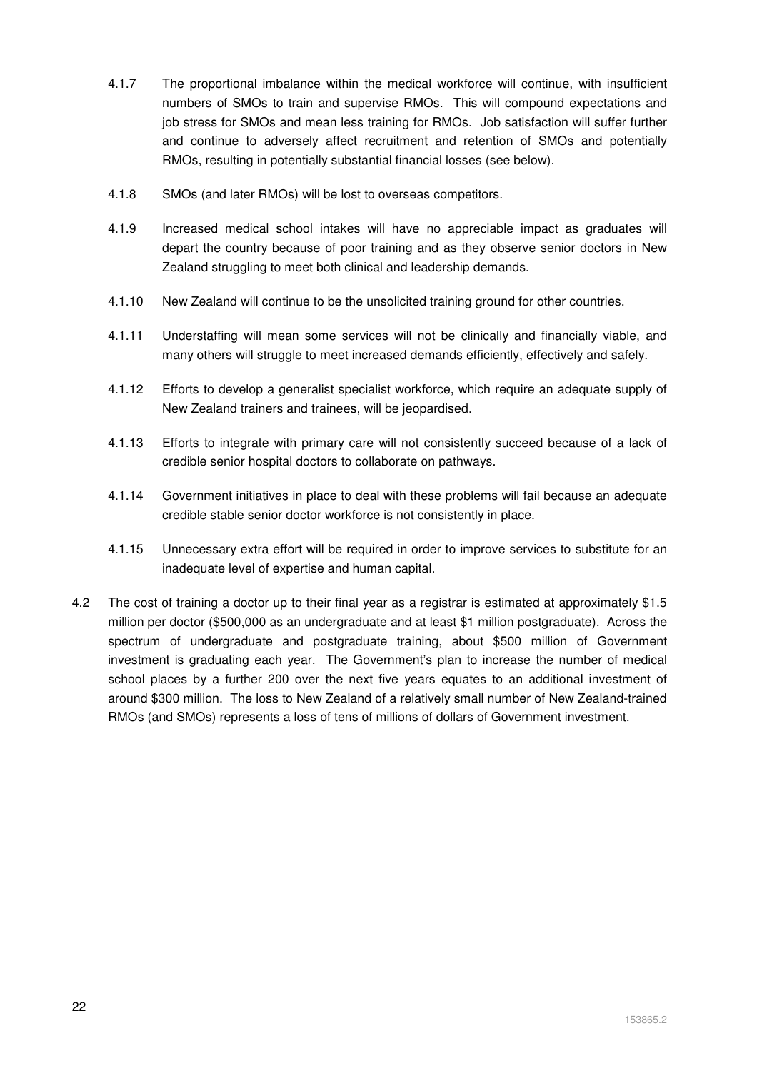4.1.7 The proportional imbalance within the medical workforce will continue, with insufficient numbers of SMOs to train and supervise RMOs. This will compound expectations and job stress for SMOs and mean less training for RMOs. Job satisfaction will suffer further and continue to adversely affect recruitment and retention of SMOs and potentially RMOs, resulting in potentially substantial financial losses (see below).

4.1.8 SMOs (and later RMOs) will be lost to overseas competitors.

4.1.9 Increased medical school intakes will have no appreciable impact as graduates will depart the country because of poor training and as they observe senior doctors in New Zealand struggling to meet both clinical and leadership demands.

4.1.10 New Zealand will continue to be the unsolicited training ground for other countries.

4.1.11 Understaffing will mean some services will not be clinically and financially viable, and many others will struggle to meet increased demands efficiently, effectively and safely.

4.1.12 Efforts to develop a generalist specialist workforce, which require an adequate supply of New Zealand trainers and trainees, will be jeopardised.

4.1.13 Efforts to integrate with primary care will not consistently succeed because of a lack of credible senior hospital doctors to collaborate on pathways.

4.1.14 Government initiatives in place to deal with these problems will fail because an adequate credible stable senior doctor workforce is not consistently in place.

4.1.15 Unnecessary extra effort will be required in order to improve services to substitute for an inadequate level of expertise and human capital.

4.2 The cost of training a doctor up to their final year as a registrar is estimated at approximately $1.5 million per doctor ($500,000 as an undergraduate and at least $1 million postgraduate). Across the spectrum of undergraduate and postgraduate training, about $500 million of Government investment is graduating each year. The Government's plan to increase the number of medical school places by a further 200 over the next five years equates to an additional investment of around $300 million. The loss to New Zealand of a relatively small number of New Zealand-trained RMOs (and SMOs) represents a loss of tens of millions of dollars of Government investment.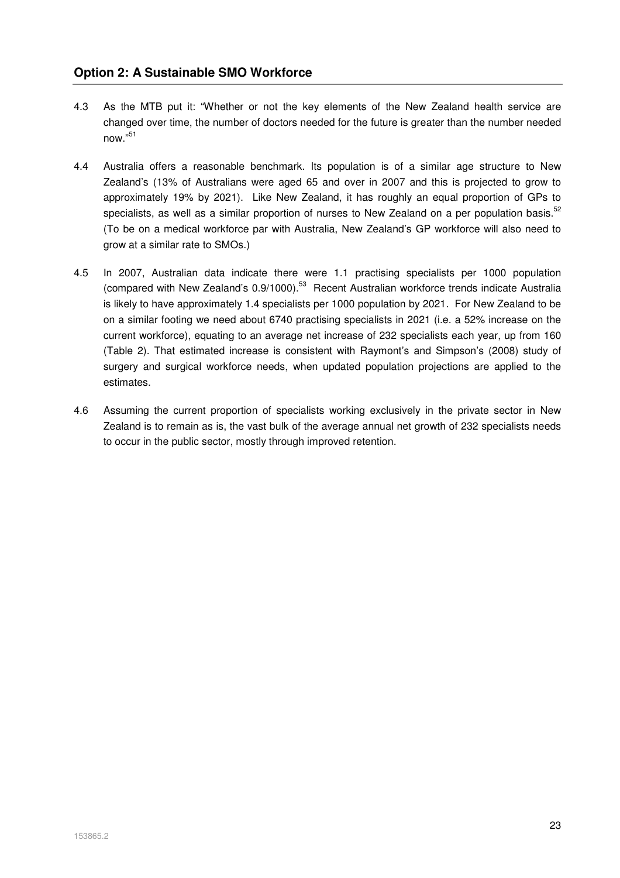## Option 2: A Sustainable SMO Workforce

4.3 As the MTB put it: "Whether or not the key elements of the New Zealand health service are changed over time, the number of doctors needed for the future is greater than the number needed now."[51]

4.4 Australia offers a reasonable benchmark. Its population is of a similar age structure to New Zealand's (13% of Australians were aged 65 and over in 2007 and this is projected to grow to approximately 19% by 2021). Like New Zealand, it has roughly an equal proportion of GPs to specialists, as well as a similar proportion of nurses to New Zealand on a per population basis.[52] (To be on a medical workforce par with Australia, New Zealand's GP workforce will also need to grow at a similar rate to SMOs.)

4.5 In 2007, Australian data indicate there were 1.1 practising specialists per 1000 population (compared with New Zealand's 0.9/1000).[53] Recent Australian workforce trends indicate Australia is likely to have approximately 1.4 specialists per 1000 population by 2021. For New Zealand to be on a similar footing we need about 6740 practising specialists in 2021 (i.e. a 52% increase on the current workforce), equating to an average net increase of 232 specialists each year, up from 160 (Table 2). That estimated increase is consistent with Raymont's and Simpson's (2008) study of surgery and surgical workforce needs, when updated population projections are applied to the estimates.

4.6 Assuming the current proportion of specialists working exclusively in the private sector in New Zealand is to remain as is, the vast bulk of the average annual net growth of 232 specialists needs to occur in the public sector, mostly through improved retention.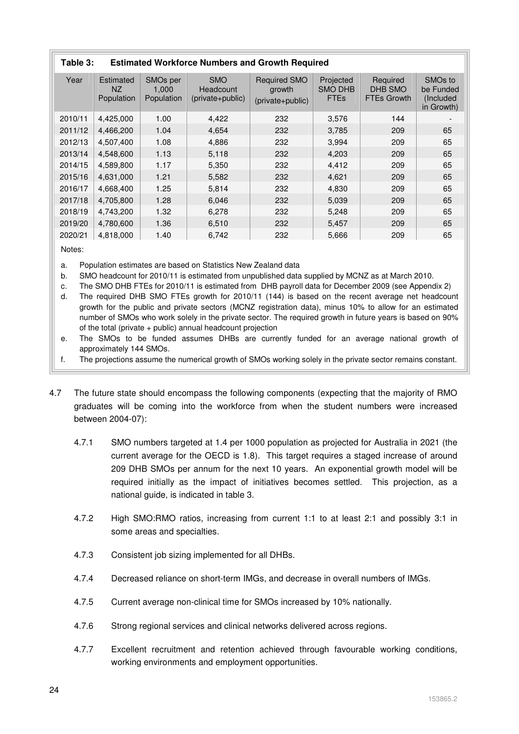**Table 3: Estimated Workforce Numbers and Growth Required**

| Year | Estimated NZ Population | SMOs per 1,000 Population | SMO Headcount (private+public) | Required SMO growth (private+public) | Projected SMO DHB FTEs | Required DHB SMO FTEs Growth | SMOs to be Funded (Included in Growth) |
|---|---|---|---|---|---|---|---|
| 2010/11 | 4,425,000 | 1.00 | 4,422 | 232 | 3,576 | 144 | - |
| 2011/12 | 4,466,200 | 1.04 | 4,654 | 232 | 3,785 | 209 | 65 |
| 2012/13 | 4,507,400 | 1.08 | 4,886 | 232 | 3,994 | 209 | 65 |
| 2013/14 | 4,548,600 | 1.13 | 5,118 | 232 | 4,203 | 209 | 65 |
| 2014/15 | 4,589,800 | 1.17 | 5,350 | 232 | 4,412 | 209 | 65 |
| 2015/16 | 4,631,000 | 1.21 | 5,582 | 232 | 4,621 | 209 | 65 |
| 2016/17 | 4,668,400 | 1.25 | 5,814 | 232 | 4,830 | 209 | 65 |
| 2017/18 | 4,705,800 | 1.28 | 6,046 | 232 | 5,039 | 209 | 65 |
| 2018/19 | 4,743,200 | 1.32 | 6,278 | 232 | 5,248 | 209 | 65 |
| 2019/20 | 4,780,600 | 1.36 | 6,510 | 232 | 5,457 | 209 | 65 |
| 2020/21 | 4,818,000 | 1.40 | 6,742 | 232 | 5,666 | 209 | 65 |

Notes:

a. Population estimates are based on Statistics New Zealand data

b. SMO headcount for 2010/11 is estimated from unpublished data supplied by MCNZ as at March 2010.

c. The SMO DHB FTEs for 2010/11 is estimated from DHB payroll data for December 2009 (see Appendix 2)

d. The required DHB SMO FTEs growth for 2010/11 (144) is based on the recent average net headcount growth for the public and private sectors (MCNZ registration data), minus 10% to allow for an estimated number of SMOs who work solely in the private sector. The required growth in future years is based on 90% of the total (private + public) annual headcount projection

e. The SMOs to be funded assumes DHBs are currently funded for an average national growth of approximately 144 SMOs.

f. The projections assume the numerical growth of SMOs working solely in the private sector remains constant.

4.7 The future state should encompass the following components (expecting that the majority of RMO graduates will be coming into the workforce from when the student numbers were increased between 2004-07):

4.7.1 SMO numbers targeted at 1.4 per 1000 population as projected for Australia in 2021 (the current average for the OECD is 1.8). This target requires a staged increase of around 209 DHB SMOs per annum for the next 10 years. An exponential growth model will be required initially as the impact of initiatives becomes settled. This projection, as a national guide, is indicated in table 3.

4.7.2 High SMO:RMO ratios, increasing from current 1:1 to at least 2:1 and possibly 3:1 in some areas and specialties.

4.7.3 Consistent job sizing implemented for all DHBs.

4.7.4 Decreased reliance on short-term IMGs, and decrease in overall numbers of IMGs.

4.7.5 Current average non-clinical time for SMOs increased by 10% nationally.

4.7.6 Strong regional services and clinical networks delivered across regions.

4.7.7 Excellent recruitment and retention achieved through favourable working conditions, working environments and employment opportunities.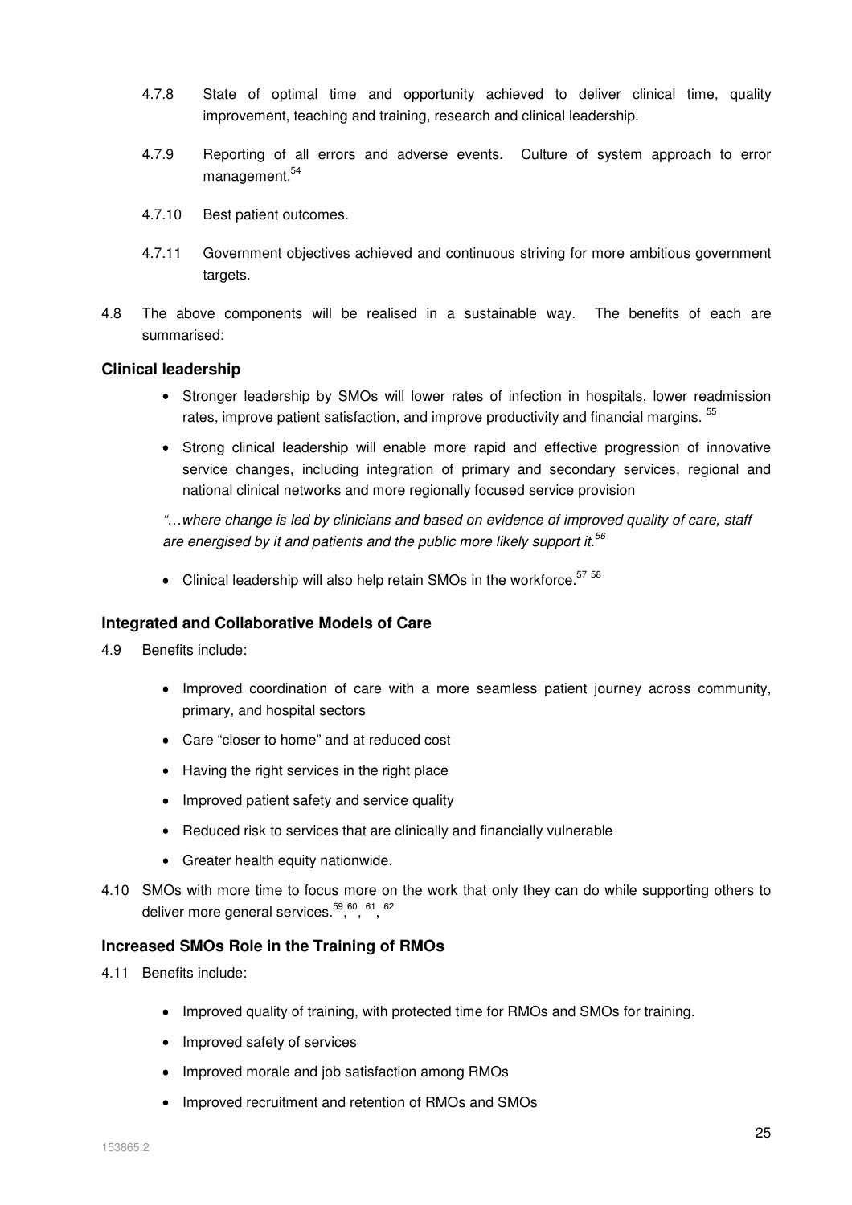4.7.8 State of optimal time and opportunity achieved to deliver clinical time, quality improvement, teaching and training, research and clinical leadership.

4.7.9 Reporting of all errors and adverse events. Culture of system approach to error management.[54]

4.7.10 Best patient outcomes.

4.7.11 Government objectives achieved and continuous striving for more ambitious government targets.

4.8 The above components will be realised in a sustainable way. The benefits of each are summarised:

### Clinical leadership

- Stronger leadership by SMOs will lower rates of infection in hospitals, lower readmission rates, improve patient satisfaction, and improve productivity and financial margins. [55]
- Strong clinical leadership will enable more rapid and effective progression of innovative service changes, including integration of primary and secondary services, regional and national clinical networks and more regionally focused service provision

*"…where change is led by clinicians and based on evidence of improved quality of care, staff are energised by it and patients and the public more likely support it.*[56]

- Clinical leadership will also help retain SMOs in the workforce.[57] [58]

### Integrated and Collaborative Models of Care

4.9 Benefits include:

- Improved coordination of care with a more seamless patient journey across community, primary, and hospital sectors
- Care "closer to home" and at reduced cost
- Having the right services in the right place
- Improved patient safety and service quality
- Reduced risk to services that are clinically and financially vulnerable
- Greater health equity nationwide.

4.10 SMOs with more time to focus more on the work that only they can do while supporting others to deliver more general services.[59],[60], [61], [62]

### Increased SMOs Role in the Training of RMOs

4.11 Benefits include:

- Improved quality of training, with protected time for RMOs and SMOs for training.
- Improved safety of services
- Improved morale and job satisfaction among RMOs
- Improved recruitment and retention of RMOs and SMOs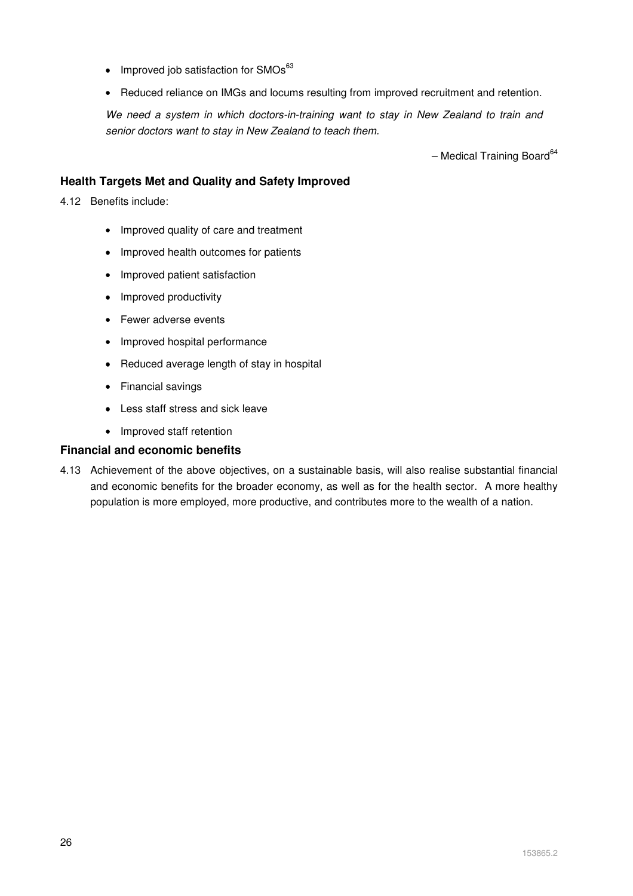- Improved job satisfaction for SMOs[63]
- Reduced reliance on IMGs and locums resulting from improved recruitment and retention.

*We need a system in which doctors-in-training want to stay in New Zealand to train and senior doctors want to stay in New Zealand to teach them.*

– Medical Training Board[64]

### Health Targets Met and Quality and Safety Improved

4.12 Benefits include:

- Improved quality of care and treatment
- Improved health outcomes for patients
- Improved patient satisfaction
- Improved productivity
- Fewer adverse events
- Improved hospital performance
- Reduced average length of stay in hospital
- Financial savings
- Less staff stress and sick leave
- Improved staff retention

### Financial and economic benefits

4.13 Achievement of the above objectives, on a sustainable basis, will also realise substantial financial and economic benefits for the broader economy, as well as for the health sector. A more healthy population is more employed, more productive, and contributes more to the wealth of a nation.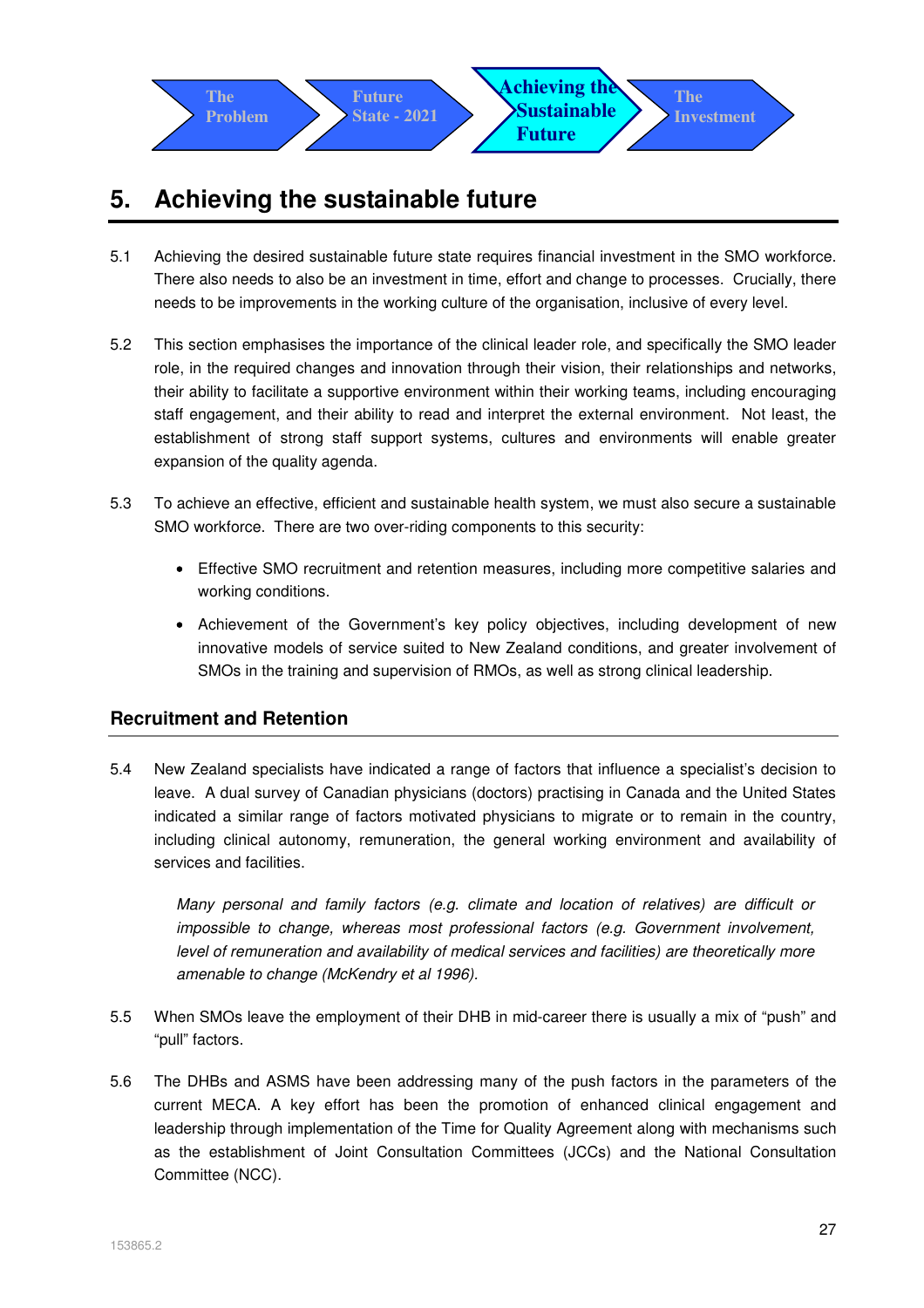The Problem → Future State - 2021 → **Achieving the Sustainable Future** → The Investment

# 5. Achieving the sustainable future

5.1 Achieving the desired sustainable future state requires financial investment in the SMO workforce. There also needs to also be an investment in time, effort and change to processes. Crucially, there needs to be improvements in the working culture of the organisation, inclusive of every level.

5.2 This section emphasises the importance of the clinical leader role, and specifically the SMO leader role, in the required changes and innovation through their vision, their relationships and networks, their ability to facilitate a supportive environment within their working teams, including encouraging staff engagement, and their ability to read and interpret the external environment. Not least, the establishment of strong staff support systems, cultures and environments will enable greater expansion of the quality agenda.

5.3 To achieve an effective, efficient and sustainable health system, we must also secure a sustainable SMO workforce. There are two over-riding components to this security:

- Effective SMO recruitment and retention measures, including more competitive salaries and working conditions.
- Achievement of the Government's key policy objectives, including development of new innovative models of service suited to New Zealand conditions, and greater involvement of SMOs in the training and supervision of RMOs, as well as strong clinical leadership.

## Recruitment and Retention

5.4 New Zealand specialists have indicated a range of factors that influence a specialist's decision to leave. A dual survey of Canadian physicians (doctors) practising in Canada and the United States indicated a similar range of factors motivated physicians to migrate or to remain in the country, including clinical autonomy, remuneration, the general working environment and availability of services and facilities.

> *Many personal and family factors (e.g. climate and location of relatives) are difficult or impossible to change, whereas most professional factors (e.g. Government involvement, level of remuneration and availability of medical services and facilities) are theoretically more amenable to change (McKendry et al 1996).*

5.5 When SMOs leave the employment of their DHB in mid-career there is usually a mix of "push" and "pull" factors.

5.6 The DHBs and ASMS have been addressing many of the push factors in the parameters of the current MECA. A key effort has been the promotion of enhanced clinical engagement and leadership through implementation of the Time for Quality Agreement along with mechanisms such as the establishment of Joint Consultation Committees (JCCs) and the National Consultation Committee (NCC).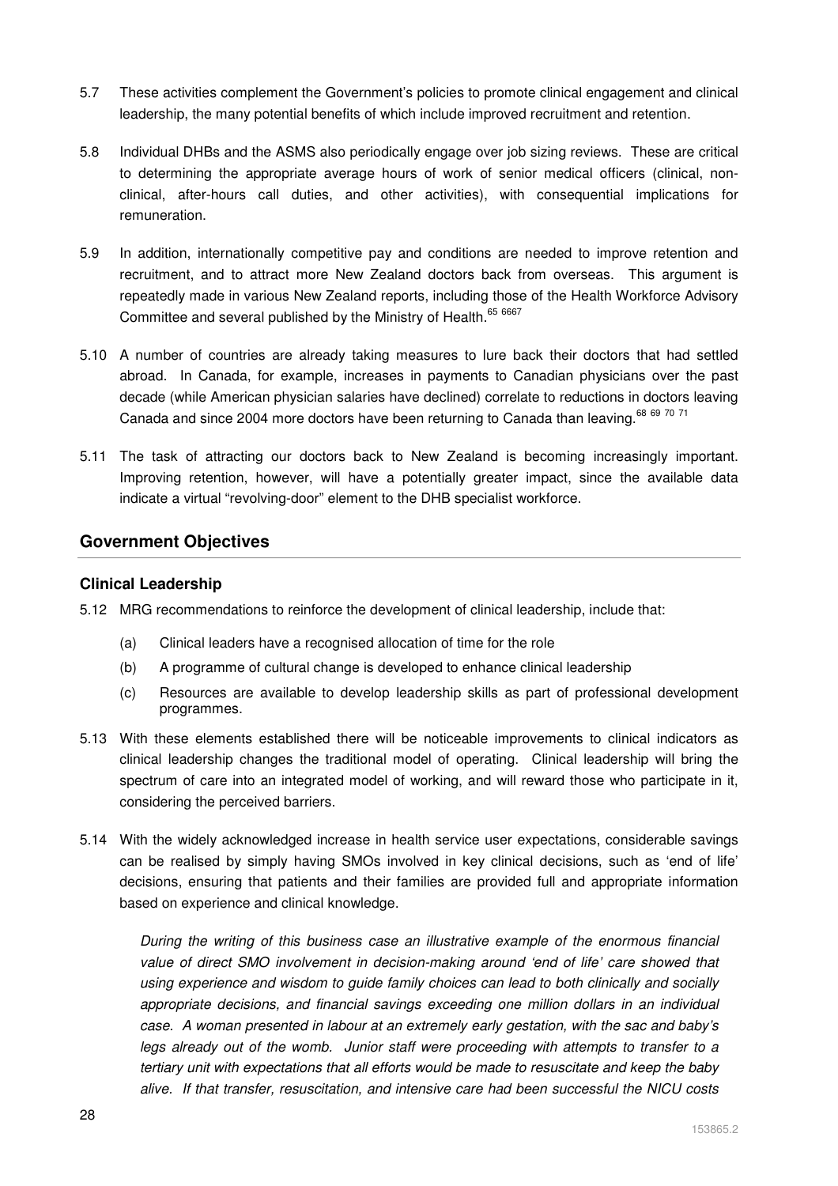5.7 These activities complement the Government's policies to promote clinical engagement and clinical leadership, the many potential benefits of which include improved recruitment and retention.

5.8 Individual DHBs and the ASMS also periodically engage over job sizing reviews. These are critical to determining the appropriate average hours of work of senior medical officers (clinical, non-clinical, after-hours call duties, and other activities), with consequential implications for remuneration.

5.9 In addition, internationally competitive pay and conditions are needed to improve retention and recruitment, and to attract more New Zealand doctors back from overseas. This argument is repeatedly made in various New Zealand reports, including those of the Health Workforce Advisory Committee and several published by the Ministry of Health.[65 66 67]

5.10 A number of countries are already taking measures to lure back their doctors that had settled abroad. In Canada, for example, increases in payments to Canadian physicians over the past decade (while American physician salaries have declined) correlate to reductions in doctors leaving Canada and since 2004 more doctors have been returning to Canada than leaving.[68 69 70 71]

5.11 The task of attracting our doctors back to New Zealand is becoming increasingly important. Improving retention, however, will have a potentially greater impact, since the available data indicate a virtual "revolving-door" element to the DHB specialist workforce.

## Government Objectives

### Clinical Leadership

5.12 MRG recommendations to reinforce the development of clinical leadership, include that:

(a) Clinical leaders have a recognised allocation of time for the role

(b) A programme of cultural change is developed to enhance clinical leadership

(c) Resources are available to develop leadership skills as part of professional development programmes.

5.13 With these elements established there will be noticeable improvements to clinical indicators as clinical leadership changes the traditional model of operating. Clinical leadership will bring the spectrum of care into an integrated model of working, and will reward those who participate in it, considering the perceived barriers.

5.14 With the widely acknowledged increase in health service user expectations, considerable savings can be realised by simply having SMOs involved in key clinical decisions, such as 'end of life' decisions, ensuring that patients and their families are provided full and appropriate information based on experience and clinical knowledge.

*During the writing of this business case an illustrative example of the enormous financial value of direct SMO involvement in decision-making around 'end of life' care showed that using experience and wisdom to guide family choices can lead to both clinically and socially appropriate decisions, and financial savings exceeding one million dollars in an individual case. A woman presented in labour at an extremely early gestation, with the sac and baby's legs already out of the womb. Junior staff were proceeding with attempts to transfer to a tertiary unit with expectations that all efforts would be made to resuscitate and keep the baby alive. If that transfer, resuscitation, and intensive care had been successful the NICU costs*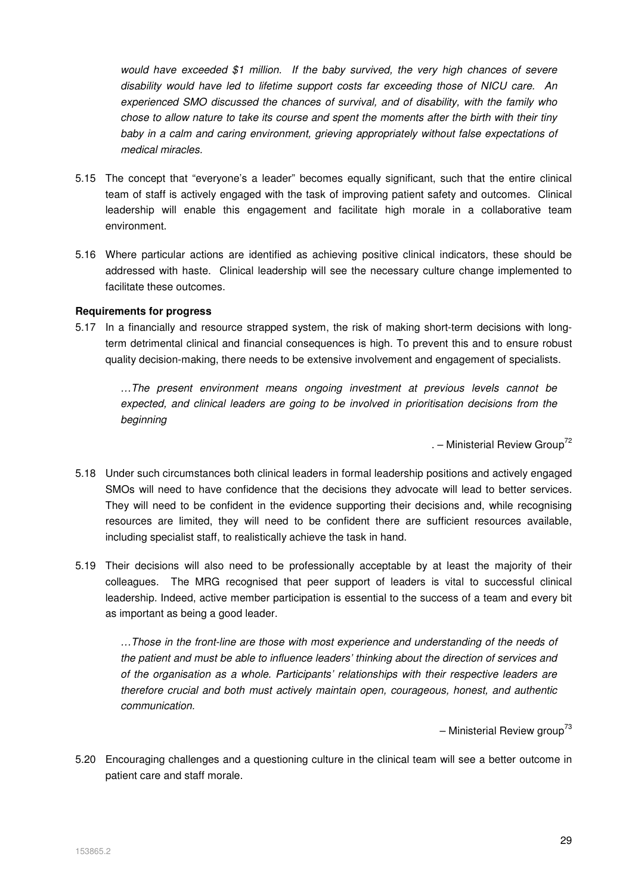*would have exceeded $1 million. If the baby survived, the very high chances of severe disability would have led to lifetime support costs far exceeding those of NICU care. An experienced SMO discussed the chances of survival, and of disability, with the family who chose to allow nature to take its course and spent the moments after the birth with their tiny baby in a calm and caring environment, grieving appropriately without false expectations of medical miracles.*

5.15 The concept that "everyone's a leader" becomes equally significant, such that the entire clinical team of staff is actively engaged with the task of improving patient safety and outcomes. Clinical leadership will enable this engagement and facilitate high morale in a collaborative team environment.

5.16 Where particular actions are identified as achieving positive clinical indicators, these should be addressed with haste. Clinical leadership will see the necessary culture change implemented to facilitate these outcomes.

**Requirements for progress**

5.17 In a financially and resource strapped system, the risk of making short-term decisions with long-term detrimental clinical and financial consequences is high. To prevent this and to ensure robust quality decision-making, there needs to be extensive involvement and engagement of specialists.

> *…The present environment means ongoing investment at previous levels cannot be expected, and clinical leaders are going to be involved in prioritisation decisions from the beginning*
>
> . – Ministerial Review Group[72]

5.18 Under such circumstances both clinical leaders in formal leadership positions and actively engaged SMOs will need to have confidence that the decisions they advocate will lead to better services. They will need to be confident in the evidence supporting their decisions and, while recognising resources are limited, they will need to be confident there are sufficient resources available, including specialist staff, to realistically achieve the task in hand.

5.19 Their decisions will also need to be professionally acceptable by at least the majority of their colleagues. The MRG recognised that peer support of leaders is vital to successful clinical leadership. Indeed, active member participation is essential to the success of a team and every bit as important as being a good leader.

> *…Those in the front-line are those with most experience and understanding of the needs of the patient and must be able to influence leaders' thinking about the direction of services and of the organisation as a whole. Participants' relationships with their respective leaders are therefore crucial and both must actively maintain open, courageous, honest, and authentic communication.*
>
> – Ministerial Review group[73]

5.20 Encouraging challenges and a questioning culture in the clinical team will see a better outcome in patient care and staff morale.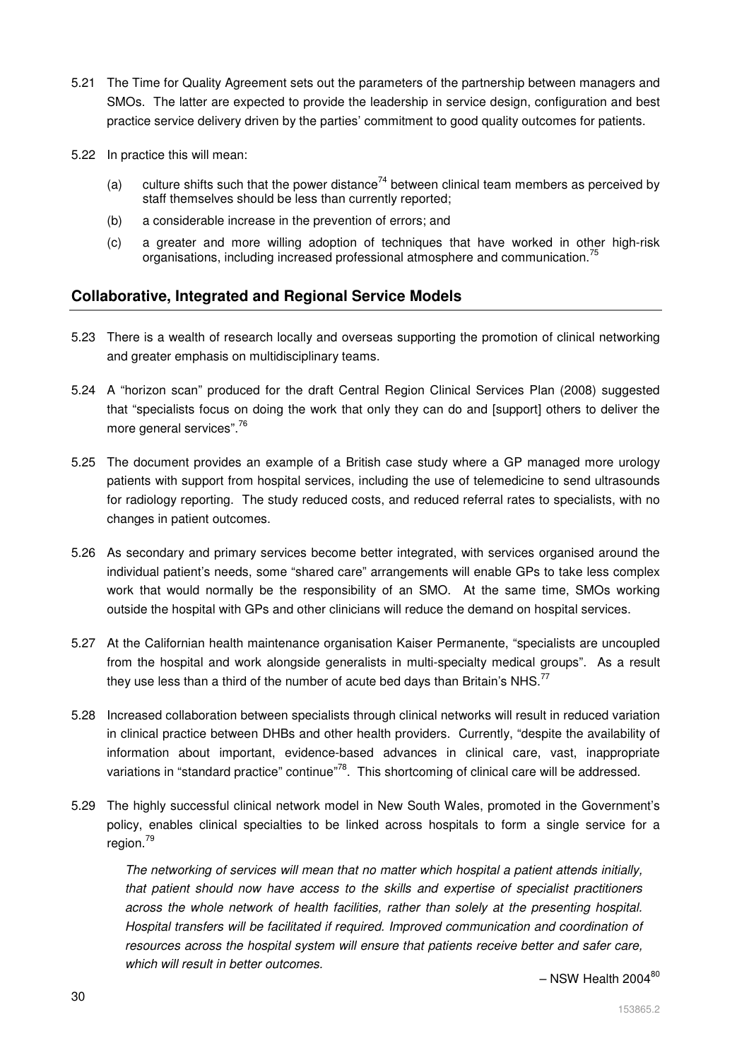5.21 The Time for Quality Agreement sets out the parameters of the partnership between managers and SMOs. The latter are expected to provide the leadership in service design, configuration and best practice service delivery driven by the parties' commitment to good quality outcomes for patients.

5.22 In practice this will mean:

(a) culture shifts such that the power distance[74] between clinical team members as perceived by staff themselves should be less than currently reported;

(b) a considerable increase in the prevention of errors; and

(c) a greater and more willing adoption of techniques that have worked in other high-risk organisations, including increased professional atmosphere and communication.[75]

## Collaborative, Integrated and Regional Service Models

5.23 There is a wealth of research locally and overseas supporting the promotion of clinical networking and greater emphasis on multidisciplinary teams.

5.24 A "horizon scan" produced for the draft Central Region Clinical Services Plan (2008) suggested that "specialists focus on doing the work that only they can do and [support] others to deliver the more general services".[76]

5.25 The document provides an example of a British case study where a GP managed more urology patients with support from hospital services, including the use of telemedicine to send ultrasounds for radiology reporting. The study reduced costs, and reduced referral rates to specialists, with no changes in patient outcomes.

5.26 As secondary and primary services become better integrated, with services organised around the individual patient's needs, some "shared care" arrangements will enable GPs to take less complex work that would normally be the responsibility of an SMO. At the same time, SMOs working outside the hospital with GPs and other clinicians will reduce the demand on hospital services.

5.27 At the Californian health maintenance organisation Kaiser Permanente, "specialists are uncoupled from the hospital and work alongside generalists in multi-specialty medical groups". As a result they use less than a third of the number of acute bed days than Britain's NHS.[77]

5.28 Increased collaboration between specialists through clinical networks will result in reduced variation in clinical practice between DHBs and other health providers. Currently, "despite the availability of information about important, evidence-based advances in clinical care, vast, inappropriate variations in "standard practice" continue"[78]. This shortcoming of clinical care will be addressed.

5.29 The highly successful clinical network model in New South Wales, promoted in the Government's policy, enables clinical specialties to be linked across hospitals to form a single service for a region.[79]

> *The networking of services will mean that no matter which hospital a patient attends initially, that patient should now have access to the skills and expertise of specialist practitioners across the whole network of health facilities, rather than solely at the presenting hospital. Hospital transfers will be facilitated if required. Improved communication and coordination of resources across the hospital system will ensure that patients receive better and safer care, which will result in better outcomes.*
>
> – NSW Health 2004[80]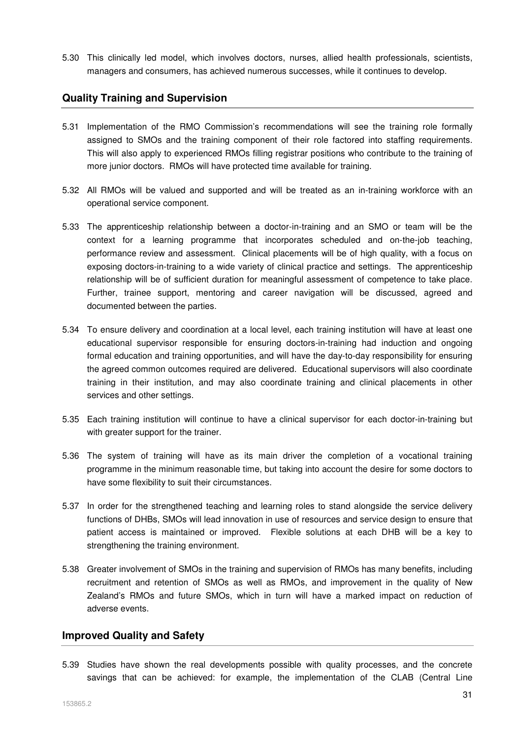5.30 This clinically led model, which involves doctors, nurses, allied health professionals, scientists, managers and consumers, has achieved numerous successes, while it continues to develop.

## Quality Training and Supervision

5.31 Implementation of the RMO Commission's recommendations will see the training role formally assigned to SMOs and the training component of their role factored into staffing requirements. This will also apply to experienced RMOs filling registrar positions who contribute to the training of more junior doctors. RMOs will have protected time available for training.

5.32 All RMOs will be valued and supported and will be treated as an in-training workforce with an operational service component.

5.33 The apprenticeship relationship between a doctor-in-training and an SMO or team will be the context for a learning programme that incorporates scheduled and on-the-job teaching, performance review and assessment. Clinical placements will be of high quality, with a focus on exposing doctors-in-training to a wide variety of clinical practice and settings. The apprenticeship relationship will be of sufficient duration for meaningful assessment of competence to take place. Further, trainee support, mentoring and career navigation will be discussed, agreed and documented between the parties.

5.34 To ensure delivery and coordination at a local level, each training institution will have at least one educational supervisor responsible for ensuring doctors-in-training had induction and ongoing formal education and training opportunities, and will have the day-to-day responsibility for ensuring the agreed common outcomes required are delivered. Educational supervisors will also coordinate training in their institution, and may also coordinate training and clinical placements in other services and other settings.

5.35 Each training institution will continue to have a clinical supervisor for each doctor-in-training but with greater support for the trainer.

5.36 The system of training will have as its main driver the completion of a vocational training programme in the minimum reasonable time, but taking into account the desire for some doctors to have some flexibility to suit their circumstances.

5.37 In order for the strengthened teaching and learning roles to stand alongside the service delivery functions of DHBs, SMOs will lead innovation in use of resources and service design to ensure that patient access is maintained or improved. Flexible solutions at each DHB will be a key to strengthening the training environment.

5.38 Greater involvement of SMOs in the training and supervision of RMOs has many benefits, including recruitment and retention of SMOs as well as RMOs, and improvement in the quality of New Zealand's RMOs and future SMOs, which in turn will have a marked impact on reduction of adverse events.

## Improved Quality and Safety

5.39 Studies have shown the real developments possible with quality processes, and the concrete savings that can be achieved: for example, the implementation of the CLAB (Central Line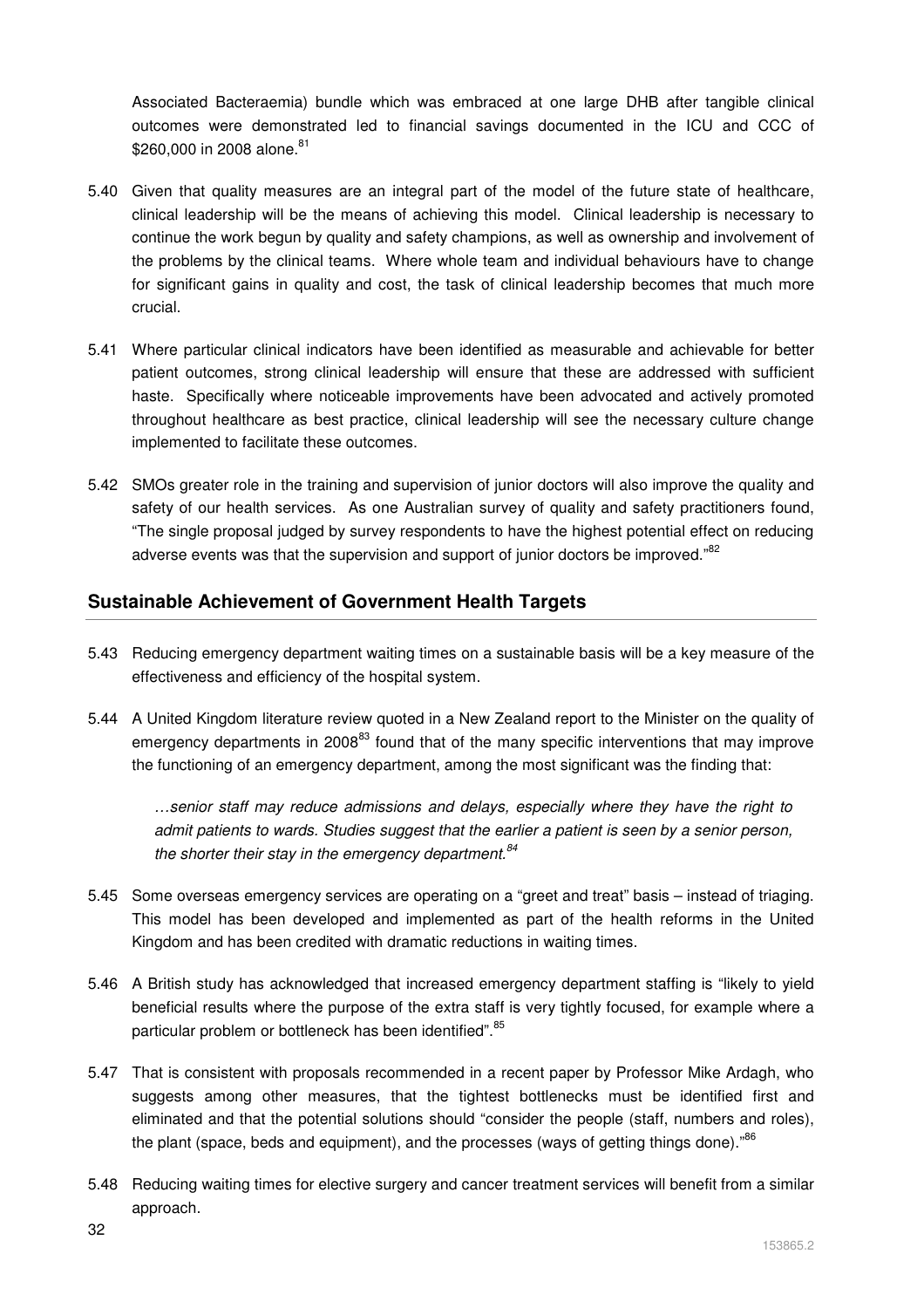Associated Bacteraemia) bundle which was embraced at one large DHB after tangible clinical outcomes were demonstrated led to financial savings documented in the ICU and CCC of $260,000 in 2008 alone.[81]

5.40 Given that quality measures are an integral part of the model of the future state of healthcare, clinical leadership will be the means of achieving this model. Clinical leadership is necessary to continue the work begun by quality and safety champions, as well as ownership and involvement of the problems by the clinical teams. Where whole team and individual behaviours have to change for significant gains in quality and cost, the task of clinical leadership becomes that much more crucial.

5.41 Where particular clinical indicators have been identified as measurable and achievable for better patient outcomes, strong clinical leadership will ensure that these are addressed with sufficient haste. Specifically where noticeable improvements have been advocated and actively promoted throughout healthcare as best practice, clinical leadership will see the necessary culture change implemented to facilitate these outcomes.

5.42 SMOs greater role in the training and supervision of junior doctors will also improve the quality and safety of our health services. As one Australian survey of quality and safety practitioners found, "The single proposal judged by survey respondents to have the highest potential effect on reducing adverse events was that the supervision and support of junior doctors be improved."[82]

## Sustainable Achievement of Government Health Targets

5.43 Reducing emergency department waiting times on a sustainable basis will be a key measure of the effectiveness and efficiency of the hospital system.

5.44 A United Kingdom literature review quoted in a New Zealand report to the Minister on the quality of emergency departments in 2008[83] found that of the many specific interventions that may improve the functioning of an emergency department, among the most significant was the finding that:

> *…senior staff may reduce admissions and delays, especially where they have the right to admit patients to wards. Studies suggest that the earlier a patient is seen by a senior person, the shorter their stay in the emergency department.*[84]

5.45 Some overseas emergency services are operating on a "greet and treat" basis – instead of triaging. This model has been developed and implemented as part of the health reforms in the United Kingdom and has been credited with dramatic reductions in waiting times.

5.46 A British study has acknowledged that increased emergency department staffing is "likely to yield beneficial results where the purpose of the extra staff is very tightly focused, for example where a particular problem or bottleneck has been identified".[85]

5.47 That is consistent with proposals recommended in a recent paper by Professor Mike Ardagh, who suggests among other measures, that the tightest bottlenecks must be identified first and eliminated and that the potential solutions should "consider the people (staff, numbers and roles), the plant (space, beds and equipment), and the processes (ways of getting things done)."[86]

5.48 Reducing waiting times for elective surgery and cancer treatment services will benefit from a similar approach.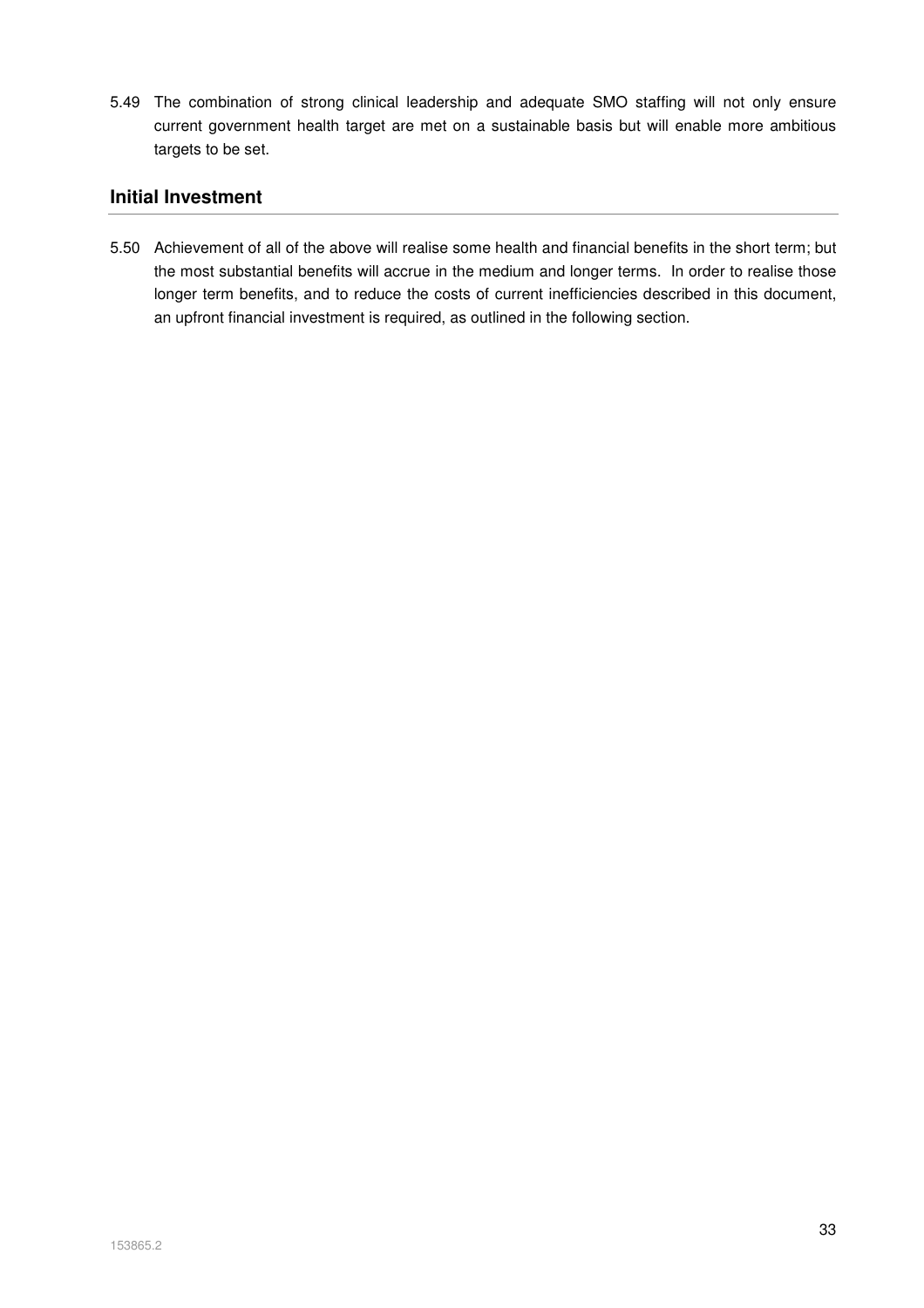5.49 The combination of strong clinical leadership and adequate SMO staffing will not only ensure current government health target are met on a sustainable basis but will enable more ambitious targets to be set.

## Initial Investment

5.50 Achievement of all of the above will realise some health and financial benefits in the short term; but the most substantial benefits will accrue in the medium and longer terms. In order to realise those longer term benefits, and to reduce the costs of current inefficiencies described in this document, an upfront financial investment is required, as outlined in the following section.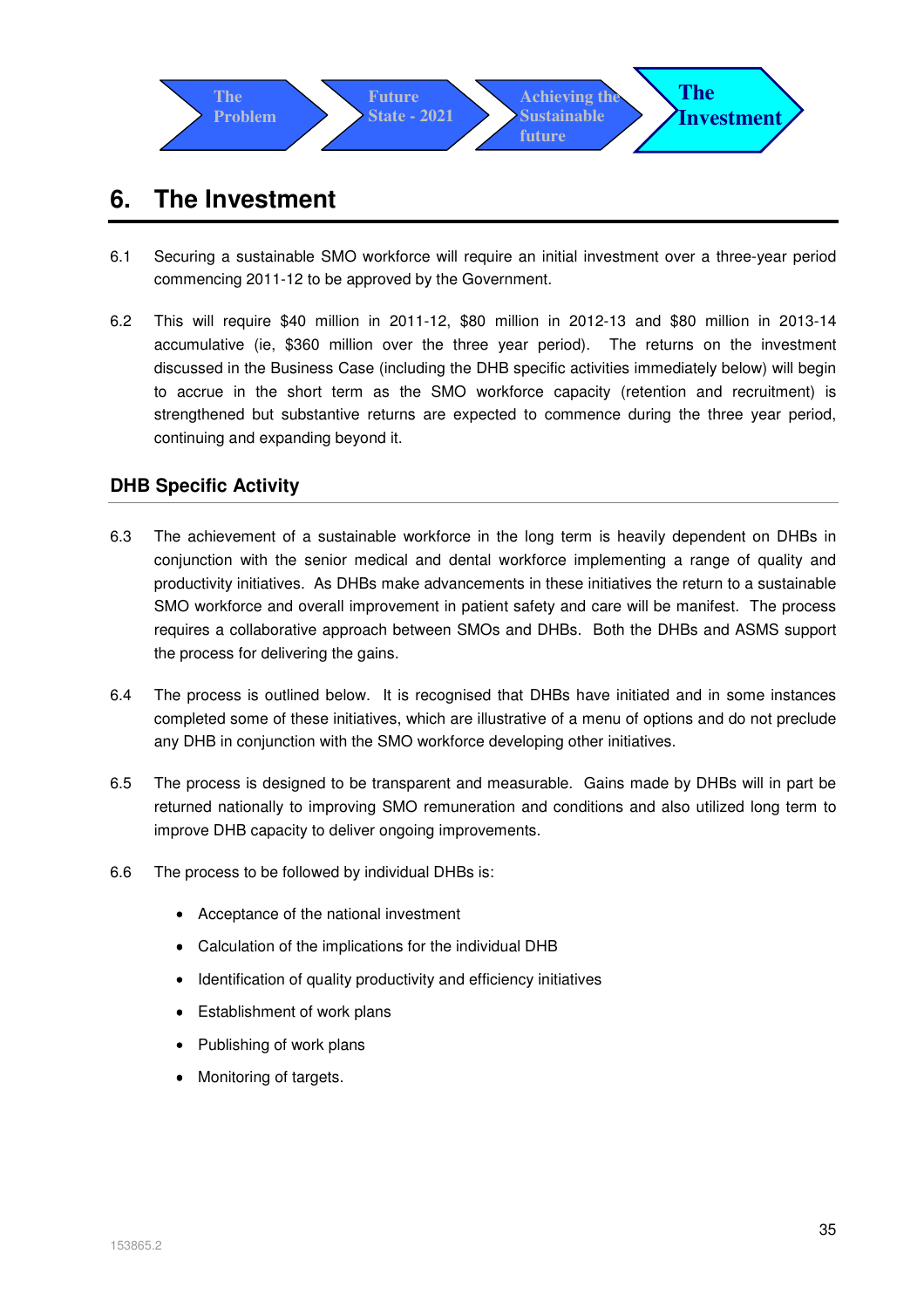The Problem → Future State - 2021 → Achieving the Sustainable future → **The Investment**

# 6. The Investment

6.1 Securing a sustainable SMO workforce will require an initial investment over a three-year period commencing 2011-12 to be approved by the Government.

6.2 This will require $40 million in 2011-12, $80 million in 2012-13 and $80 million in 2013-14 accumulative (ie, $360 million over the three year period). The returns on the investment discussed in the Business Case (including the DHB specific activities immediately below) will begin to accrue in the short term as the SMO workforce capacity (retention and recruitment) is strengthened but substantive returns are expected to commence during the three year period, continuing and expanding beyond it.

## DHB Specific Activity

6.3 The achievement of a sustainable workforce in the long term is heavily dependent on DHBs in conjunction with the senior medical and dental workforce implementing a range of quality and productivity initiatives. As DHBs make advancements in these initiatives the return to a sustainable SMO workforce and overall improvement in patient safety and care will be manifest. The process requires a collaborative approach between SMOs and DHBs. Both the DHBs and ASMS support the process for delivering the gains.

6.4 The process is outlined below. It is recognised that DHBs have initiated and in some instances completed some of these initiatives, which are illustrative of a menu of options and do not preclude any DHB in conjunction with the SMO workforce developing other initiatives.

6.5 The process is designed to be transparent and measurable. Gains made by DHBs will in part be returned nationally to improving SMO remuneration and conditions and also utilized long term to improve DHB capacity to deliver ongoing improvements.

6.6 The process to be followed by individual DHBs is:

- Acceptance of the national investment
- Calculation of the implications for the individual DHB
- Identification of quality productivity and efficiency initiatives
- Establishment of work plans
- Publishing of work plans
- Monitoring of targets.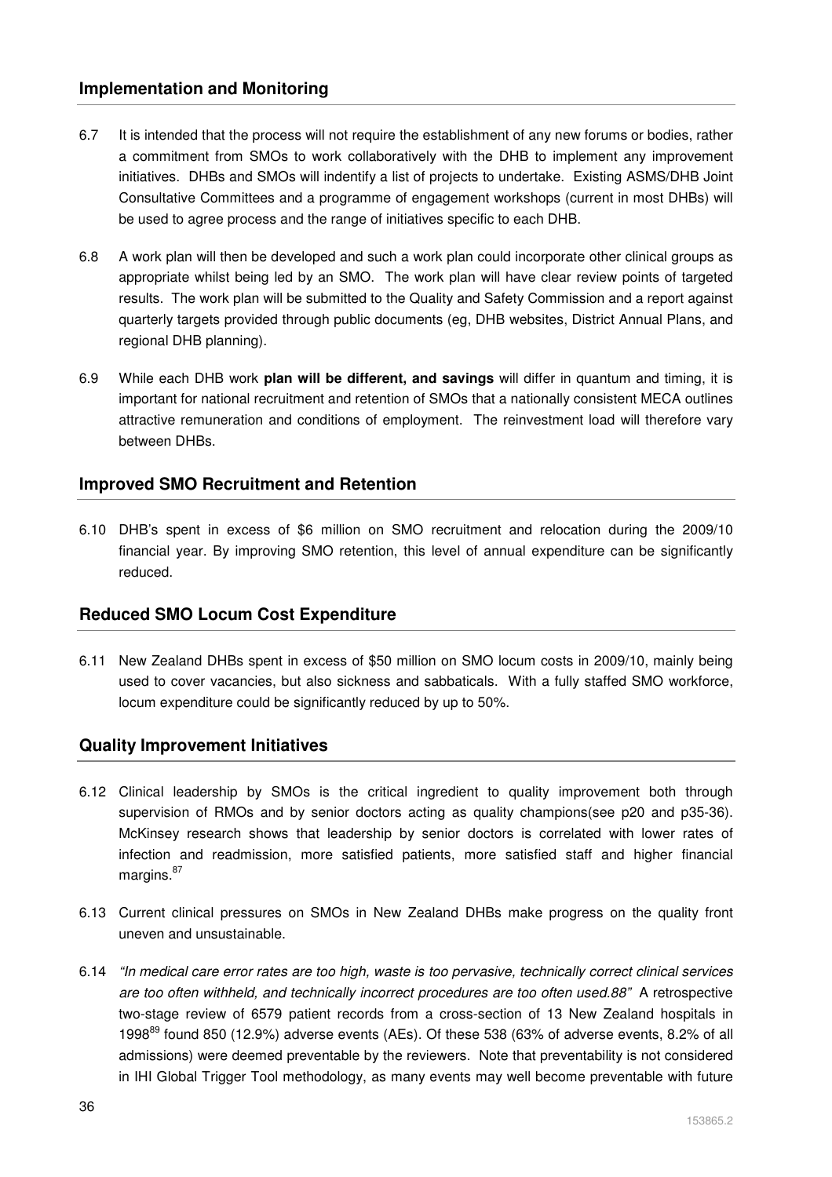## Implementation and Monitoring

6.7 It is intended that the process will not require the establishment of any new forums or bodies, rather a commitment from SMOs to work collaboratively with the DHB to implement any improvement initiatives. DHBs and SMOs will indentify a list of projects to undertake. Existing ASMS/DHB Joint Consultative Committees and a programme of engagement workshops (current in most DHBs) will be used to agree process and the range of initiatives specific to each DHB.

6.8 A work plan will then be developed and such a work plan could incorporate other clinical groups as appropriate whilst being led by an SMO. The work plan will have clear review points of targeted results. The work plan will be submitted to the Quality and Safety Commission and a report against quarterly targets provided through public documents (eg, DHB websites, District Annual Plans, and regional DHB planning).

6.9 While each DHB work **plan will be different, and savings** will differ in quantum and timing, it is important for national recruitment and retention of SMOs that a nationally consistent MECA outlines attractive remuneration and conditions of employment. The reinvestment load will therefore vary between DHBs.

## Improved SMO Recruitment and Retention

6.10 DHB's spent in excess of $6 million on SMO recruitment and relocation during the 2009/10 financial year. By improving SMO retention, this level of annual expenditure can be significantly reduced.

## Reduced SMO Locum Cost Expenditure

6.11 New Zealand DHBs spent in excess of $50 million on SMO locum costs in 2009/10, mainly being used to cover vacancies, but also sickness and sabbaticals. With a fully staffed SMO workforce, locum expenditure could be significantly reduced by up to 50%.

## Quality Improvement Initiatives

6.12 Clinical leadership by SMOs is the critical ingredient to quality improvement both through supervision of RMOs and by senior doctors acting as quality champions(see p20 and p35-36). McKinsey research shows that leadership by senior doctors is correlated with lower rates of infection and readmission, more satisfied patients, more satisfied staff and higher financial margins.[87]

6.13 Current clinical pressures on SMOs in New Zealand DHBs make progress on the quality front uneven and unsustainable.

6.14 *"In medical care error rates are too high, waste is too pervasive, technically correct clinical services are too often withheld, and technically incorrect procedures are too often used.88"* A retrospective two-stage review of 6579 patient records from a cross-section of 13 New Zealand hospitals in 1998[89] found 850 (12.9%) adverse events (AEs). Of these 538 (63% of adverse events, 8.2% of all admissions) were deemed preventable by the reviewers. Note that preventability is not considered in IHI Global Trigger Tool methodology, as many events may well become preventable with future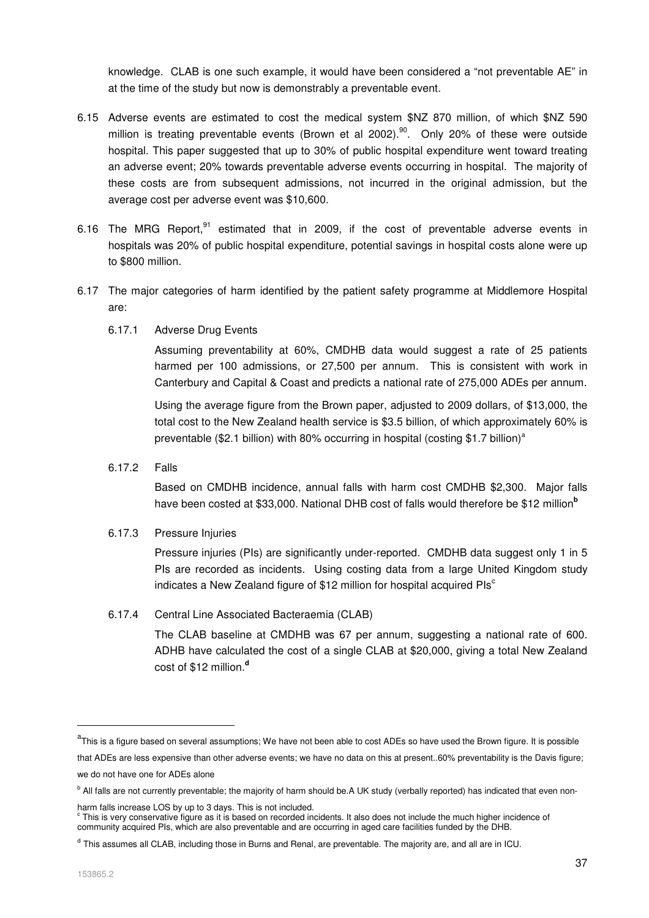knowledge. CLAB is one such example, it would have been considered a "not preventable AE" in at the time of the study but now is demonstrably a preventable event.

6.15 Adverse events are estimated to cost the medical system $NZ 870 million, of which $NZ 590 million is treating preventable events (Brown et al 2002).[90]. Only 20% of these were outside hospital. This paper suggested that up to 30% of public hospital expenditure went toward treating an adverse event; 20% towards preventable adverse events occurring in hospital. The majority of these costs are from subsequent admissions, not incurred in the original admission, but the average cost per adverse event was $10,600.

6.16 The MRG Report,[91] estimated that in 2009, if the cost of preventable adverse events in hospitals was 20% of public hospital expenditure, potential savings in hospital costs alone were up to $800 million.

6.17 The major categories of harm identified by the patient safety programme at Middlemore Hospital are:

6.17.1 Adverse Drug Events

Assuming preventability at 60%, CMDHB data would suggest a rate of 25 patients harmed per 100 admissions, or 27,500 per annum. This is consistent with work in Canterbury and Capital & Coast and predicts a national rate of 275,000 ADEs per annum.

Using the average figure from the Brown paper, adjusted to 2009 dollars, of $13,000, the total cost to the New Zealand health service is $3.5 billion, of which approximately 60% is preventable ($2.1 billion) with 80% occurring in hospital (costing $1.7 billion)[a]

6.17.2 Falls

Based on CMDHB incidence, annual falls with harm cost CMDHB $2,300. Major falls have been costed at $33,000. National DHB cost of falls would therefore be $12 million[b]

6.17.3 Pressure Injuries

Pressure injuries (PIs) are significantly under-reported. CMDHB data suggest only 1 in 5 PIs are recorded as incidents. Using costing data from a large United Kingdom study indicates a New Zealand figure of $12 million for hospital acquired PIs[c]

6.17.4 Central Line Associated Bacteraemia (CLAB)

The CLAB baseline at CMDHB was 67 per annum, suggesting a national rate of 600. ADHB have calculated the cost of a single CLAB at $20,000, giving a total New Zealand cost of $12 million.[d]

---

[a] This is a figure based on several assumptions; We have not been able to cost ADEs so have used the Brown figure. It is possible that ADEs are less expensive than other adverse events; we have no data on this at present..60% preventability is the Davis figure; we do not have one for ADEs alone

[b] All falls are not currently preventable; the majority of harm should be.A UK study (verbally reported) has indicated that even non-harm falls increase LOS by up to 3 days. This is not included.

[c] This is very conservative figure as it is based on recorded incidents. It also does not include the much higher incidence of community acquired PIs, which are also preventable and are occurring in aged care facilities funded by the DHB.

[d] This assumes all CLAB, including those in Burns and Renal, are preventable. The majority are, and all are in ICU.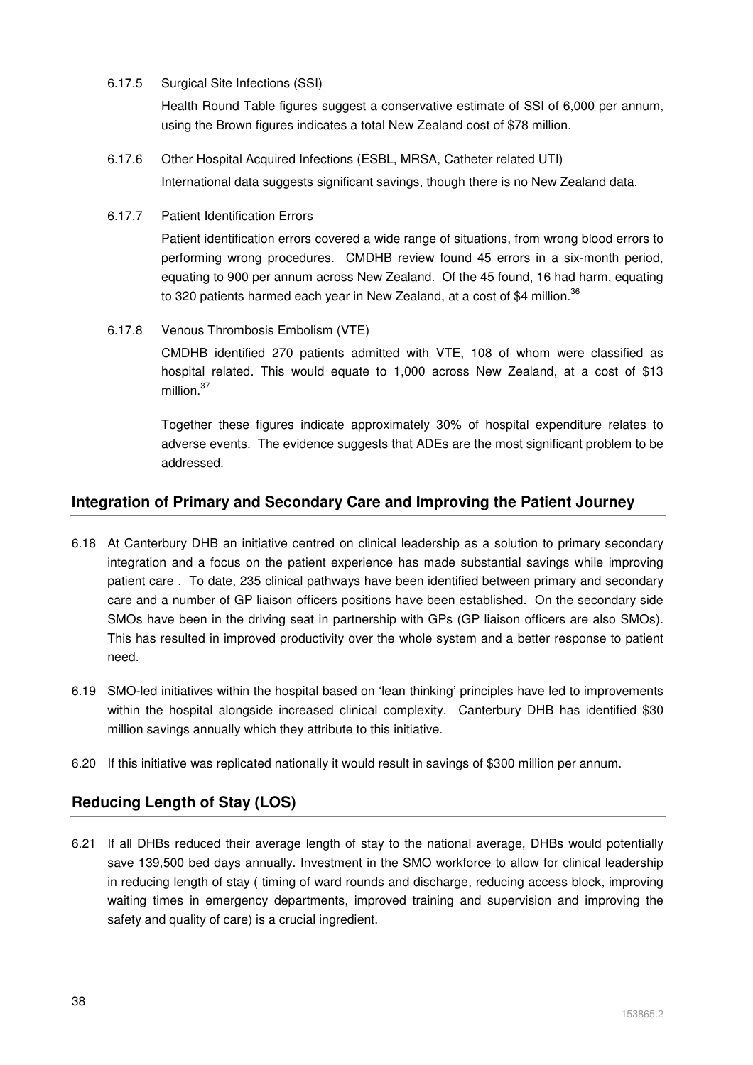6.17.5 Surgical Site Infections (SSI)

Health Round Table figures suggest a conservative estimate of SSI of 6,000 per annum, using the Brown figures indicates a total New Zealand cost of $78 million.

6.17.6 Other Hospital Acquired Infections (ESBL, MRSA, Catheter related UTI)

International data suggests significant savings, though there is no New Zealand data.

6.17.7 Patient Identification Errors

Patient identification errors covered a wide range of situations, from wrong blood errors to performing wrong procedures. CMDHB review found 45 errors in a six-month period, equating to 900 per annum across New Zealand. Of the 45 found, 16 had harm, equating to 320 patients harmed each year in New Zealand, at a cost of $4 million.[36]

6.17.8 Venous Thrombosis Embolism (VTE)

CMDHB identified 270 patients admitted with VTE, 108 of whom were classified as hospital related. This would equate to 1,000 across New Zealand, at a cost of $13 million.[37]

Together these figures indicate approximately 30% of hospital expenditure relates to adverse events. The evidence suggests that ADEs are the most significant problem to be addressed.

## Integration of Primary and Secondary Care and Improving the Patient Journey

6.18 At Canterbury DHB an initiative centred on clinical leadership as a solution to primary secondary integration and a focus on the patient experience has made substantial savings while improving patient care . To date, 235 clinical pathways have been identified between primary and secondary care and a number of GP liaison officers positions have been established. On the secondary side SMOs have been in the driving seat in partnership with GPs (GP liaison officers are also SMOs). This has resulted in improved productivity over the whole system and a better response to patient need.

6.19 SMO-led initiatives within the hospital based on 'lean thinking' principles have led to improvements within the hospital alongside increased clinical complexity. Canterbury DHB has identified $30 million savings annually which they attribute to this initiative.

6.20 If this initiative was replicated nationally it would result in savings of $300 million per annum.

## Reducing Length of Stay (LOS)

6.21 If all DHBs reduced their average length of stay to the national average, DHBs would potentially save 139,500 bed days annually. Investment in the SMO workforce to allow for clinical leadership in reducing length of stay ( timing of ward rounds and discharge, reducing access block, improving waiting times in emergency departments, improved training and supervision and improving the safety and quality of care) is a crucial ingredient.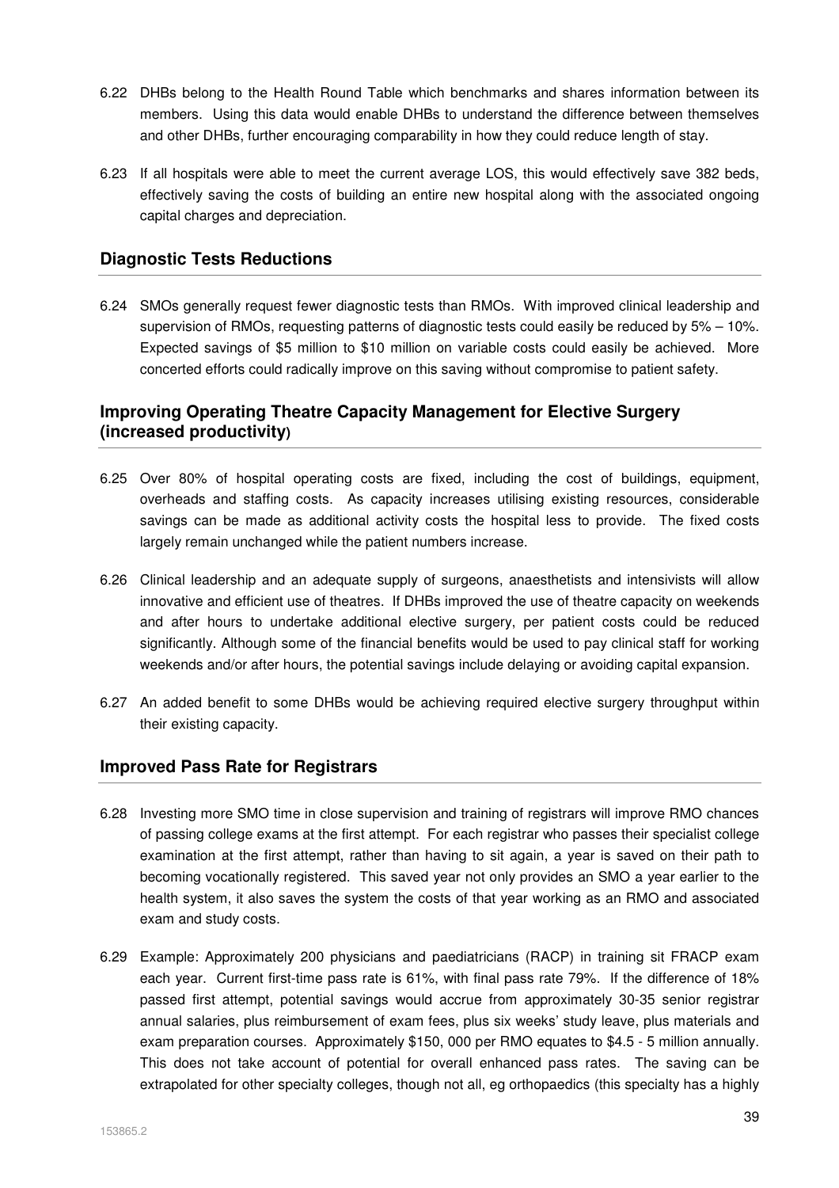6.22 DHBs belong to the Health Round Table which benchmarks and shares information between its members. Using this data would enable DHBs to understand the difference between themselves and other DHBs, further encouraging comparability in how they could reduce length of stay.

6.23 If all hospitals were able to meet the current average LOS, this would effectively save 382 beds, effectively saving the costs of building an entire new hospital along with the associated ongoing capital charges and depreciation.

## Diagnostic Tests Reductions

6.24 SMOs generally request fewer diagnostic tests than RMOs. With improved clinical leadership and supervision of RMOs, requesting patterns of diagnostic tests could easily be reduced by 5% – 10%. Expected savings of $5 million to $10 million on variable costs could easily be achieved. More concerted efforts could radically improve on this saving without compromise to patient safety.

## Improving Operating Theatre Capacity Management for Elective Surgery (increased productivity)

6.25 Over 80% of hospital operating costs are fixed, including the cost of buildings, equipment, overheads and staffing costs. As capacity increases utilising existing resources, considerable savings can be made as additional activity costs the hospital less to provide. The fixed costs largely remain unchanged while the patient numbers increase.

6.26 Clinical leadership and an adequate supply of surgeons, anaesthetists and intensivists will allow innovative and efficient use of theatres. If DHBs improved the use of theatre capacity on weekends and after hours to undertake additional elective surgery, per patient costs could be reduced significantly. Although some of the financial benefits would be used to pay clinical staff for working weekends and/or after hours, the potential savings include delaying or avoiding capital expansion.

6.27 An added benefit to some DHBs would be achieving required elective surgery throughput within their existing capacity.

## Improved Pass Rate for Registrars

6.28 Investing more SMO time in close supervision and training of registrars will improve RMO chances of passing college exams at the first attempt. For each registrar who passes their specialist college examination at the first attempt, rather than having to sit again, a year is saved on their path to becoming vocationally registered. This saved year not only provides an SMO a year earlier to the health system, it also saves the system the costs of that year working as an RMO and associated exam and study costs.

6.29 Example: Approximately 200 physicians and paediatricians (RACP) in training sit FRACP exam each year. Current first-time pass rate is 61%, with final pass rate 79%. If the difference of 18% passed first attempt, potential savings would accrue from approximately 30-35 senior registrar annual salaries, plus reimbursement of exam fees, plus six weeks' study leave, plus materials and exam preparation courses. Approximately $150, 000 per RMO equates to $4.5 - 5 million annually. This does not take account of potential for overall enhanced pass rates. The saving can be extrapolated for other specialty colleges, though not all, eg orthopaedics (this specialty has a highly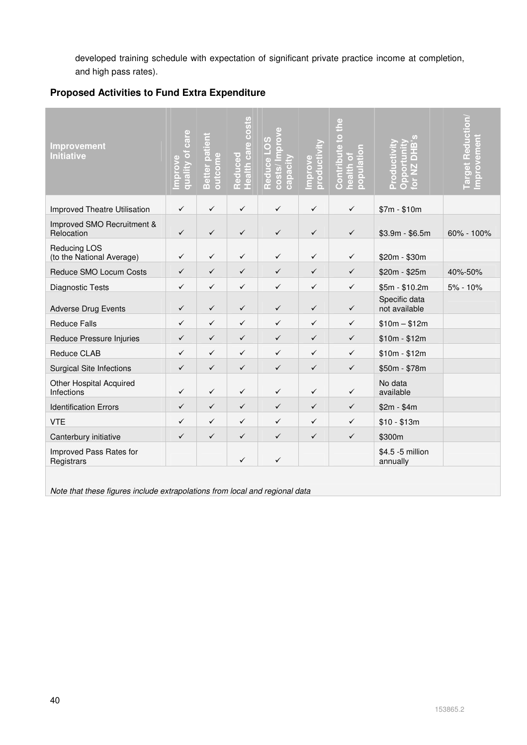developed training schedule with expectation of significant private practice income at completion, and high pass rates).

### Proposed Activities to Fund Extra Expenditure

| Improvement Initiative | Improve quality of care | Better patient outcome | Reduced Health care costs | Reduce LOS costs/ Improve capacity | Improve productivity | Contribute to the health of population | Productivity Opportunity for NZ DHB's | Target Reduction/ Improvement |
|---|---|---|---|---|---|---|---|---|
| Improved Theatre Utilisation | ✓ | ✓ | ✓ | ✓ | ✓ | ✓ | $7m - $10m | |
| Improved SMO Recruitment & Relocation | ✓ | ✓ | ✓ | ✓ | ✓ | ✓ | $3.9m - $6.5m | 60% - 100% |
| Reducing LOS (to the National Average) | ✓ | ✓ | ✓ | ✓ | ✓ | ✓ | $20m - $30m | |
| Reduce SMO Locum Costs | ✓ | ✓ | ✓ | ✓ | ✓ | ✓ | $20m - $25m | 40%-50% |
| Diagnostic Tests | ✓ | ✓ | ✓ | ✓ | ✓ | ✓ | $5m - $10.2m | 5% - 10% |
| Adverse Drug Events | ✓ | ✓ | ✓ | ✓ | ✓ | ✓ | Specific data not available | |
| Reduce Falls | ✓ | ✓ | ✓ | ✓ | ✓ | ✓ | $10m – $12m | |
| Reduce Pressure Injuries | ✓ | ✓ | ✓ | ✓ | ✓ | ✓ | $10m - $12m | |
| Reduce CLAB | ✓ | ✓ | ✓ | ✓ | ✓ | ✓ | $10m - $12m | |
| Surgical Site Infections | ✓ | ✓ | ✓ | ✓ | ✓ | ✓ | $50m - $78m | |
| Other Hospital Acquired Infections | ✓ | ✓ | ✓ | ✓ | ✓ | ✓ | No data available | |
| Identification Errors | ✓ | ✓ | ✓ | ✓ | ✓ | ✓ | $2m - $4m | |
| VTE | ✓ | ✓ | ✓ | ✓ | ✓ | ✓ | $10 - $13m | |
| Canterbury initiative | ✓ | ✓ | ✓ | ✓ | ✓ | ✓ | $300m | |
| Improved Pass Rates for Registrars | | | ✓ | ✓ | | | $4.5 -5 million annually | |

*Note that these figures include extrapolations from local and regional data*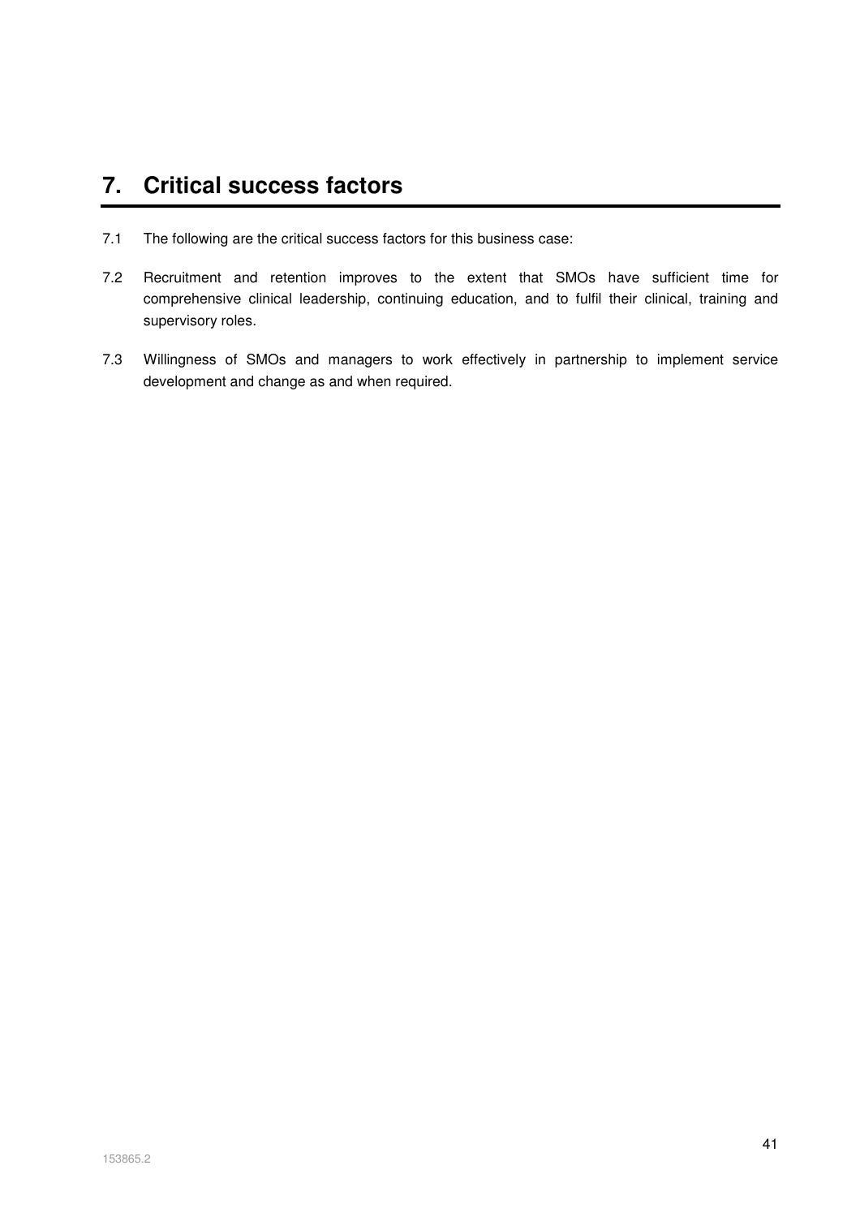# 7. Critical success factors

7.1 The following are the critical success factors for this business case:

7.2 Recruitment and retention improves to the extent that SMOs have sufficient time for comprehensive clinical leadership, continuing education, and to fulfil their clinical, training and supervisory roles.

7.3 Willingness of SMOs and managers to work effectively in partnership to implement service development and change as and when required.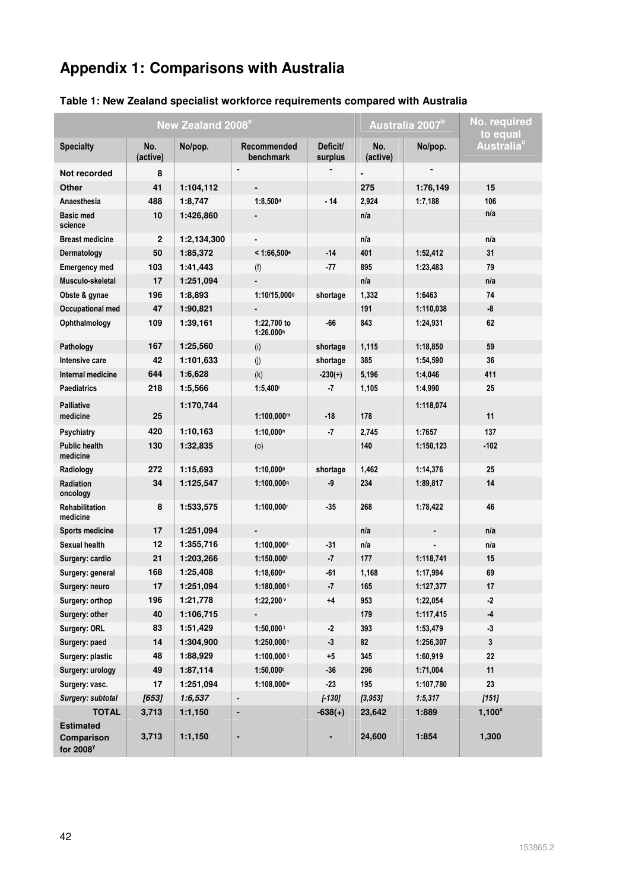# Appendix 1: Comparisons with Australia

**Table 1: New Zealand specialist workforce requirements compared with Australia**

| New Zealand 2008[a] | | | | | Australia 2007[b] | | No. required to equal Australia[c] |
|---|---|---|---|---|---|---|---|
| **Specialty** | **No. (active)** | **No/pop.** | **Recommended benchmark** | **Deficit/ surplus** | **No. (active)** | **No/pop.** | |
| **Not recorded** | 8 | | - | - | - | - | |
| **Other** | 41 | 1:104,112 | - | | 275 | 1:76,149 | 15 |
| Anaesthesia | 488 | 1:8,747 | 1:8,500[d] | - 14 | 2,924 | 1:7,188 | 106 |
| Basic med science | 10 | 1:426,860 | - | | n/a | | n/a |
| Breast medicine | 2 | 1:2,134,300 | - | | n/a | | n/a |
| Dermatology | 50 | 1:85,372 | < 1:66,500[e] | -14 | 401 | 1:52,412 | 31 |
| Emergency med | 103 | 1:41,443 | (f) | -77 | 895 | 1:23,483 | 79 |
| Musculo-skeletal | 17 | 1:251,094 | - | | n/a | | n/a |
| Obste & gynae | 196 | 1:8,893 | 1:10/15,000[g] | shortage | 1,332 | 1:6463 | 74 |
| Occupational med | 47 | 1:90,821 | - | | 191 | 1:110,038 | -8 |
| Ophthalmology | 109 | 1:39,161 | 1:22,700 to 1:26.000[h] | -66 | 843 | 1:24,931 | 62 |
| Pathology | 167 | 1:25,560 | (i) | shortage | 1,115 | 1:18,850 | 59 |
| Intensive care | 42 | 1:101,633 | (j) | shortage | 385 | 1:54,590 | 36 |
| Internal medicine | 644 | 1:6,628 | (k) | -230(+) | 5,196 | 1:4,046 | 411 |
| Paediatrics | 218 | 1:5,566 | 1:5,400[l] | -7 | 1,105 | 1:4,990 | 25 |
| Palliative medicine | 25 | 1:170,744 | 1:100,000[m] | -18 | 178 | 1:118,074 | 11 |
| Psychiatry | 420 | 1:10,163 | 1:10,000[n] | -7 | 2,745 | 1:7657 | 137 |
| Public health medicine | 130 | 1:32,835 | (o) | | 140 | 1:150,123 | -102 |
| Radiology | 272 | 1:15,693 | 1:10,000[p] | shortage | 1,462 | 1:14,376 | 25 |
| Radiation oncology | 34 | 1:125,547 | 1:100,000[q] | -9 | 234 | 1:89,817 | 14 |
| Rehabilitation medicine | 8 | 1:533,575 | 1:100,000[r] | -35 | 268 | 1:78,422 | 46 |
| Sports medicine | 17 | 1:251,094 | - | | n/a | - | n/a |
| Sexual health | 12 | 1:355,716 | 1:100,000[s] | -31 | n/a | - | n/a |
| Surgery: cardio | 21 | 1:203,266 | 1:150,000[t] | -7 | 177 | 1:118,741 | 15 |
| Surgery: general | 168 | 1:25,408 | 1:18,600[u] | -61 | 1,168 | 1:17,994 | 69 |
| Surgery: neuro | 17 | 1:251,094 | 1:180,000[t] | -7 | 165 | 1:127,377 | 17 |
| Surgery: orthop | 196 | 1:21,778 | 1:22,200[v] | +4 | 953 | 1:22,054 | -2 |
| Surgery: other | 40 | 1:106,715 | - | | 179 | 1:117,415 | -4 |
| Surgery: ORL | 83 | 1:51,429 | 1:50,000[t] | -2 | 393 | 1:53,479 | -3 |
| Surgery: paed | 14 | 1:304,900 | 1:250,000[t] | -3 | 82 | 1:256,307 | 3 |
| Surgery: plastic | 48 | 1:88,929 | 1:100,000[t] | +5 | 345 | 1:60,919 | 22 |
| Surgery: urology | 49 | 1:87,114 | 1:50,000[t] | -36 | 296 | 1:71,004 | 11 |
| Surgery: vasc. | 17 | 1:251,094 | 1:108,000[w] | -23 | 195 | 1:107,780 | 23 |
| *Surgery: subtotal* | *[653]* | *1:6,537* | - | *[-130]* | *[3,953]* | *1:5,317* | *[151]* |
| **TOTAL** | **3,713** | **1:1,150** | - | **-638(+)** | **23,642** | **1:889** | **1,100[x]** |
| **Estimated Comparison for 2008[y]** | **3,713** | **1:1,150** | - | - | **24,600** | **1:854** | **1,300** |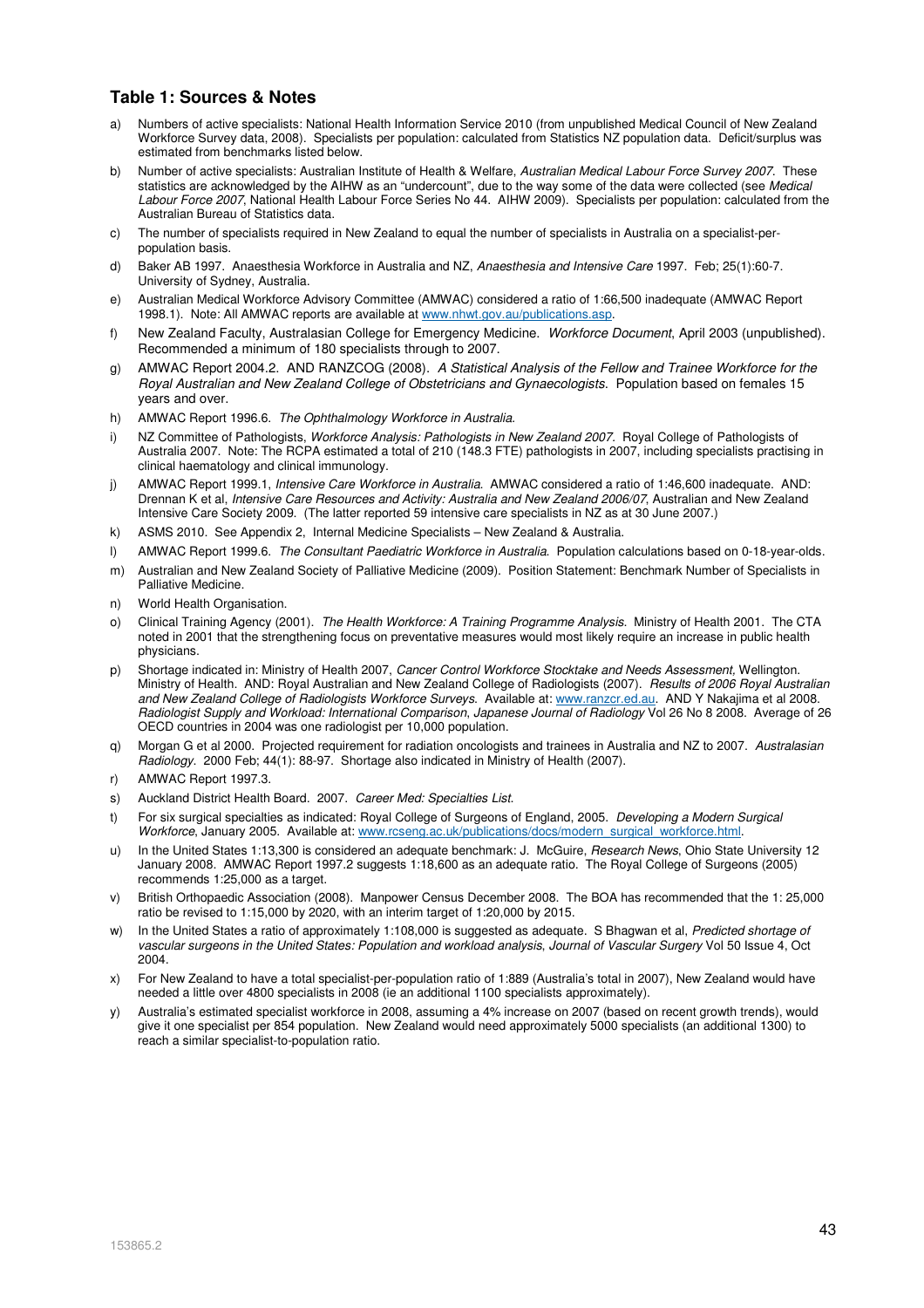## Table 1: Sources & Notes

a) Numbers of active specialists: National Health Information Service 2010 (from unpublished Medical Council of New Zealand Workforce Survey data, 2008). Specialists per population: calculated from Statistics NZ population data. Deficit/surplus was estimated from benchmarks listed below.

b) Number of active specialists: Australian Institute of Health & Welfare, *Australian Medical Labour Force Survey 2007*. These statistics are acknowledged by the AIHW as an "undercount", due to the way some of the data were collected (see *Medical Labour Force 2007*, National Health Labour Force Series No 44. AIHW 2009). Specialists per population: calculated from the Australian Bureau of Statistics data.

c) The number of specialists required in New Zealand to equal the number of specialists in Australia on a specialist-per-population basis.

d) Baker AB 1997. Anaesthesia Workforce in Australia and NZ, *Anaesthesia and Intensive Care* 1997. Feb; 25(1):60-7. University of Sydney, Australia.

e) Australian Medical Workforce Advisory Committee (AMWAC) considered a ratio of 1:66,500 inadequate (AMWAC Report 1998.1). Note: All AMWAC reports are available at www.nhwt.gov.au/publications.asp.

f) New Zealand Faculty, Australasian College for Emergency Medicine. *Workforce Document*, April 2003 (unpublished). Recommended a minimum of 180 specialists through to 2007.

g) AMWAC Report 2004.2. AND RANZCOG (2008). *A Statistical Analysis of the Fellow and Trainee Workforce for the Royal Australian and New Zealand College of Obstetricians and Gynaecologists*. Population based on females 15 years and over.

h) AMWAC Report 1996.6. *The Ophthalmology Workforce in Australia*.

i) NZ Committee of Pathologists, *Workforce Analysis: Pathologists in New Zealand 2007*. Royal College of Pathologists of Australia 2007. Note: The RCPA estimated a total of 210 (148.3 FTE) pathologists in 2007, including specialists practising in clinical haematology and clinical immunology.

j) AMWAC Report 1999.1, *Intensive Care Workforce in Australia*. AMWAC considered a ratio of 1:46,600 inadequate. AND: Drennan K et al, *Intensive Care Resources and Activity: Australia and New Zealand 2006/07*, Australian and New Zealand Intensive Care Society 2009. (The latter reported 59 intensive care specialists in NZ as at 30 June 2007.)

k) ASMS 2010. See Appendix 2, Internal Medicine Specialists – New Zealand & Australia.

l) AMWAC Report 1999.6. *The Consultant Paediatric Workforce in Australia*. Population calculations based on 0-18-year-olds.

m) Australian and New Zealand Society of Palliative Medicine (2009). Position Statement: Benchmark Number of Specialists in Palliative Medicine.

n) World Health Organisation.

o) Clinical Training Agency (2001). *The Health Workforce: A Training Programme Analysis*. Ministry of Health 2001. The CTA noted in 2001 that the strengthening focus on preventative measures would most likely require an increase in public health physicians.

p) Shortage indicated in: Ministry of Health 2007, *Cancer Control Workforce Stocktake and Needs Assessment*, Wellington. Ministry of Health. AND: Royal Australian and New Zealand College of Radiologists (2007). *Results of 2006 Royal Australian and New Zealand College of Radiologists Workforce Surveys*. Available at: www.ranzcr.ed.au. AND Y Nakajima et al 2008. *Radiologist Supply and Workload: International Comparison*, *Japanese Journal of Radiology* Vol 26 No 8 2008. Average of 26 OECD countries in 2004 was one radiologist per 10,000 population.

q) Morgan G et al 2000. Projected requirement for radiation oncologists and trainees in Australia and NZ to 2007. *Australasian Radiology*. 2000 Feb; 44(1): 88-97. Shortage also indicated in Ministry of Health (2007).

r) AMWAC Report 1997.3.

s) Auckland District Health Board. 2007. *Career Med: Specialties List*.

t) For six surgical specialties as indicated: Royal College of Surgeons of England, 2005. *Developing a Modern Surgical Workforce*, January 2005. Available at: www.rcseng.ac.uk/publications/docs/modern_surgical_workforce.html.

u) In the United States 1:13,300 is considered an adequate benchmark: J. McGuire, *Research News*, Ohio State University 12 January 2008. AMWAC Report 1997.2 suggests 1:18,600 as an adequate ratio. The Royal College of Surgeons (2005) recommends 1:25,000 as a target.

v) British Orthopaedic Association (2008). Manpower Census December 2008. The BOA has recommended that the 1: 25,000 ratio be revised to 1:15,000 by 2020, with an interim target of 1:20,000 by 2015.

w) In the United States a ratio of approximately 1:108,000 is suggested as adequate. S Bhagwan et al, *Predicted shortage of vascular surgeons in the United States: Population and workload analysis*, *Journal of Vascular Surgery* Vol 50 Issue 4, Oct 2004.

x) For New Zealand to have a total specialist-per-population ratio of 1:889 (Australia's total in 2007), New Zealand would have needed a little over 4800 specialists in 2008 (ie an additional 1100 specialists approximately).

y) Australia's estimated specialist workforce in 2008, assuming a 4% increase on 2007 (based on recent growth trends), would give it one specialist per 854 population. New Zealand would need approximately 5000 specialists (an additional 1300) to reach a similar specialist-to-population ratio.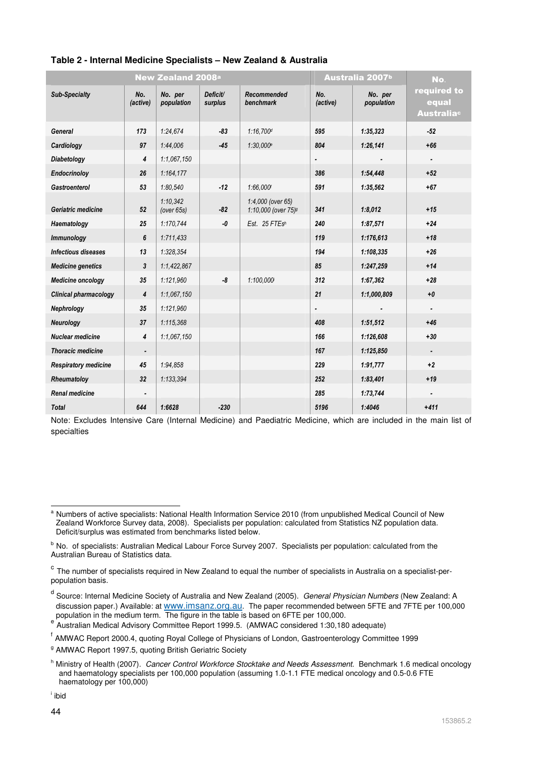**Table 2 - Internal Medicine Specialists – New Zealand & Australia**

| New Zealand 2008[a] | | | | | Australia 2007[b] | | No. required to equal Australia[c] |
|---|---|---|---|---|---|---|---|
| *Sub-Specialty* | *No. (active)* | *No. per population* | *Deficit/ surplus* | *Recommended benchmark* | *No. (active)* | *No. per population* | |
| ***General*** | ***173*** | *1:24,674* | ***-83*** | *1:16,700[d]* | ***595*** | ***1:35,323*** | ***-52*** |
| ***Cardiology*** | ***97*** | *1:44,006* | ***-45*** | *1:30,000[e]* | ***804*** | ***1:26,141*** | ***+66*** |
| ***Diabetology*** | ***4*** | *1:1,067,150* | | | ***-*** | ***-*** | ***-*** |
| ***Endocrinoloy*** | ***26*** | *1:164,177* | | | ***386*** | ***1:54,448*** | ***+52*** |
| ***Gastroenterol*** | ***53*** | *1:80,540* | ***-12*** | *1:66,000[f]* | ***591*** | ***1:35,562*** | ***+67*** |
| ***Geriatric medicine*** | ***52*** | *1:10,342 (over 65s)* | ***-82*** | *1:4,000 (over 65) 1:10,000 (over 75)[g]* | ***341*** | ***1:8,012*** | ***+15*** |
| ***Haematology*** | ***25*** | *1:170,744* | ***-0*** | *Est. 25 FTEs[h]* | ***240*** | ***1:87,571*** | ***+24*** |
| ***Immunology*** | ***6*** | *1:711,433* | | | ***119*** | ***1:176,613*** | ***+18*** |
| ***Infectious diseases*** | ***13*** | *1:328,354* | | | ***194*** | ***1:108,335*** | ***+26*** |
| ***Medicine genetics*** | ***3*** | *1:1,422,867* | | | ***85*** | ***1:247,259*** | ***+14*** |
| ***Medicine oncology*** | ***35*** | *1:121,960* | ***-8*** | *1:100,000[i]* | ***312*** | ***1:67,362*** | ***+28*** |
| ***Clinical pharmacology*** | ***4*** | *1:1,067,150* | | | ***21*** | ***1:1,000,809*** | ***+0*** |
| ***Nephrology*** | ***35*** | *1:121,960* | | | ***-*** | ***-*** | ***-*** |
| ***Neurology*** | ***37*** | *1:115,368* | | | ***408*** | ***1:51,512*** | ***+46*** |
| ***Nuclear medicine*** | ***4*** | *1:1,067,150* | | | ***166*** | ***1:126,608*** | ***+30*** |
| ***Thoracic medicine*** | ***-*** | | | | ***167*** | ***1:125,850*** | ***-*** |
| ***Respiratory medicine*** | ***45*** | *1:94,858* | | | ***229*** | ***1:91,777*** | ***+2*** |
| ***Rheumatoloy*** | ***32*** | *1:133,394* | | | ***252*** | ***1:83,401*** | ***+19*** |
| ***Renal medicine*** | ***-*** | | | | ***285*** | ***1:73,744*** | ***-*** |
| ***Total*** | ***644*** | ***1:6628*** | ***-230*** | | ***5196*** | ***1:4046*** | ***+411*** |

Note: Excludes Intensive Care (Internal Medicine) and Paediatric Medicine, which are included in the main list of specialties

[a] Numbers of active specialists: National Health Information Service 2010 (from unpublished Medical Council of New Zealand Workforce Survey data, 2008). Specialists per population: calculated from Statistics NZ population data. Deficit/surplus was estimated from benchmarks listed below.

[b] No. of specialists: Australian Medical Labour Force Survey 2007. Specialists per population: calculated from the Australian Bureau of Statistics data.

[c] The number of specialists required in New Zealand to equal the number of specialists in Australia on a specialist-per-population basis.

[d] Source: Internal Medicine Society of Australia and New Zealand (2005). *General Physician Numbers* (New Zealand: A discussion paper.) Available: at www.imsanz.org.au. The paper recommended between 5FTE and 7FTE per 100,000 population in the medium term. The figure in the table is based on 6FTE per 100,000.

[e] Australian Medical Advisory Committee Report 1999.5. (AMWAC considered 1:30,180 adequate)

[f] AMWAC Report 2000.4, quoting Royal College of Physicians of London, Gastroenterology Committee 1999

[g] AMWAC Report 1997.5, quoting British Geriatric Society

[h] Ministry of Health (2007). *Cancer Control Workforce Stocktake and Needs Assessment.* Benchmark 1.6 medical oncology and haematology specialists per 100,000 population (assuming 1.0-1.1 FTE medical oncology and 0.5-0.6 FTE haematology per 100,000)

[i] ibid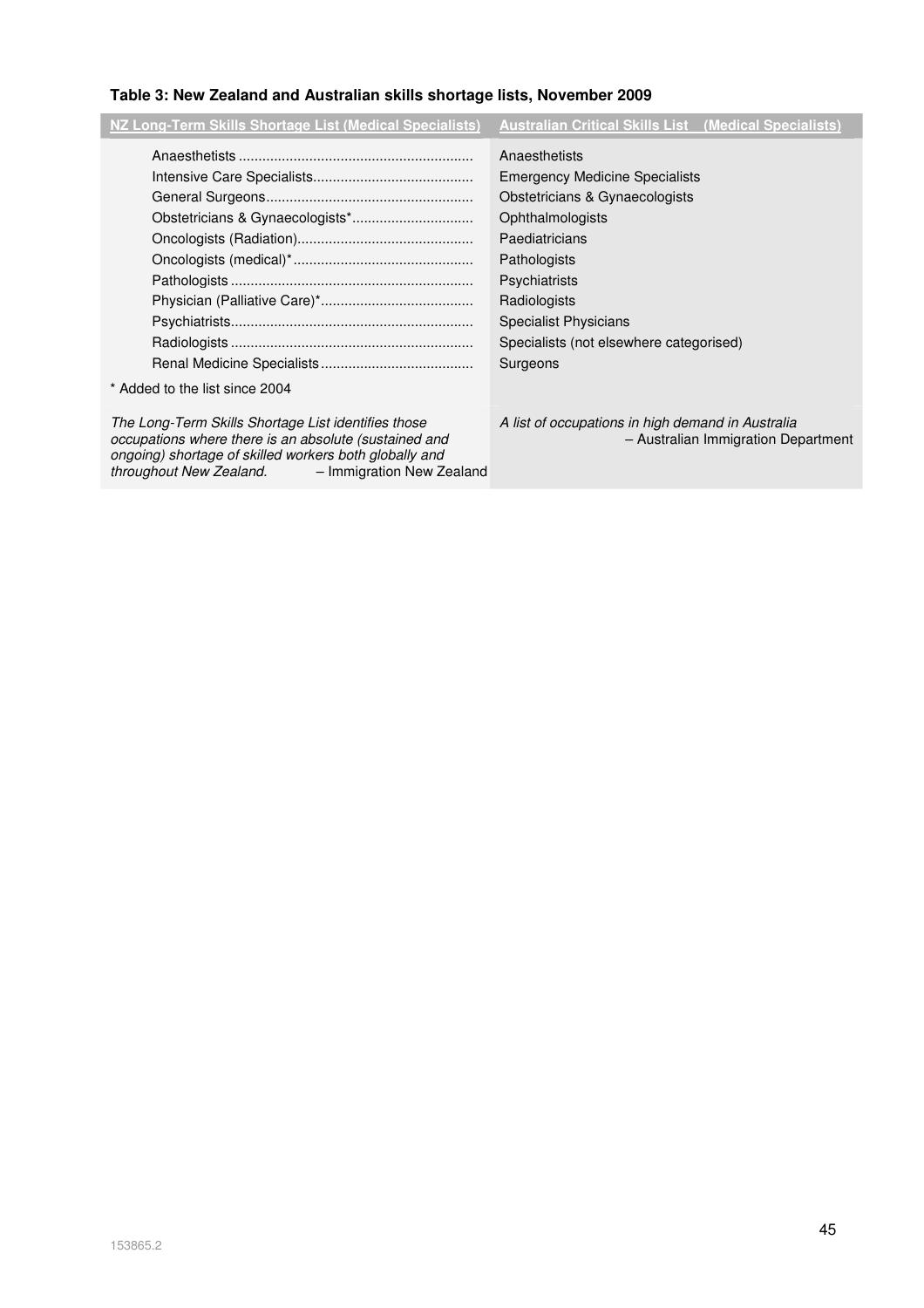**Table 3: New Zealand and Australian skills shortage lists, November 2009**

| NZ Long-Term Skills Shortage List (Medical Specialists) | Australian Critical Skills List (Medical Specialists) |
| --- | --- |
| Anaesthetists | Anaesthetists |
| Intensive Care Specialists | Emergency Medicine Specialists |
| General Surgeons | Obstetricians & Gynaecologists |
| Obstetricians & Gynaecologists* | Ophthalmologists |
| Oncologists (Radiation) | Paediatricians |
| Oncologists (medical)* | Pathologists |
| Pathologists | Psychiatrists |
| Physician (Palliative Care)* | Radiologists |
| Psychiatrists | Specialist Physicians |
| Radiologists | Specialists (not elsewhere categorised) |
| Renal Medicine Specialists | Surgeons |
| * Added to the list since 2004 | |
| *The Long-Term Skills Shortage List identifies those occupations where there is an absolute (sustained and ongoing) shortage of skilled workers both globally and throughout New Zealand.* – Immigration New Zealand | *A list of occupations in high demand in Australia* – Australian Immigration Department |

153865.2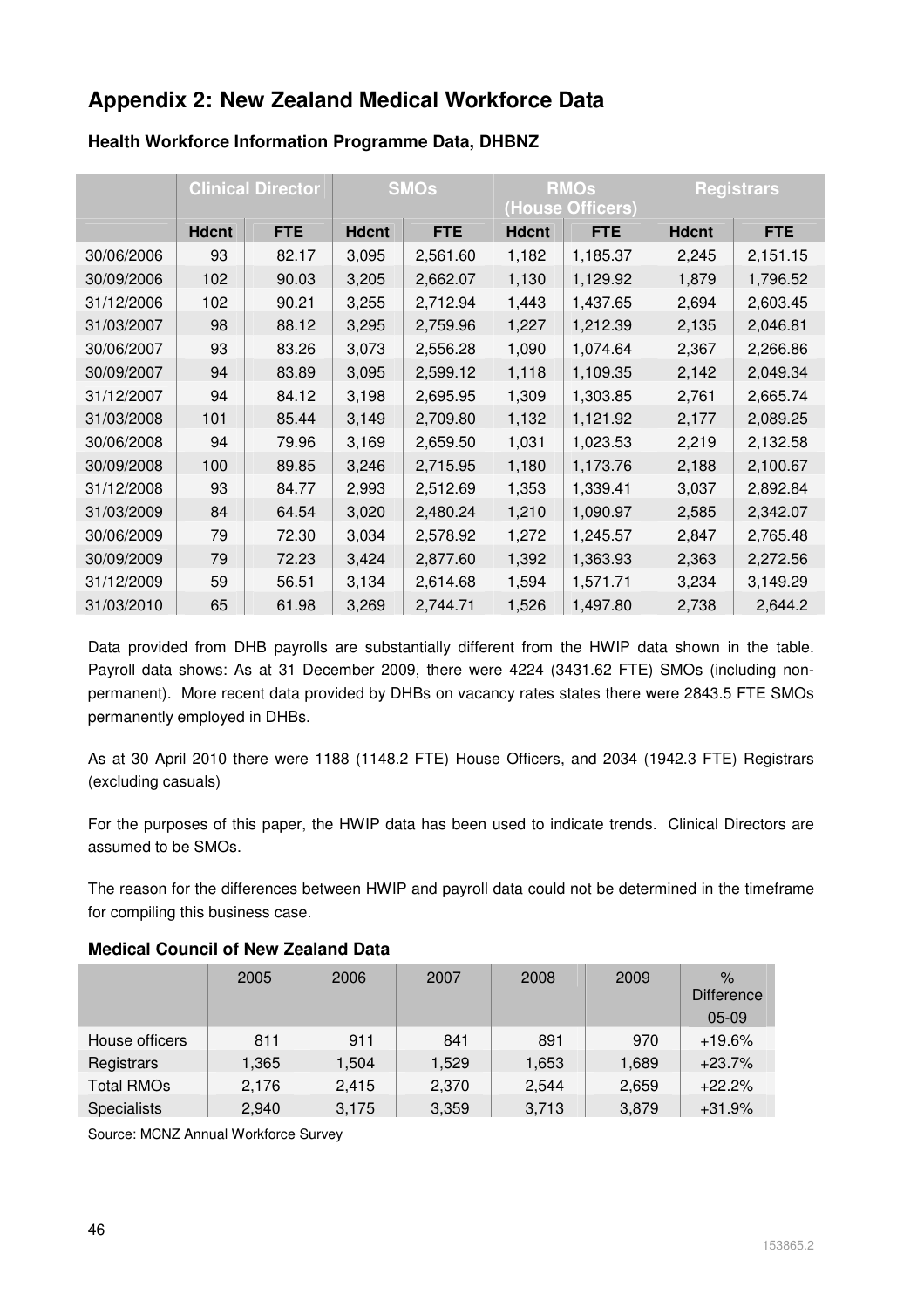# Appendix 2: New Zealand Medical Workforce Data

### Health Workforce Information Programme Data, DHBNZ

| | Clinical Director | | SMOs | | RMOs (House Officers) | | Registrars | |
|---|---|---|---|---|---|---|---|---|
| | Hdcnt | FTE | Hdcnt | FTE | Hdcnt | FTE | Hdcnt | FTE |
| 30/06/2006 | 93 | 82.17 | 3,095 | 2,561.60 | 1,182 | 1,185.37 | 2,245 | 2,151.15 |
| 30/09/2006 | 102 | 90.03 | 3,205 | 2,662.07 | 1,130 | 1,129.92 | 1,879 | 1,796.52 |
| 31/12/2006 | 102 | 90.21 | 3,255 | 2,712.94 | 1,443 | 1,437.65 | 2,694 | 2,603.45 |
| 31/03/2007 | 98 | 88.12 | 3,295 | 2,759.96 | 1,227 | 1,212.39 | 2,135 | 2,046.81 |
| 30/06/2007 | 93 | 83.26 | 3,073 | 2,556.28 | 1,090 | 1,074.64 | 2,367 | 2,266.86 |
| 30/09/2007 | 94 | 83.89 | 3,095 | 2,599.12 | 1,118 | 1,109.35 | 2,142 | 2,049.34 |
| 31/12/2007 | 94 | 84.12 | 3,198 | 2,695.95 | 1,309 | 1,303.85 | 2,761 | 2,665.74 |
| 31/03/2008 | 101 | 85.44 | 3,149 | 2,709.80 | 1,132 | 1,121.92 | 2,177 | 2,089.25 |
| 30/06/2008 | 94 | 79.96 | 3,169 | 2,659.50 | 1,031 | 1,023.53 | 2,219 | 2,132.58 |
| 30/09/2008 | 100 | 89.85 | 3,246 | 2,715.95 | 1,180 | 1,173.76 | 2,188 | 2,100.67 |
| 31/12/2008 | 93 | 84.77 | 2,993 | 2,512.69 | 1,353 | 1,339.41 | 3,037 | 2,892.84 |
| 31/03/2009 | 84 | 64.54 | 3,020 | 2,480.24 | 1,210 | 1,090.97 | 2,585 | 2,342.07 |
| 30/06/2009 | 79 | 72.30 | 3,034 | 2,578.92 | 1,272 | 1,245.57 | 2,847 | 2,765.48 |
| 30/09/2009 | 79 | 72.23 | 3,424 | 2,877.60 | 1,392 | 1,363.93 | 2,363 | 2,272.56 |
| 31/12/2009 | 59 | 56.51 | 3,134 | 2,614.68 | 1,594 | 1,571.71 | 3,234 | 3,149.29 |
| 31/03/2010 | 65 | 61.98 | 3,269 | 2,744.71 | 1,526 | 1,497.80 | 2,738 | 2,644.2 |

Data provided from DHB payrolls are substantially different from the HWIP data shown in the table. Payroll data shows: As at 31 December 2009, there were 4224 (3431.62 FTE) SMOs (including non-permanent). More recent data provided by DHBs on vacancy rates states there were 2843.5 FTE SMOs permanently employed in DHBs.

As at 30 April 2010 there were 1188 (1148.2 FTE) House Officers, and 2034 (1942.3 FTE) Registrars (excluding casuals)

For the purposes of this paper, the HWIP data has been used to indicate trends. Clinical Directors are assumed to be SMOs.

The reason for the differences between HWIP and payroll data could not be determined in the timeframe for compiling this business case.

### Medical Council of New Zealand Data

| | 2005 | 2006 | 2007 | 2008 | 2009 | % Difference 05-09 |
|---|---|---|---|---|---|---|
| House officers | 811 | 911 | 841 | 891 | 970 | +19.6% |
| Registrars | 1,365 | 1,504 | 1,529 | 1,653 | 1,689 | +23.7% |
| Total RMOs | 2,176 | 2,415 | 2,370 | 2,544 | 2,659 | +22.2% |
| Specialists | 2,940 | 3,175 | 3,359 | 3,713 | 3,879 | +31.9% |

Source: MCNZ Annual Workforce Survey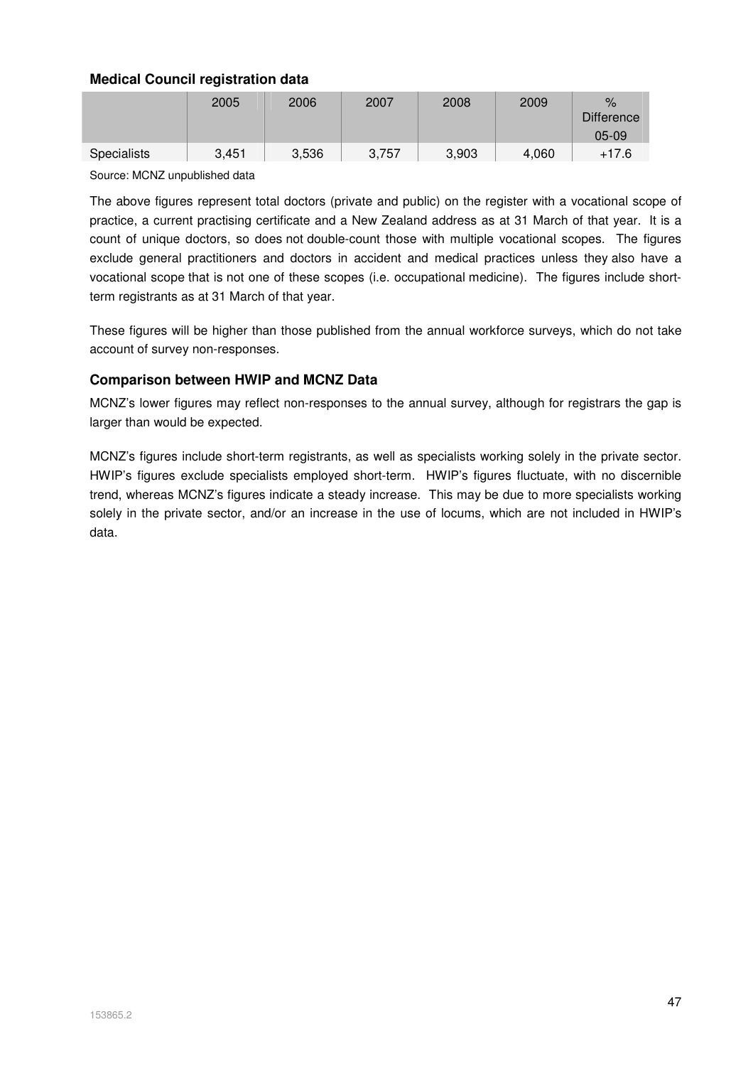### Medical Council registration data

| | 2005 | 2006 | 2007 | 2008 | 2009 | % Difference 05-09 |
|---|---|---|---|---|---|---|
| Specialists | 3,451 | 3,536 | 3,757 | 3,903 | 4,060 | +17.6 |

Source: MCNZ unpublished data

The above figures represent total doctors (private and public) on the register with a vocational scope of practice, a current practising certificate and a New Zealand address as at 31 March of that year. It is a count of unique doctors, so does not double-count those with multiple vocational scopes. The figures exclude general practitioners and doctors in accident and medical practices unless they also have a vocational scope that is not one of these scopes (i.e. occupational medicine). The figures include short-term registrants as at 31 March of that year.

These figures will be higher than those published from the annual workforce surveys, which do not take account of survey non-responses.

### Comparison between HWIP and MCNZ Data

MCNZ's lower figures may reflect non-responses to the annual survey, although for registrars the gap is larger than would be expected.

MCNZ's figures include short-term registrants, as well as specialists working solely in the private sector. HWIP's figures exclude specialists employed short-term. HWIP's figures fluctuate, with no discernible trend, whereas MCNZ's figures indicate a steady increase. This may be due to more specialists working solely in the private sector, and/or an increase in the use of locums, which are not included in HWIP's data.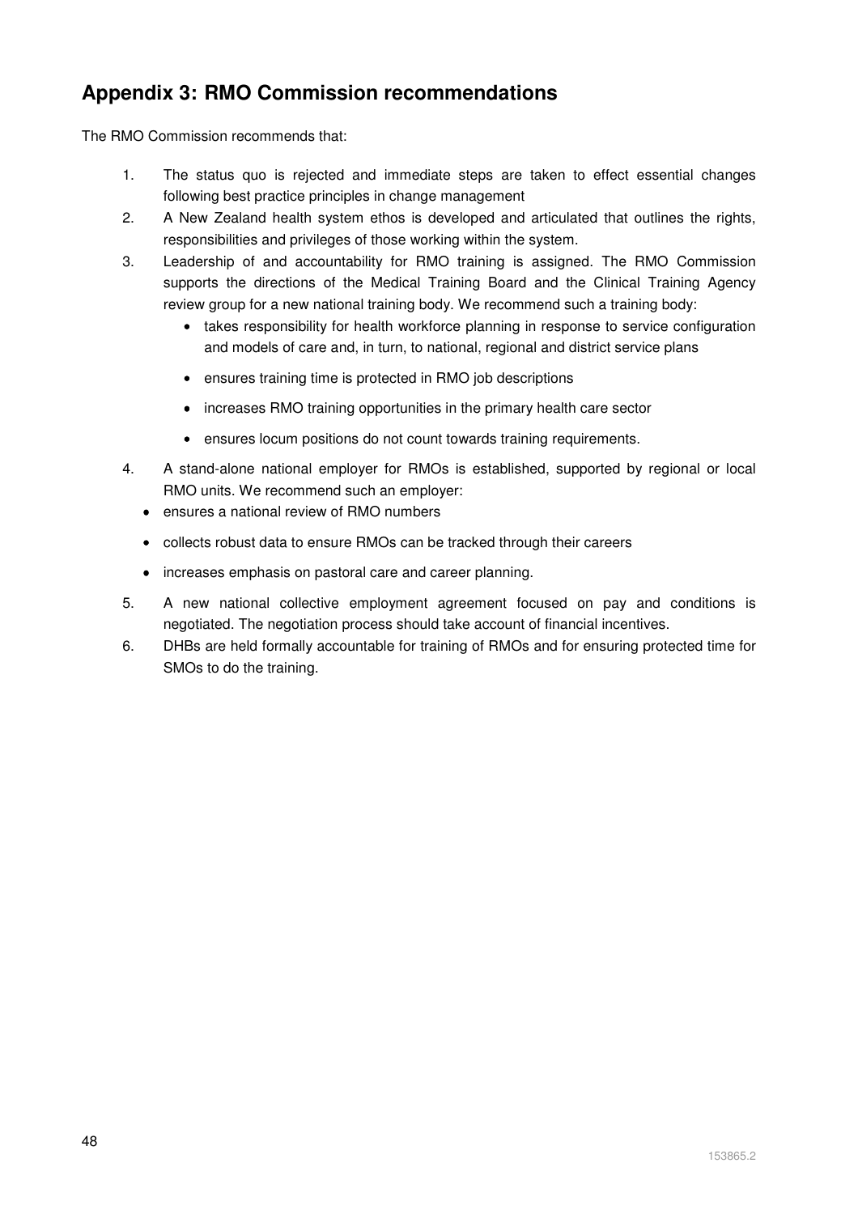## Appendix 3: RMO Commission recommendations

The RMO Commission recommends that:

1. The status quo is rejected and immediate steps are taken to effect essential changes following best practice principles in change management
2. A New Zealand health system ethos is developed and articulated that outlines the rights, responsibilities and privileges of those working within the system.
3. Leadership of and accountability for RMO training is assigned. The RMO Commission supports the directions of the Medical Training Board and the Clinical Training Agency review group for a new national training body. We recommend such a training body:
   - takes responsibility for health workforce planning in response to service configuration and models of care and, in turn, to national, regional and district service plans
   - ensures training time is protected in RMO job descriptions
   - increases RMO training opportunities in the primary health care sector
   - ensures locum positions do not count towards training requirements.
4. A stand-alone national employer for RMOs is established, supported by regional or local RMO units. We recommend such an employer:
   - ensures a national review of RMO numbers
   - collects robust data to ensure RMOs can be tracked through their careers
   - increases emphasis on pastoral care and career planning.
5. A new national collective employment agreement focused on pay and conditions is negotiated. The negotiation process should take account of financial incentives.
6. DHBs are held formally accountable for training of RMOs and for ensuring protected time for SMOs to do the training.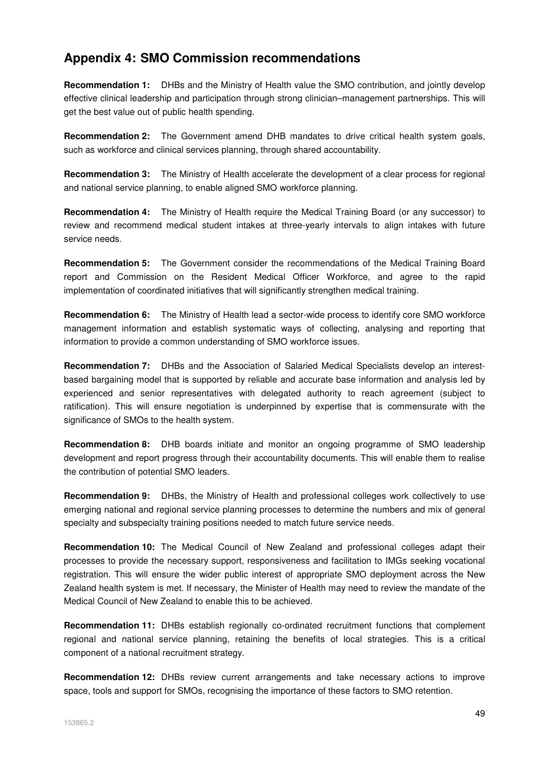## Appendix 4: SMO Commission recommendations

**Recommendation 1:** DHBs and the Ministry of Health value the SMO contribution, and jointly develop effective clinical leadership and participation through strong clinician–management partnerships. This will get the best value out of public health spending.

**Recommendation 2:** The Government amend DHB mandates to drive critical health system goals, such as workforce and clinical services planning, through shared accountability.

**Recommendation 3:** The Ministry of Health accelerate the development of a clear process for regional and national service planning, to enable aligned SMO workforce planning.

**Recommendation 4:** The Ministry of Health require the Medical Training Board (or any successor) to review and recommend medical student intakes at three-yearly intervals to align intakes with future service needs.

**Recommendation 5:** The Government consider the recommendations of the Medical Training Board report and Commission on the Resident Medical Officer Workforce, and agree to the rapid implementation of coordinated initiatives that will significantly strengthen medical training.

**Recommendation 6:** The Ministry of Health lead a sector-wide process to identify core SMO workforce management information and establish systematic ways of collecting, analysing and reporting that information to provide a common understanding of SMO workforce issues.

**Recommendation 7:** DHBs and the Association of Salaried Medical Specialists develop an interest-based bargaining model that is supported by reliable and accurate base information and analysis led by experienced and senior representatives with delegated authority to reach agreement (subject to ratification). This will ensure negotiation is underpinned by expertise that is commensurate with the significance of SMOs to the health system.

**Recommendation 8:** DHB boards initiate and monitor an ongoing programme of SMO leadership development and report progress through their accountability documents. This will enable them to realise the contribution of potential SMO leaders.

**Recommendation 9:** DHBs, the Ministry of Health and professional colleges work collectively to use emerging national and regional service planning processes to determine the numbers and mix of general specialty and subspecialty training positions needed to match future service needs.

**Recommendation 10:** The Medical Council of New Zealand and professional colleges adapt their processes to provide the necessary support, responsiveness and facilitation to IMGs seeking vocational registration. This will ensure the wider public interest of appropriate SMO deployment across the New Zealand health system is met. If necessary, the Minister of Health may need to review the mandate of the Medical Council of New Zealand to enable this to be achieved.

**Recommendation 11:** DHBs establish regionally co-ordinated recruitment functions that complement regional and national service planning, retaining the benefits of local strategies. This is a critical component of a national recruitment strategy.

**Recommendation 12:** DHBs review current arrangements and take necessary actions to improve space, tools and support for SMOs, recognising the importance of these factors to SMO retention.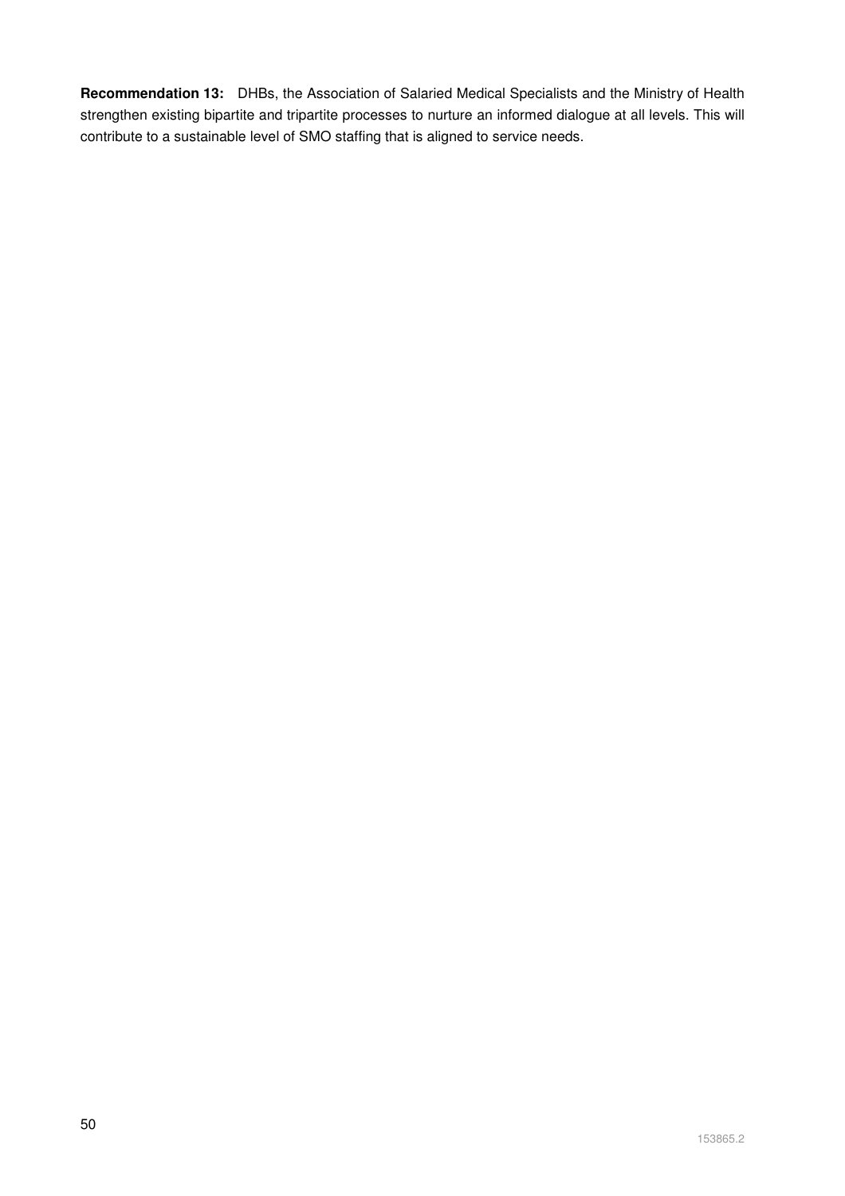**Recommendation 13:** DHBs, the Association of Salaried Medical Specialists and the Ministry of Health strengthen existing bipartite and tripartite processes to nurture an informed dialogue at all levels. This will contribute to a sustainable level of SMO staffing that is aligned to service needs.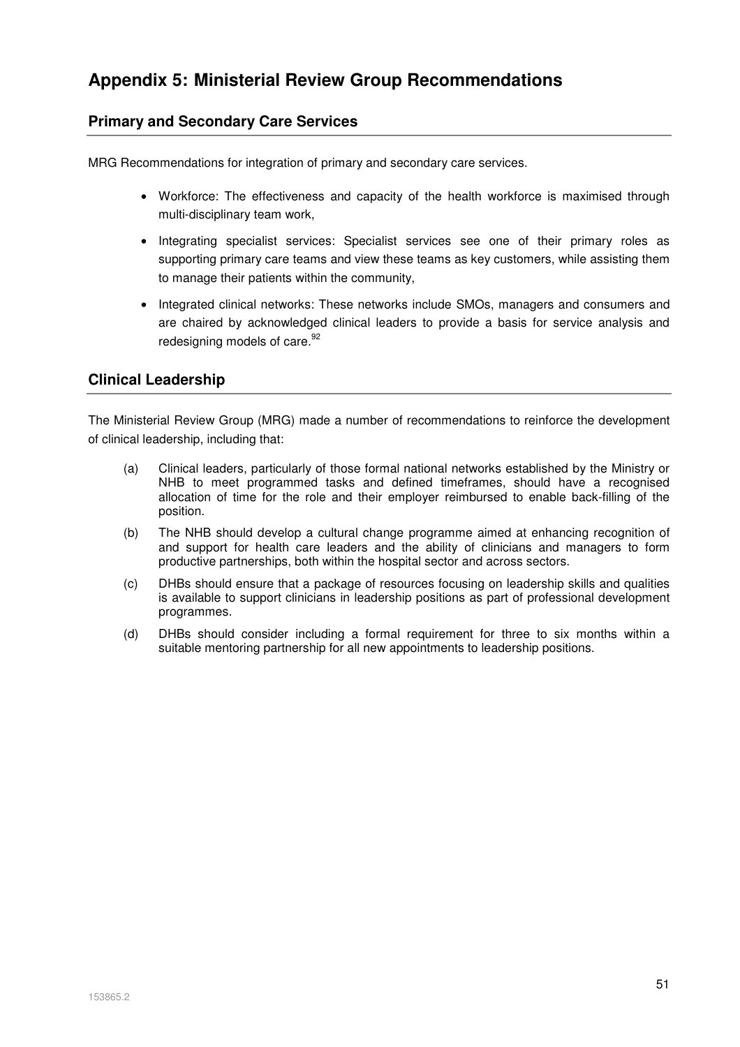# Appendix 5: Ministerial Review Group Recommendations

## Primary and Secondary Care Services

MRG Recommendations for integration of primary and secondary care services.

- Workforce: The effectiveness and capacity of the health workforce is maximised through multi-disciplinary team work,
- Integrating specialist services: Specialist services see one of their primary roles as supporting primary care teams and view these teams as key customers, while assisting them to manage their patients within the community,
- Integrated clinical networks: These networks include SMOs, managers and consumers and are chaired by acknowledged clinical leaders to provide a basis for service analysis and redesigning models of care.[92]

## Clinical Leadership

The Ministerial Review Group (MRG) made a number of recommendations to reinforce the development of clinical leadership, including that:

(a) Clinical leaders, particularly of those formal national networks established by the Ministry or NHB to meet programmed tasks and defined timeframes, should have a recognised allocation of time for the role and their employer reimbursed to enable back-filling of the position.

(b) The NHB should develop a cultural change programme aimed at enhancing recognition of and support for health care leaders and the ability of clinicians and managers to form productive partnerships, both within the hospital sector and across sectors.

(c) DHBs should ensure that a package of resources focusing on leadership skills and qualities is available to support clinicians in leadership positions as part of professional development programmes.

(d) DHBs should consider including a formal requirement for three to six months within a suitable mentoring partnership for all new appointments to leadership positions.

153865.2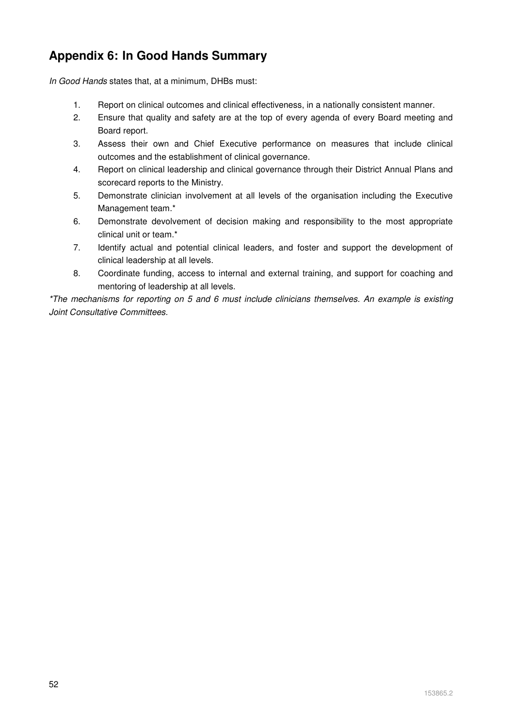## Appendix 6: In Good Hands Summary

*In Good Hands* states that, at a minimum, DHBs must:

1. Report on clinical outcomes and clinical effectiveness, in a nationally consistent manner.
2. Ensure that quality and safety are at the top of every agenda of every Board meeting and Board report.
3. Assess their own and Chief Executive performance on measures that include clinical outcomes and the establishment of clinical governance.
4. Report on clinical leadership and clinical governance through their District Annual Plans and scorecard reports to the Ministry.
5. Demonstrate clinician involvement at all levels of the organisation including the Executive Management team.*
6. Demonstrate devolvement of decision making and responsibility to the most appropriate clinical unit or team.*
7. Identify actual and potential clinical leaders, and foster and support the development of clinical leadership at all levels.
8. Coordinate funding, access to internal and external training, and support for coaching and mentoring of leadership at all levels.

*\*The mechanisms for reporting on 5 and 6 must include clinicians themselves. An example is existing Joint Consultative Committees.*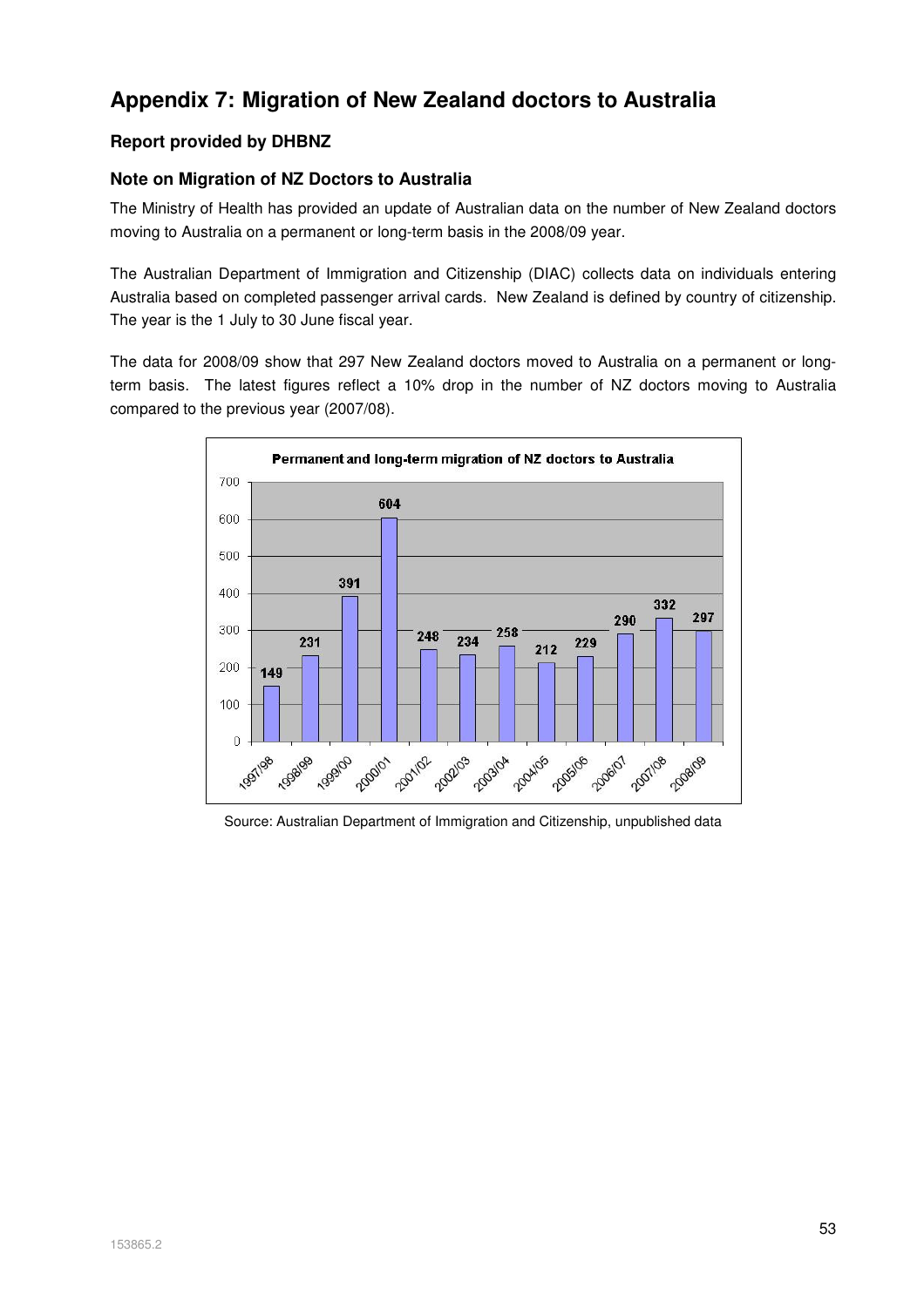# Appendix 7: Migration of New Zealand doctors to Australia

### Report provided by DHBNZ

### Note on Migration of NZ Doctors to Australia

The Ministry of Health has provided an update of Australian data on the number of New Zealand doctors moving to Australia on a permanent or long-term basis in the 2008/09 year.

The Australian Department of Immigration and Citizenship (DIAC) collects data on individuals entering Australia based on completed passenger arrival cards. New Zealand is defined by country of citizenship. The year is the 1 July to 30 June fiscal year.

The data for 2008/09 show that 297 New Zealand doctors moved to Australia on a permanent or long-term basis. The latest figures reflect a 10% drop in the number of NZ doctors moving to Australia compared to the previous year (2007/08).

**Permanent and long-term migration of NZ doctors to Australia**

| Year | Number |
|---|---|
| 1997/98 | 149 |
| 1998/99 | 231 |
| 1999/00 | 391 |
| 2000/01 | 604 |
| 2001/02 | 248 |
| 2002/03 | 234 |
| 2003/04 | 258 |
| 2004/05 | 212 |
| 2005/06 | 229 |
| 2006/07 | 290 |
| 2007/08 | 332 |
| 2008/09 | 297 |

Source: Australian Department of Immigration and Citizenship, unpublished data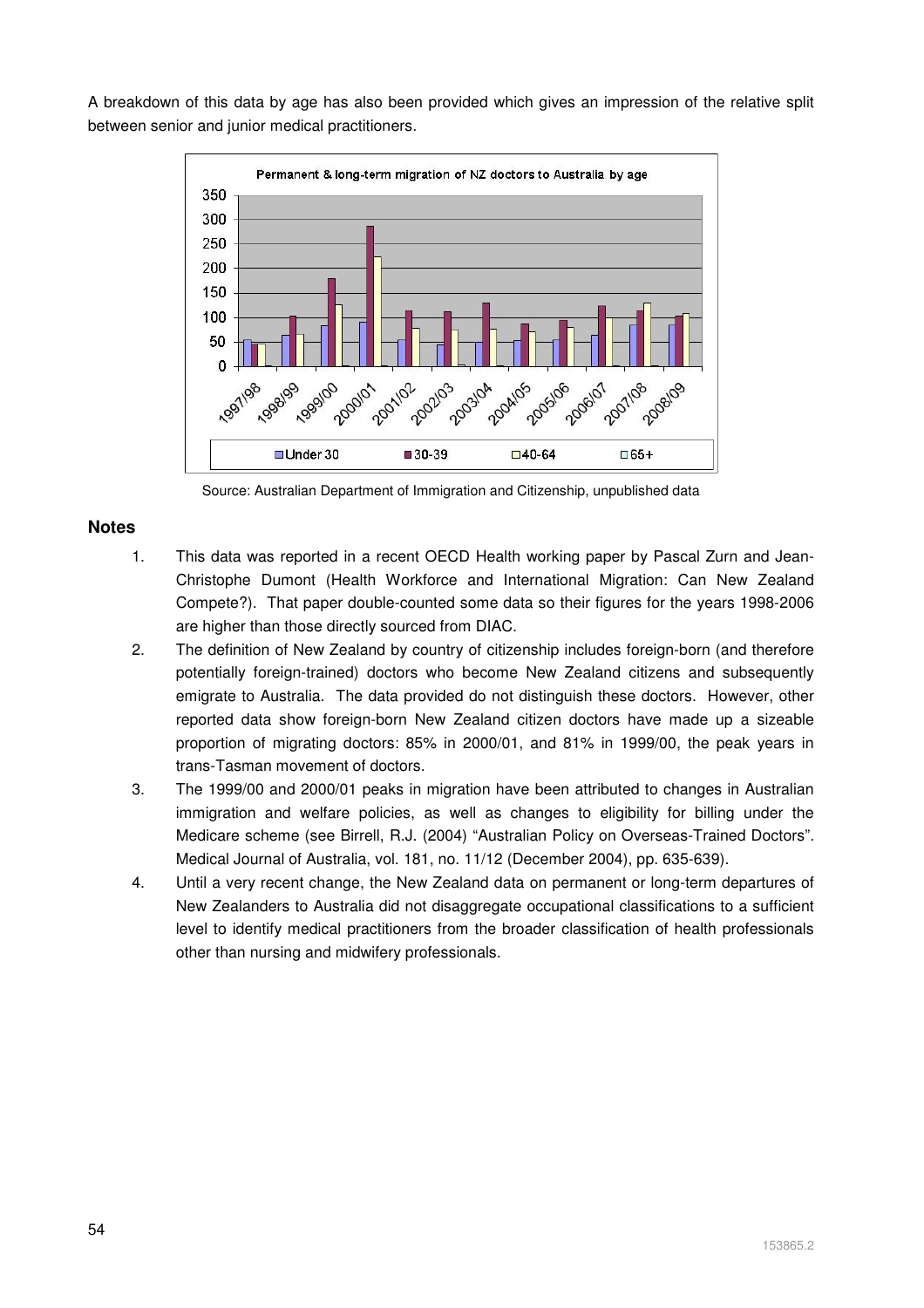A breakdown of this data by age has also been provided which gives an impression of the relative split between senior and junior medical practitioners.

Source: Australian Department of Immigration and Citizenship, unpublished data

## Notes

1. This data was reported in a recent OECD Health working paper by Pascal Zurn and Jean-Christophe Dumont (Health Workforce and International Migration: Can New Zealand Compete?). That paper double-counted some data so their figures for the years 1998-2006 are higher than those directly sourced from DIAC.
2. The definition of New Zealand by country of citizenship includes foreign-born (and therefore potentially foreign-trained) doctors who become New Zealand citizens and subsequently emigrate to Australia. The data provided do not distinguish these doctors. However, other reported data show foreign-born New Zealand citizen doctors have made up a sizeable proportion of migrating doctors: 85% in 2000/01, and 81% in 1999/00, the peak years in trans-Tasman movement of doctors.
3. The 1999/00 and 2000/01 peaks in migration have been attributed to changes in Australian immigration and welfare policies, as well as changes to eligibility for billing under the Medicare scheme (see Birrell, R.J. (2004) "Australian Policy on Overseas-Trained Doctors". Medical Journal of Australia, vol. 181, no. 11/12 (December 2004), pp. 635-639).
4. Until a very recent change, the New Zealand data on permanent or long-term departures of New Zealanders to Australia did not disaggregate occupational classifications to a sufficient level to identify medical practitioners from the broader classification of health professionals other than nursing and midwifery professionals.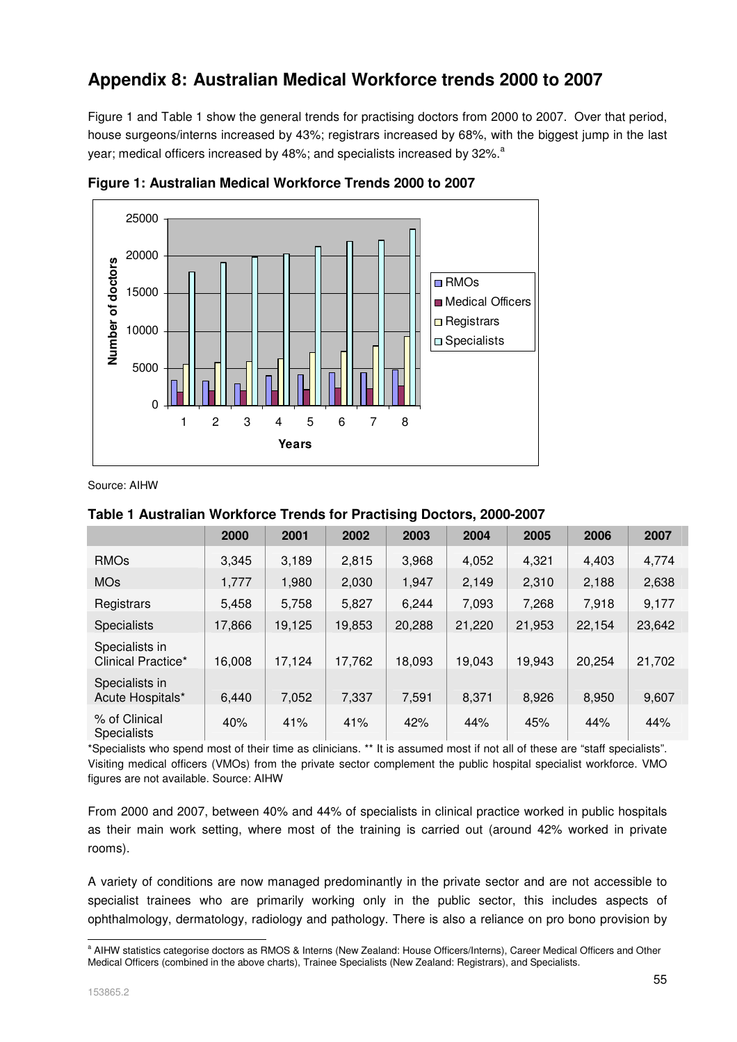## Appendix 8: Australian Medical Workforce trends 2000 to 2007

Figure 1 and Table 1 show the general trends for practising doctors from 2000 to 2007. Over that period, house surgeons/interns increased by 43%; registrars increased by 68%, with the biggest jump in the last year; medical officers increased by 48%; and specialists increased by 32%.[a]

**Figure 1: Australian Medical Workforce Trends 2000 to 2007**

Source: AIHW

**Table 1 Australian Workforce Trends for Practising Doctors, 2000-2007**

| | 2000 | 2001 | 2002 | 2003 | 2004 | 2005 | 2006 | 2007 |
|---|---|---|---|---|---|---|---|---|
| RMOs | 3,345 | 3,189 | 2,815 | 3,968 | 4,052 | 4,321 | 4,403 | 4,774 |
| MOs | 1,777 | 1,980 | 2,030 | 1,947 | 2,149 | 2,310 | 2,188 | 2,638 |
| Registrars | 5,458 | 5,758 | 5,827 | 6,244 | 7,093 | 7,268 | 7,918 | 9,177 |
| Specialists | 17,866 | 19,125 | 19,853 | 20,288 | 21,220 | 21,953 | 22,154 | 23,642 |
| Specialists in Clinical Practice* | 16,008 | 17,124 | 17,762 | 18,093 | 19,043 | 19,943 | 20,254 | 21,702 |
| Specialists in Acute Hospitals* | 6,440 | 7,052 | 7,337 | 7,591 | 8,371 | 8,926 | 8,950 | 9,607 |
| % of Clinical Specialists | 40% | 41% | 41% | 42% | 44% | 45% | 44% | 44% |

*Specialists who spend most of their time as clinicians. ** It is assumed most if not all of these are "staff specialists". Visiting medical officers (VMOs) from the private sector complement the public hospital specialist workforce. VMO figures are not available. Source: AIHW

From 2000 and 2007, between 40% and 44% of specialists in clinical practice worked in public hospitals as their main work setting, where most of the training is carried out (around 42% worked in private rooms).

A variety of conditions are now managed predominantly in the private sector and are not accessible to specialist trainees who are primarily working only in the public sector, this includes aspects of ophthalmology, dermatology, radiology and pathology. There is also a reliance on pro bono provision by

[a] AIHW statistics categorise doctors as RMOS & Interns (New Zealand: House Officers/Interns), Career Medical Officers and Other Medical Officers (combined in the above charts), Trainee Specialists (New Zealand: Registrars), and Specialists.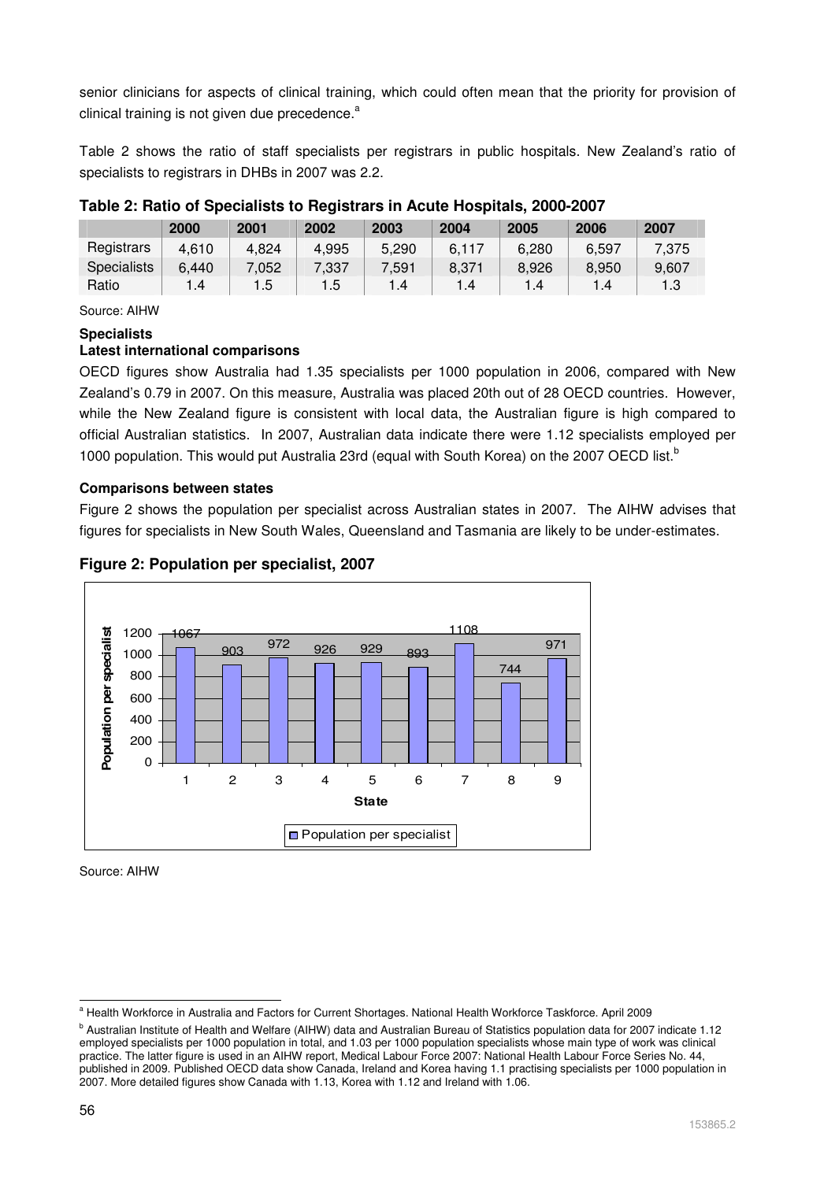senior clinicians for aspects of clinical training, which could often mean that the priority for provision of clinical training is not given due precedence.[a]

Table 2 shows the ratio of staff specialists per registrars in public hospitals. New Zealand's ratio of specialists to registrars in DHBs in 2007 was 2.2.

**Table 2: Ratio of Specialists to Registrars in Acute Hospitals, 2000-2007**

| | 2000 | 2001 | 2002 | 2003 | 2004 | 2005 | 2006 | 2007 |
|---|---|---|---|---|---|---|---|---|
| Registrars | 4,610 | 4,824 | 4,995 | 5,290 | 6,117 | 6,280 | 6,597 | 7,375 |
| Specialists | 6,440 | 7,052 | 7,337 | 7,591 | 8,371 | 8,926 | 8,950 | 9,607 |
| Ratio | 1.4 | 1.5 | 1.5 | 1.4 | 1.4 | 1.4 | 1.4 | 1.3 |

Source: AIHW

**Specialists**

**Latest international comparisons**

OECD figures show Australia had 1.35 specialists per 1000 population in 2006, compared with New Zealand's 0.79 in 2007. On this measure, Australia was placed 20th out of 28 OECD countries. However, while the New Zealand figure is consistent with local data, the Australian figure is high compared to official Australian statistics. In 2007, Australian data indicate there were 1.12 specialists employed per 1000 population. This would put Australia 23rd (equal with South Korea) on the 2007 OECD list.[b]

**Comparisons between states**

Figure 2 shows the population per specialist across Australian states in 2007. The AIHW advises that figures for specialists in New South Wales, Queensland and Tasmania are likely to be under-estimates.

**Figure 2: Population per specialist, 2007**

| State | Population per specialist |
|---|---|
| 1 | 1067 |
| 2 | 903 |
| 3 | 972 |
| 4 | 926 |
| 5 | 929 |
| 6 | 893 |
| 7 | 1108 |
| 8 | 744 |
| 9 | 971 |

Source: AIHW

---

[a] Health Workforce in Australia and Factors for Current Shortages. National Health Workforce Taskforce. April 2009

[b] Australian Institute of Health and Welfare (AIHW) data and Australian Bureau of Statistics population data for 2007 indicate 1.12 employed specialists per 1000 population in total, and 1.03 per 1000 population specialists whose main type of work was clinical practice. The latter figure is used in an AIHW report, Medical Labour Force 2007: National Health Labour Force Series No. 44, published in 2009. Published OECD data show Canada, Ireland and Korea having 1.1 practising specialists per 1000 population in 2007. More detailed figures show Canada with 1.13, Korea with 1.12 and Ireland with 1.06.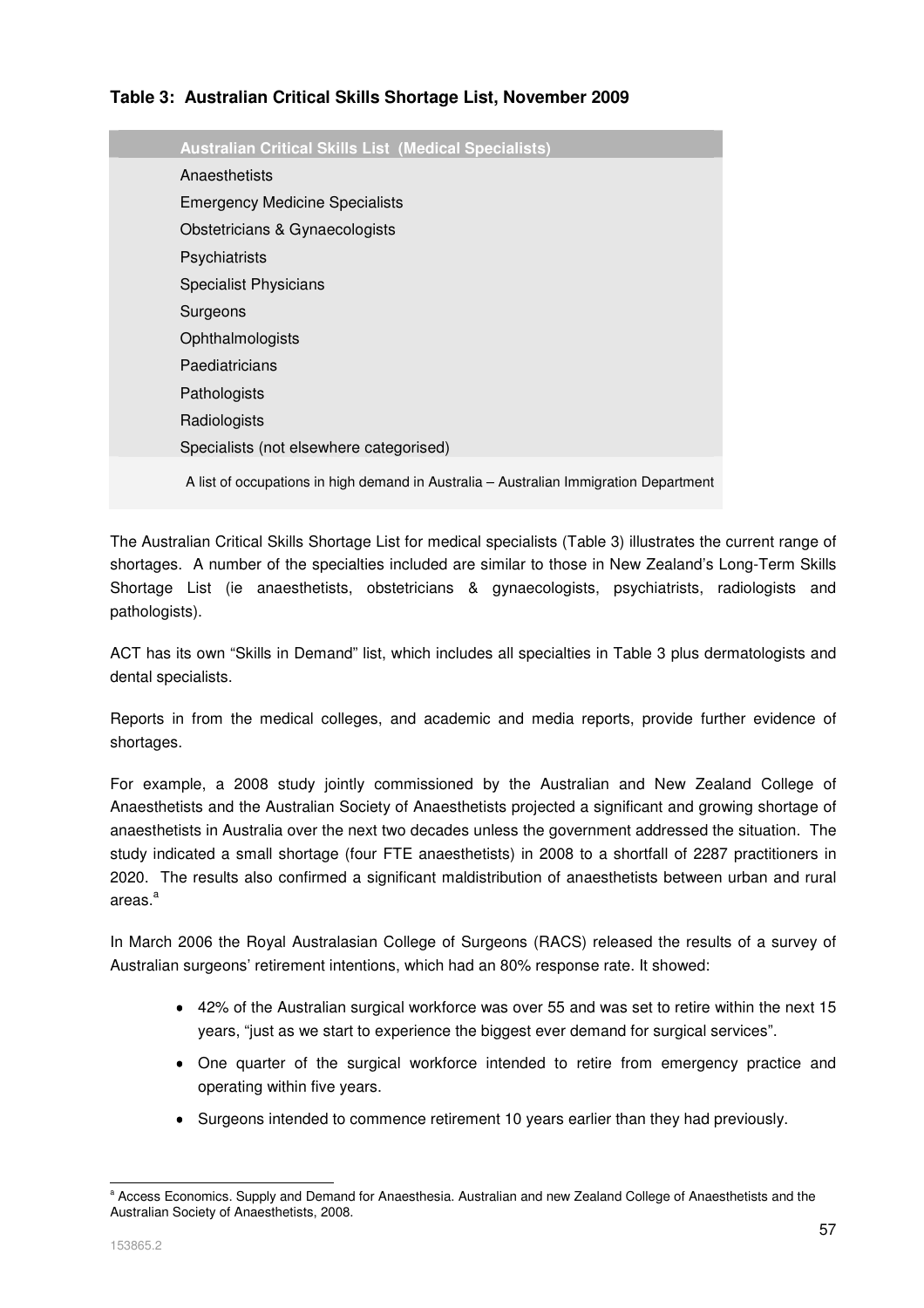**Table 3: Australian Critical Skills Shortage List, November 2009**

| Australian Critical Skills List (Medical Specialists) |
|---|
| Anaesthetists |
| Emergency Medicine Specialists |
| Obstetricians & Gynaecologists |
| Psychiatrists |
| Specialist Physicians |
| Surgeons |
| Ophthalmologists |
| Paediatricians |
| Pathologists |
| Radiologists |
| Specialists (not elsewhere categorised) |

A list of occupations in high demand in Australia – Australian Immigration Department

The Australian Critical Skills Shortage List for medical specialists (Table 3) illustrates the current range of shortages. A number of the specialties included are similar to those in New Zealand's Long-Term Skills Shortage List (ie anaesthetists, obstetricians & gynaecologists, psychiatrists, radiologists and pathologists).

ACT has its own "Skills in Demand" list, which includes all specialties in Table 3 plus dermatologists and dental specialists.

Reports in from the medical colleges, and academic and media reports, provide further evidence of shortages.

For example, a 2008 study jointly commissioned by the Australian and New Zealand College of Anaesthetists and the Australian Society of Anaesthetists projected a significant and growing shortage of anaesthetists in Australia over the next two decades unless the government addressed the situation. The study indicated a small shortage (four FTE anaesthetists) in 2008 to a shortfall of 2287 practitioners in 2020. The results also confirmed a significant maldistribution of anaesthetists between urban and rural areas.[a]

In March 2006 the Royal Australasian College of Surgeons (RACS) released the results of a survey of Australian surgeons' retirement intentions, which had an 80% response rate. It showed:

- 42% of the Australian surgical workforce was over 55 and was set to retire within the next 15 years, "just as we start to experience the biggest ever demand for surgical services".
- One quarter of the surgical workforce intended to retire from emergency practice and operating within five years.
- Surgeons intended to commence retirement 10 years earlier than they had previously.

[a] Access Economics. Supply and Demand for Anaesthesia. Australian and new Zealand College of Anaesthetists and the Australian Society of Anaesthetists, 2008.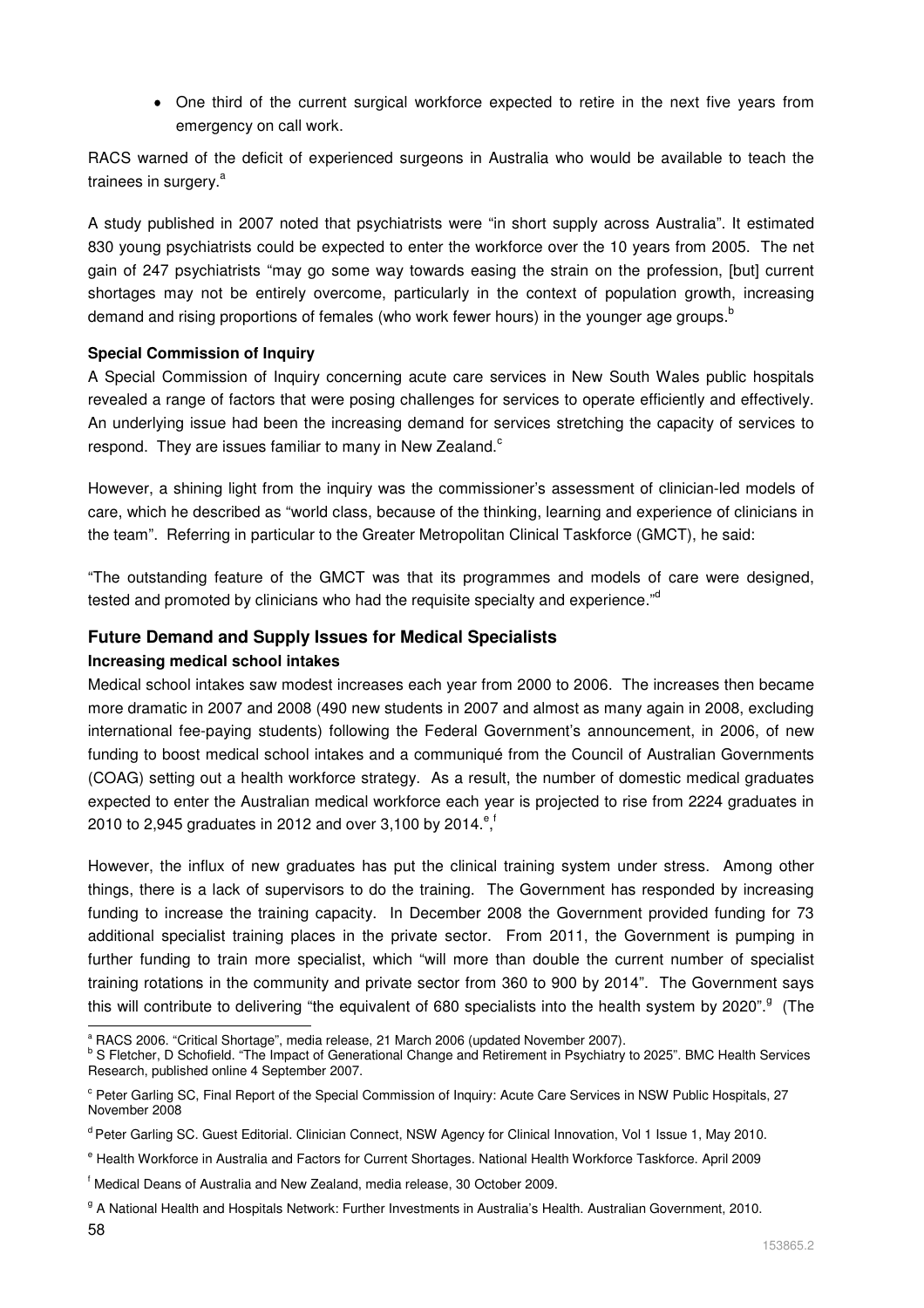- One third of the current surgical workforce expected to retire in the next five years from emergency on call work.

RACS warned of the deficit of experienced surgeons in Australia who would be available to teach the trainees in surgery.[a]

A study published in 2007 noted that psychiatrists were "in short supply across Australia". It estimated 830 young psychiatrists could be expected to enter the workforce over the 10 years from 2005. The net gain of 247 psychiatrists "may go some way towards easing the strain on the profession, [but] current shortages may not be entirely overcome, particularly in the context of population growth, increasing demand and rising proportions of females (who work fewer hours) in the younger age groups.[b]

**Special Commission of Inquiry**

A Special Commission of Inquiry concerning acute care services in New South Wales public hospitals revealed a range of factors that were posing challenges for services to operate efficiently and effectively. An underlying issue had been the increasing demand for services stretching the capacity of services to respond. They are issues familiar to many in New Zealand.[c]

However, a shining light from the inquiry was the commissioner's assessment of clinician-led models of care, which he described as "world class, because of the thinking, learning and experience of clinicians in the team". Referring in particular to the Greater Metropolitan Clinical Taskforce (GMCT), he said:

"The outstanding feature of the GMCT was that its programmes and models of care were designed, tested and promoted by clinicians who had the requisite specialty and experience."[d]

## Future Demand and Supply Issues for Medical Specialists

**Increasing medical school intakes**

Medical school intakes saw modest increases each year from 2000 to 2006. The increases then became more dramatic in 2007 and 2008 (490 new students in 2007 and almost as many again in 2008, excluding international fee-paying students) following the Federal Government's announcement, in 2006, of new funding to boost medical school intakes and a communiqué from the Council of Australian Governments (COAG) setting out a health workforce strategy. As a result, the number of domestic medical graduates expected to enter the Australian medical workforce each year is projected to rise from 2224 graduates in 2010 to 2,945 graduates in 2012 and over 3,100 by 2014.[e],[f]

However, the influx of new graduates has put the clinical training system under stress. Among other things, there is a lack of supervisors to do the training. The Government has responded by increasing funding to increase the training capacity. In December 2008 the Government provided funding for 73 additional specialist training places in the private sector. From 2011, the Government is pumping in further funding to train more specialist, which "will more than double the current number of specialist training rotations in the community and private sector from 360 to 900 by 2014". The Government says this will contribute to delivering "the equivalent of 680 specialists into the health system by 2020".[g] (The

---

[a] RACS 2006. "Critical Shortage", media release, 21 March 2006 (updated November 2007).

[b] S Fletcher, D Schofield. "The Impact of Generational Change and Retirement in Psychiatry to 2025". BMC Health Services Research, published online 4 September 2007.

[c] Peter Garling SC, Final Report of the Special Commission of Inquiry: Acute Care Services in NSW Public Hospitals, 27 November 2008

[d] Peter Garling SC. Guest Editorial. Clinician Connect, NSW Agency for Clinical Innovation, Vol 1 Issue 1, May 2010.

[e] Health Workforce in Australia and Factors for Current Shortages. National Health Workforce Taskforce. April 2009

[f] Medical Deans of Australia and New Zealand, media release, 30 October 2009.

[g] A National Health and Hospitals Network: Further Investments in Australia's Health. Australian Government, 2010.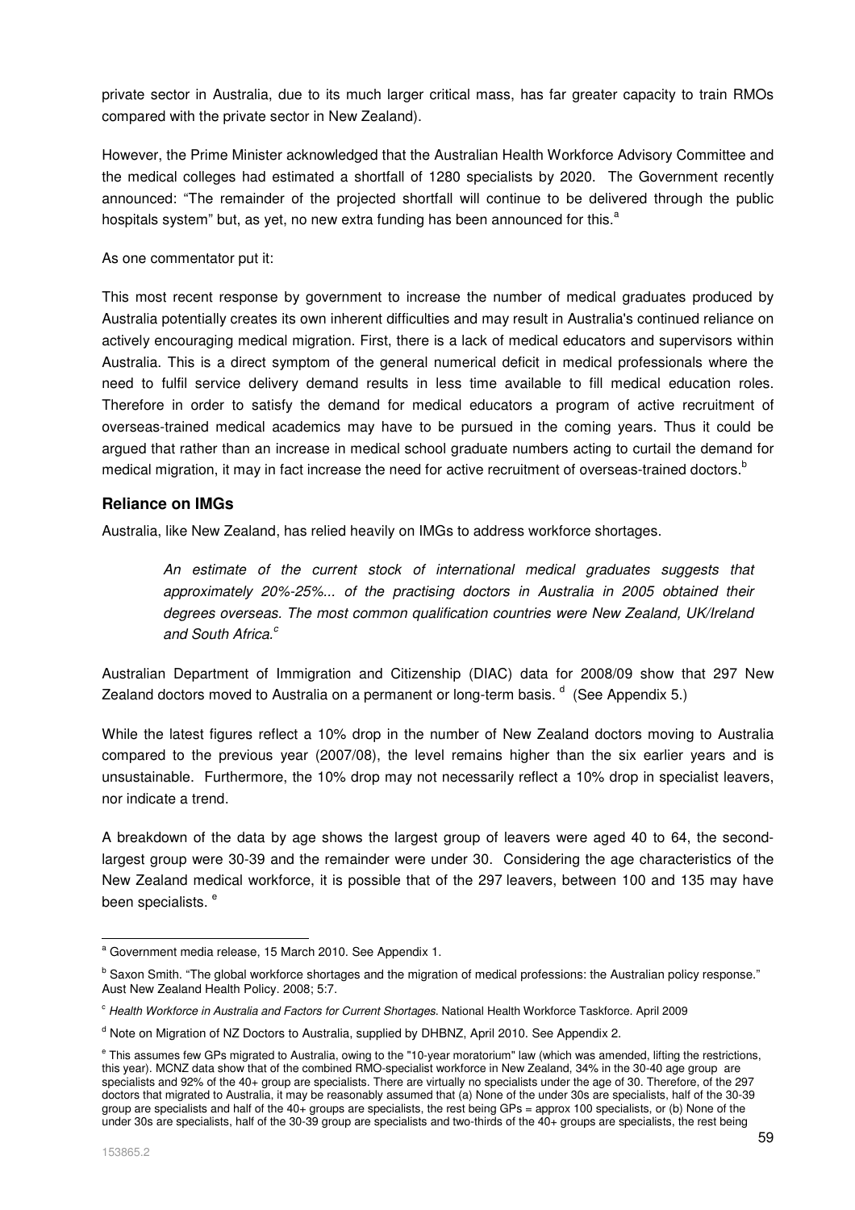private sector in Australia, due to its much larger critical mass, has far greater capacity to train RMOs compared with the private sector in New Zealand).

However, the Prime Minister acknowledged that the Australian Health Workforce Advisory Committee and the medical colleges had estimated a shortfall of 1280 specialists by 2020. The Government recently announced: "The remainder of the projected shortfall will continue to be delivered through the public hospitals system" but, as yet, no new extra funding has been announced for this.[a]

As one commentator put it:

This most recent response by government to increase the number of medical graduates produced by Australia potentially creates its own inherent difficulties and may result in Australia's continued reliance on actively encouraging medical migration. First, there is a lack of medical educators and supervisors within Australia. This is a direct symptom of the general numerical deficit in medical professionals where the need to fulfil service delivery demand results in less time available to fill medical education roles. Therefore in order to satisfy the demand for medical educators a program of active recruitment of overseas-trained medical academics may have to be pursued in the coming years. Thus it could be argued that rather than an increase in medical school graduate numbers acting to curtail the demand for medical migration, it may in fact increase the need for active recruitment of overseas-trained doctors.[b]

### Reliance on IMGs

Australia, like New Zealand, has relied heavily on IMGs to address workforce shortages.

> *An estimate of the current stock of international medical graduates suggests that approximately 20%-25%... of the practising doctors in Australia in 2005 obtained their degrees overseas. The most common qualification countries were New Zealand, UK/Ireland and South Africa.*[c]

Australian Department of Immigration and Citizenship (DIAC) data for 2008/09 show that 297 New Zealand doctors moved to Australia on a permanent or long-term basis.[d] (See Appendix 5.)

While the latest figures reflect a 10% drop in the number of New Zealand doctors moving to Australia compared to the previous year (2007/08), the level remains higher than the six earlier years and is unsustainable. Furthermore, the 10% drop may not necessarily reflect a 10% drop in specialist leavers, nor indicate a trend.

A breakdown of the data by age shows the largest group of leavers were aged 40 to 64, the second-largest group were 30-39 and the remainder were under 30. Considering the age characteristics of the New Zealand medical workforce, it is possible that of the 297 leavers, between 100 and 135 may have been specialists.[e]

---

[a] Government media release, 15 March 2010. See Appendix 1.

[b] Saxon Smith. "The global workforce shortages and the migration of medical professions: the Australian policy response." Aust New Zealand Health Policy. 2008; 5:7.

[c] *Health Workforce in Australia and Factors for Current Shortages.* National Health Workforce Taskforce. April 2009

[d] Note on Migration of NZ Doctors to Australia, supplied by DHBNZ, April 2010. See Appendix 2.

[e] This assumes few GPs migrated to Australia, owing to the "10-year moratorium" law (which was amended, lifting the restrictions, this year). MCNZ data show that of the combined RMO-specialist workforce in New Zealand, 34% in the 30-40 age group are specialists and 92% of the 40+ group are specialists. There are virtually no specialists under the age of 30. Therefore, of the 297 doctors that migrated to Australia, it may be reasonably assumed that (a) None of the under 30s are specialists, half of the 30-39 group are specialists and half of the 40+ groups are specialists, the rest being GPs = approx 100 specialists, or (b) None of the under 30s are specialists, half of the 30-39 group are specialists and two-thirds of the 40+ groups are specialists, the rest being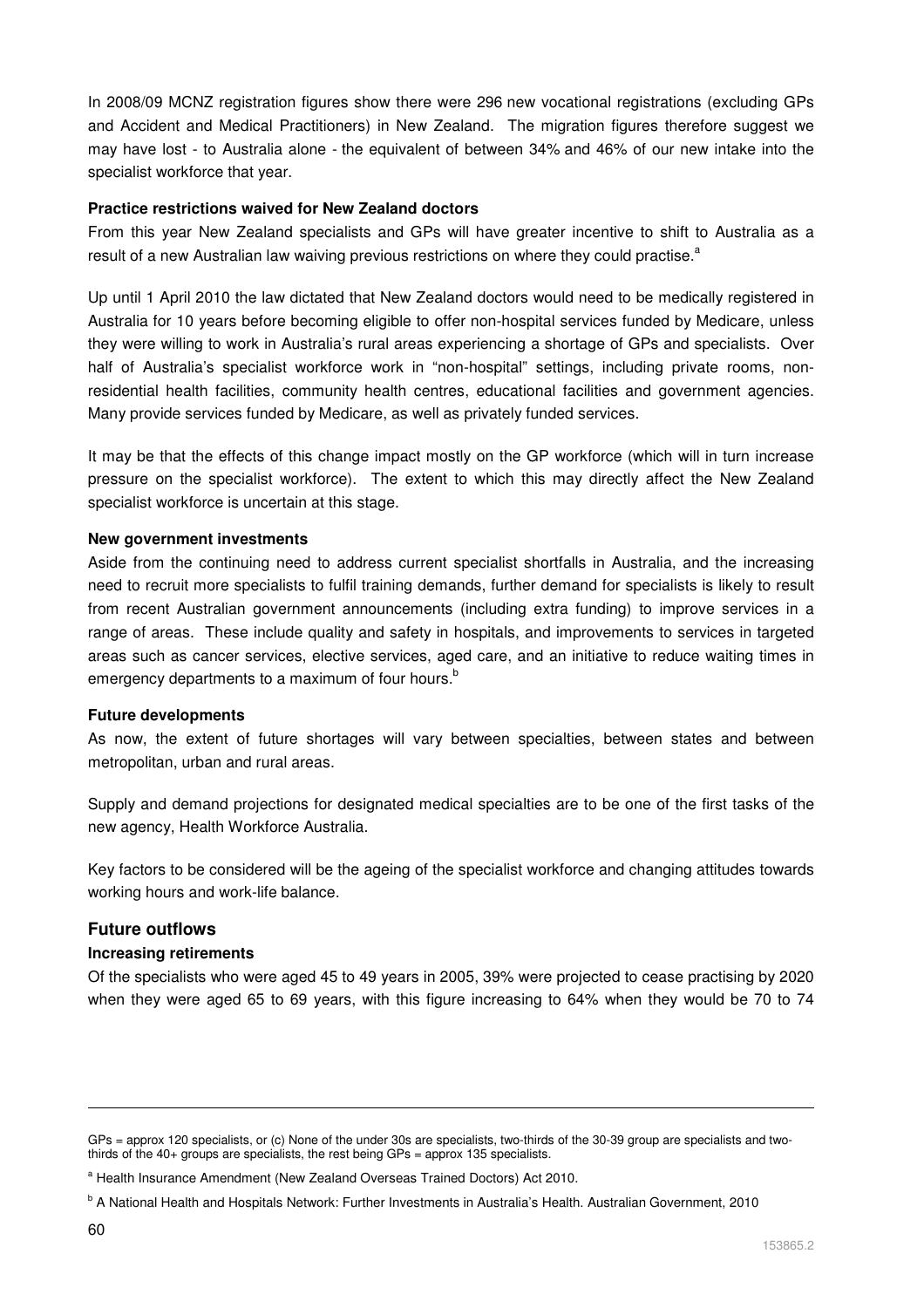In 2008/09 MCNZ registration figures show there were 296 new vocational registrations (excluding GPs and Accident and Medical Practitioners) in New Zealand. The migration figures therefore suggest we may have lost - to Australia alone - the equivalent of between 34% and 46% of our new intake into the specialist workforce that year.

**Practice restrictions waived for New Zealand doctors**

From this year New Zealand specialists and GPs will have greater incentive to shift to Australia as a result of a new Australian law waiving previous restrictions on where they could practise.[a]

Up until 1 April 2010 the law dictated that New Zealand doctors would need to be medically registered in Australia for 10 years before becoming eligible to offer non-hospital services funded by Medicare, unless they were willing to work in Australia's rural areas experiencing a shortage of GPs and specialists. Over half of Australia's specialist workforce work in "non-hospital" settings, including private rooms, non-residential health facilities, community health centres, educational facilities and government agencies. Many provide services funded by Medicare, as well as privately funded services.

It may be that the effects of this change impact mostly on the GP workforce (which will in turn increase pressure on the specialist workforce). The extent to which this may directly affect the New Zealand specialist workforce is uncertain at this stage.

**New government investments**

Aside from the continuing need to address current specialist shortfalls in Australia, and the increasing need to recruit more specialists to fulfil training demands, further demand for specialists is likely to result from recent Australian government announcements (including extra funding) to improve services in a range of areas. These include quality and safety in hospitals, and improvements to services in targeted areas such as cancer services, elective services, aged care, and an initiative to reduce waiting times in emergency departments to a maximum of four hours.[b]

**Future developments**

As now, the extent of future shortages will vary between specialties, between states and between metropolitan, urban and rural areas.

Supply and demand projections for designated medical specialties are to be one of the first tasks of the new agency, Health Workforce Australia.

Key factors to be considered will be the ageing of the specialist workforce and changing attitudes towards working hours and work-life balance.

## Future outflows

**Increasing retirements**

Of the specialists who were aged 45 to 49 years in 2005, 39% were projected to cease practising by 2020 when they were aged 65 to 69 years, with this figure increasing to 64% when they would be 70 to 74

---

GPs = approx 120 specialists, or (c) None of the under 30s are specialists, two-thirds of the 30-39 group are specialists and two-thirds of the 40+ groups are specialists, the rest being GPs = approx 135 specialists.

[a] Health Insurance Amendment (New Zealand Overseas Trained Doctors) Act 2010.

[b] A National Health and Hospitals Network: Further Investments in Australia's Health. Australian Government, 2010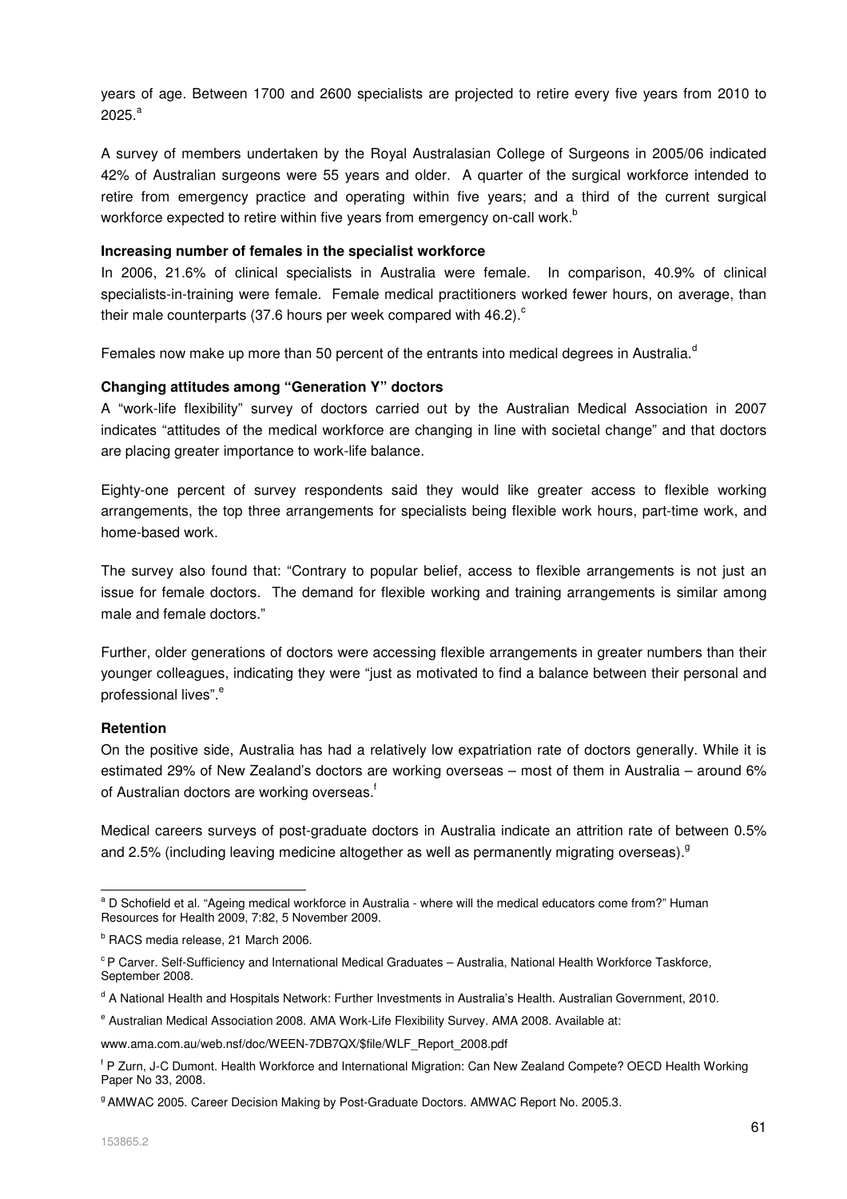years of age. Between 1700 and 2600 specialists are projected to retire every five years from 2010 to 2025.[a]

A survey of members undertaken by the Royal Australasian College of Surgeons in 2005/06 indicated 42% of Australian surgeons were 55 years and older. A quarter of the surgical workforce intended to retire from emergency practice and operating within five years; and a third of the current surgical workforce expected to retire within five years from emergency on-call work.[b]

**Increasing number of females in the specialist workforce**

In 2006, 21.6% of clinical specialists in Australia were female. In comparison, 40.9% of clinical specialists-in-training were female. Female medical practitioners worked fewer hours, on average, than their male counterparts (37.6 hours per week compared with 46.2).[c]

Females now make up more than 50 percent of the entrants into medical degrees in Australia.[d]

**Changing attitudes among "Generation Y" doctors**

A "work-life flexibility" survey of doctors carried out by the Australian Medical Association in 2007 indicates "attitudes of the medical workforce are changing in line with societal change" and that doctors are placing greater importance to work-life balance.

Eighty-one percent of survey respondents said they would like greater access to flexible working arrangements, the top three arrangements for specialists being flexible work hours, part-time work, and home-based work.

The survey also found that: "Contrary to popular belief, access to flexible arrangements is not just an issue for female doctors. The demand for flexible working and training arrangements is similar among male and female doctors."

Further, older generations of doctors were accessing flexible arrangements in greater numbers than their younger colleagues, indicating they were "just as motivated to find a balance between their personal and professional lives".[e]

**Retention**

On the positive side, Australia has had a relatively low expatriation rate of doctors generally. While it is estimated 29% of New Zealand's doctors are working overseas – most of them in Australia – around 6% of Australian doctors are working overseas.[f]

Medical careers surveys of post-graduate doctors in Australia indicate an attrition rate of between 0.5% and 2.5% (including leaving medicine altogether as well as permanently migrating overseas).[g]

---

[a] D Schofield et al. "Ageing medical workforce in Australia - where will the medical educators come from?" Human Resources for Health 2009, 7:82, 5 November 2009.

[b] RACS media release, 21 March 2006.

[c] P Carver. Self-Sufficiency and International Medical Graduates – Australia, National Health Workforce Taskforce, September 2008.

[d] A National Health and Hospitals Network: Further Investments in Australia's Health. Australian Government, 2010.

[e] Australian Medical Association 2008. AMA Work-Life Flexibility Survey. AMA 2008. Available at:

www.ama.com.au/web.nsf/doc/WEEN-7DB7QX/$file/WLF_Report_2008.pdf

[f] P Zurn, J-C Dumont. Health Workforce and International Migration: Can New Zealand Compete? OECD Health Working Paper No 33, 2008.

[g] AMWAC 2005. Career Decision Making by Post-Graduate Doctors. AMWAC Report No. 2005.3.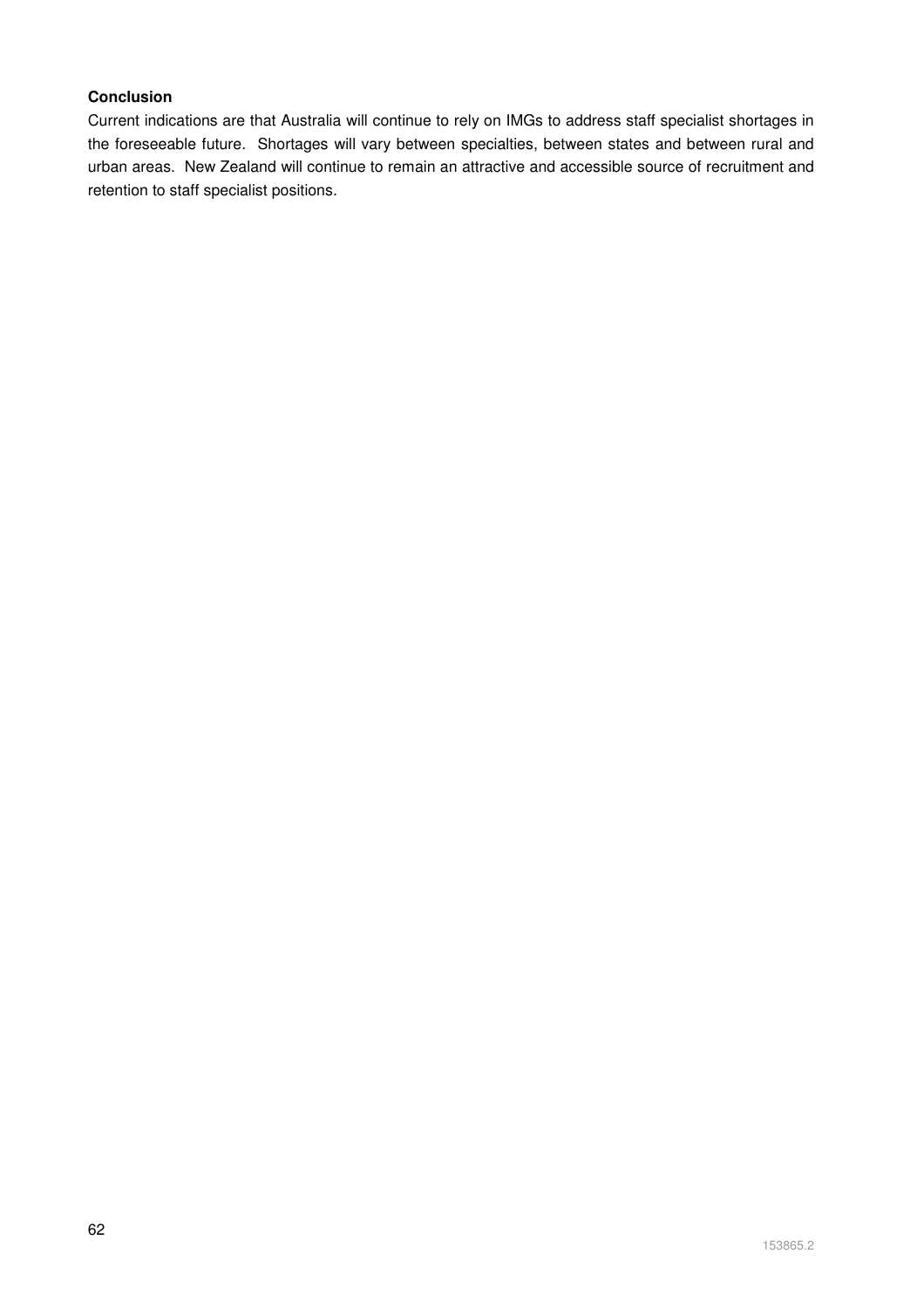**Conclusion**

Current indications are that Australia will continue to rely on IMGs to address staff specialist shortages in the foreseeable future. Shortages will vary between specialties, between states and between rural and urban areas. New Zealand will continue to remain an attractive and accessible source of recruitment and retention to staff specialist positions.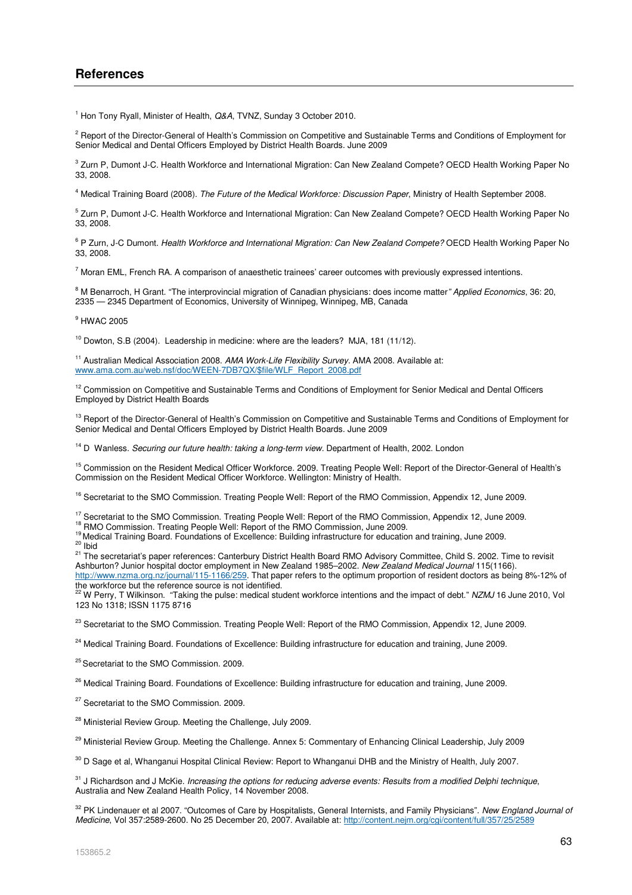## References

[1] Hon Tony Ryall, Minister of Health, *Q&A*, TVNZ, Sunday 3 October 2010.

[2] Report of the Director-General of Health's Commission on Competitive and Sustainable Terms and Conditions of Employment for Senior Medical and Dental Officers Employed by District Health Boards. June 2009

[3] Zurn P, Dumont J-C. Health Workforce and International Migration: Can New Zealand Compete? OECD Health Working Paper No 33, 2008.

[4] Medical Training Board (2008). *The Future of the Medical Workforce: Discussion Paper*, Ministry of Health September 2008.

[5] Zurn P, Dumont J-C. Health Workforce and International Migration: Can New Zealand Compete? OECD Health Working Paper No 33, 2008.

[6] P Zurn, J-C Dumont. *Health Workforce and International Migration: Can New Zealand Compete?* OECD Health Working Paper No 33, 2008.

[7] Moran EML, French RA. A comparison of anaesthetic trainees' career outcomes with previously expressed intentions.

[8] M Benarroch, H Grant. "The interprovincial migration of Canadian physicians: does income matter*" Applied Economics*, 36: 20, 2335 — 2345 Department of Economics, University of Winnipeg, Winnipeg, MB, Canada

[9] HWAC 2005

[10] Dowton, S.B (2004). Leadership in medicine: where are the leaders? MJA, 181 (11/12).

[11] Australian Medical Association 2008. *AMA Work-Life Flexibility Survey*. AMA 2008. Available at: www.ama.com.au/web.nsf/doc/WEEN-7DB7QX/$file/WLF_Report_2008.pdf

[12] Commission on Competitive and Sustainable Terms and Conditions of Employment for Senior Medical and Dental Officers Employed by District Health Boards

[13] Report of the Director-General of Health's Commission on Competitive and Sustainable Terms and Conditions of Employment for Senior Medical and Dental Officers Employed by District Health Boards. June 2009

[14] D Wanless. *Securing our future health: taking a long-term view*. Department of Health, 2002. London

[15] Commission on the Resident Medical Officer Workforce. 2009. Treating People Well: Report of the Director-General of Health's Commission on the Resident Medical Officer Workforce. Wellington: Ministry of Health.

[16] Secretariat to the SMO Commission. Treating People Well: Report of the RMO Commission, Appendix 12, June 2009.

[17] Secretariat to the SMO Commission. Treating People Well: Report of the RMO Commission, Appendix 12, June 2009.
[18] RMO Commission. Treating People Well: Report of the RMO Commission, June 2009.
[19] Medical Training Board. Foundations of Excellence: Building infrastructure for education and training, June 2009.
[20] Ibid
[21] The secretariat's paper references: Canterbury District Health Board RMO Advisory Committee, Child S. 2002. Time to revisit Ashburton? Junior hospital doctor employment in New Zealand 1985–2002. *New Zealand Medical Journal* 115(1166). http://www.nzma.org.nz/journal/115-1166/259. That paper refers to the optimum proportion of resident doctors as being 8%-12% of the workforce but the reference source is not identified.
[22] W Perry, T Wilkinson. "Taking the pulse: medical student workforce intentions and the impact of debt." *NZMJ* 16 June 2010, Vol 123 No 1318; ISSN 1175 8716

[23] Secretariat to the SMO Commission. Treating People Well: Report of the RMO Commission, Appendix 12, June 2009.

[24] Medical Training Board. Foundations of Excellence: Building infrastructure for education and training, June 2009.

[25] Secretariat to the SMO Commission. 2009.

[26] Medical Training Board. Foundations of Excellence: Building infrastructure for education and training, June 2009.

[27] Secretariat to the SMO Commission. 2009.

[28] Ministerial Review Group. Meeting the Challenge, July 2009.

[29] Ministerial Review Group. Meeting the Challenge. Annex 5: Commentary of Enhancing Clinical Leadership, July 2009

[30] D Sage et al, Whanganui Hospital Clinical Review: Report to Whanganui DHB and the Ministry of Health, July 2007.

[31] J Richardson and J McKie. *Increasing the options for reducing adverse events: Results from a modified Delphi technique*, Australia and New Zealand Health Policy, 14 November 2008.

[32] PK Lindenauer et al 2007. "Outcomes of Care by Hospitalists, General Internists, and Family Physicians". *New England Journal of Medicine*, Vol 357:2589-2600. No 25 December 20, 2007. Available at: http://content.nejm.org/cgi/content/full/357/25/2589

153865.2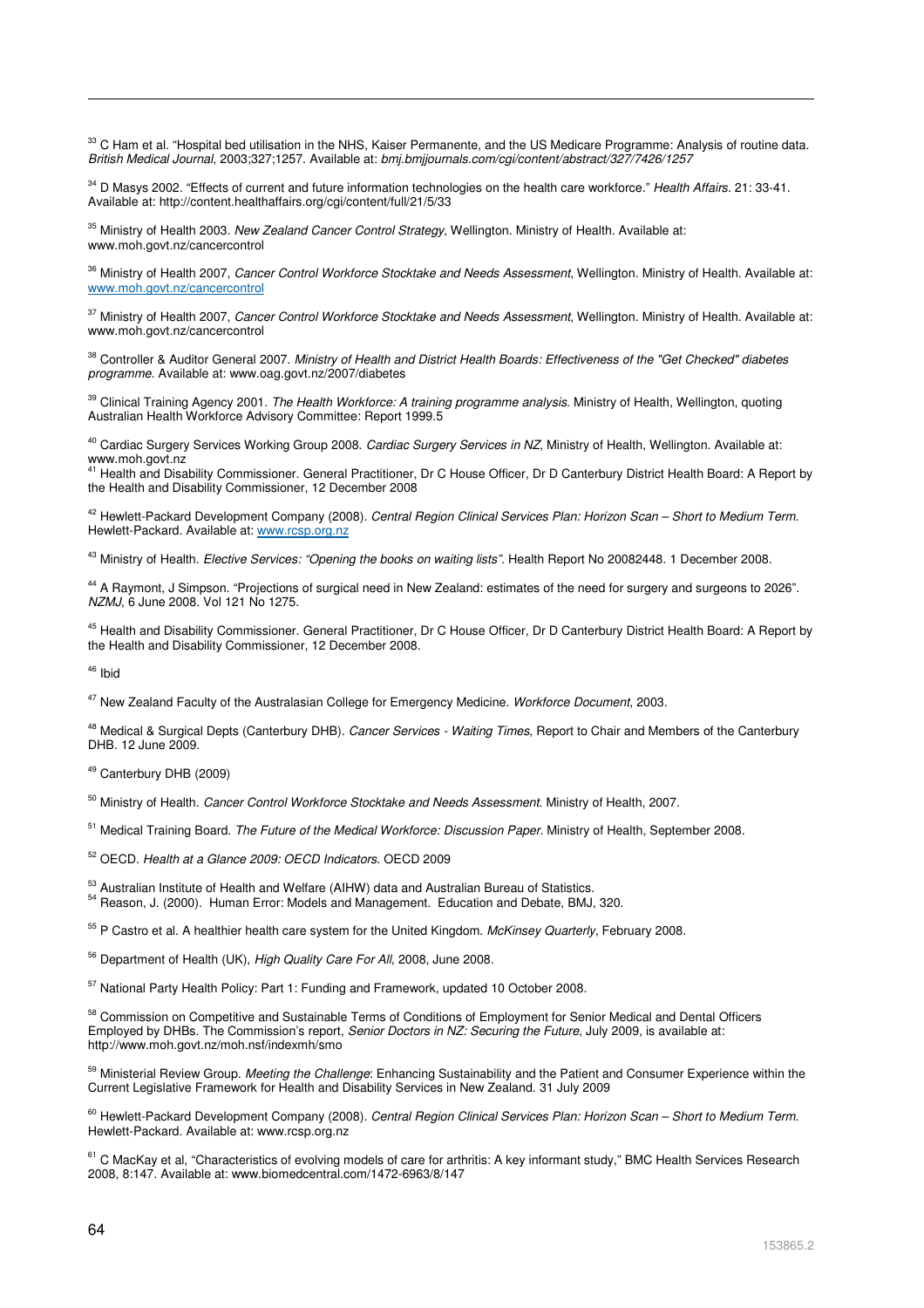[33] C Ham et al. "Hospital bed utilisation in the NHS, Kaiser Permanente, and the US Medicare Programme: Analysis of routine data. *British Medical Journal*, 2003;327;1257. Available at: *bmj.bmjjournals.com/cgi/content/abstract/327/7426/1257*

[34] D Masys 2002. "Effects of current and future information technologies on the health care workforce." *Health Affairs*. 21: 33-41. Available at: http://content.healthaffairs.org/cgi/content/full/21/5/33

[35] Ministry of Health 2003. *New Zealand Cancer Control Strategy*, Wellington. Ministry of Health. Available at: www.moh.govt.nz/cancercontrol

[36] Ministry of Health 2007, *Cancer Control Workforce Stocktake and Needs Assessment*, Wellington. Ministry of Health. Available at: www.moh.govt.nz/cancercontrol

[37] Ministry of Health 2007, *Cancer Control Workforce Stocktake and Needs Assessment*, Wellington. Ministry of Health. Available at: www.moh.govt.nz/cancercontrol

[38] Controller & Auditor General 2007. *Ministry of Health and District Health Boards: Effectiveness of the "Get Checked" diabetes programme*. Available at: www.oag.govt.nz/2007/diabetes

[39] Clinical Training Agency 2001. *The Health Workforce: A training programme analysis*. Ministry of Health, Wellington, quoting Australian Health Workforce Advisory Committee: Report 1999.5

[40] Cardiac Surgery Services Working Group 2008. *Cardiac Surgery Services in NZ*, Ministry of Health, Wellington. Available at: www.moh.govt.nz

[41] Health and Disability Commissioner. General Practitioner, Dr C House Officer, Dr D Canterbury District Health Board: A Report by the Health and Disability Commissioner, 12 December 2008

[42] Hewlett-Packard Development Company (2008). *Central Region Clinical Services Plan: Horizon Scan – Short to Medium Term*. Hewlett-Packard. Available at: www.rcsp.org.nz

[43] Ministry of Health. *Elective Services: "Opening the books on waiting lists"*. Health Report No 20082448. 1 December 2008.

[44] A Raymont, J Simpson. "Projections of surgical need in New Zealand: estimates of the need for surgery and surgeons to 2026". *NZMJ*, 6 June 2008. Vol 121 No 1275.

[45] Health and Disability Commissioner. General Practitioner, Dr C House Officer, Dr D Canterbury District Health Board: A Report by the Health and Disability Commissioner, 12 December 2008.

[46] Ibid

[47] New Zealand Faculty of the Australasian College for Emergency Medicine. *Workforce Document*, 2003.

[48] Medical & Surgical Depts (Canterbury DHB). *Cancer Services - Waiting Times*, Report to Chair and Members of the Canterbury DHB. 12 June 2009.

[49] Canterbury DHB (2009)

[50] Ministry of Health. *Cancer Control Workforce Stocktake and Needs Assessment*. Ministry of Health, 2007.

[51] Medical Training Board. *The Future of the Medical Workforce: Discussion Paper*. Ministry of Health, September 2008.

[52] OECD. *Health at a Glance 2009: OECD Indicators*. OECD 2009

[53] Australian Institute of Health and Welfare (AIHW) data and Australian Bureau of Statistics.

[54] Reason, J. (2000). Human Error: Models and Management. Education and Debate, BMJ, 320.

[55] P Castro et al. A healthier health care system for the United Kingdom. *McKinsey Quarterly*, February 2008.

[56] Department of Health (UK), *High Quality Care For All*, 2008, June 2008.

[57] National Party Health Policy: Part 1: Funding and Framework, updated 10 October 2008.

[58] Commission on Competitive and Sustainable Terms of Conditions of Employment for Senior Medical and Dental Officers Employed by DHBs. The Commission's report, *Senior Doctors in NZ: Securing the Future*, July 2009, is available at: http://www.moh.govt.nz/moh.nsf/indexmh/smo

[59] Ministerial Review Group. *Meeting the Challenge*: Enhancing Sustainability and the Patient and Consumer Experience within the Current Legislative Framework for Health and Disability Services in New Zealand. 31 July 2009

[60] Hewlett-Packard Development Company (2008). *Central Region Clinical Services Plan: Horizon Scan – Short to Medium Term*. Hewlett-Packard. Available at: www.rcsp.org.nz

[61] C MacKay et al, "Characteristics of evolving models of care for arthritis: A key informant study," BMC Health Services Research 2008, 8:147. Available at: www.biomedcentral.com/1472-6963/8/147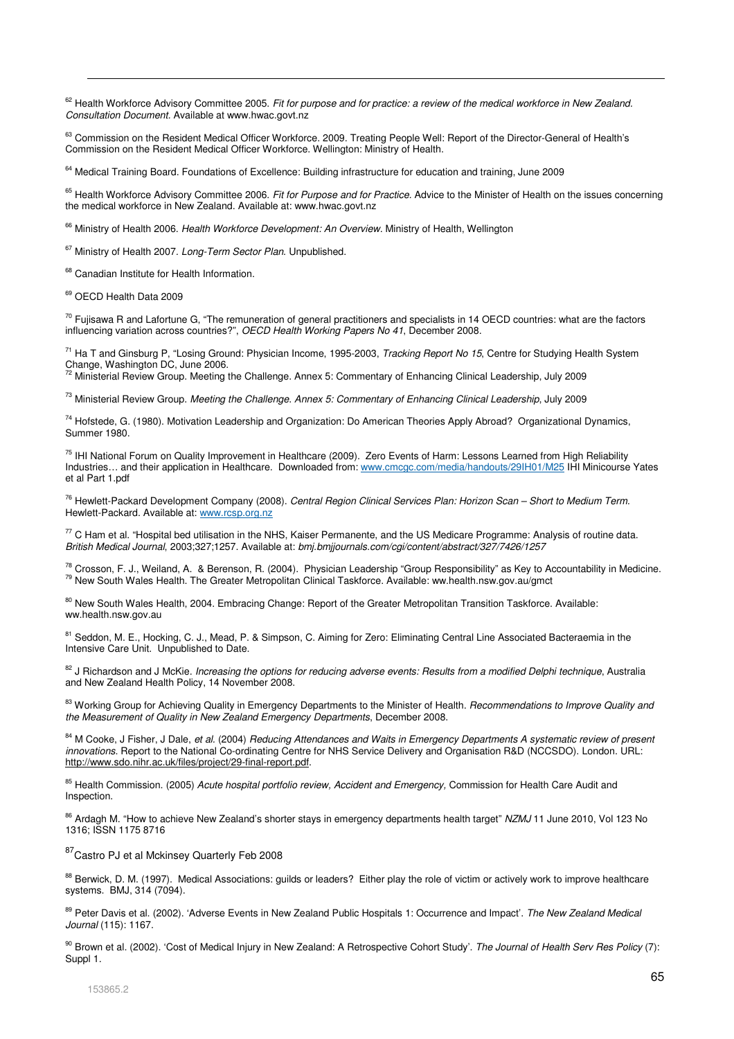[62] Health Workforce Advisory Committee 2005. *Fit for purpose and for practice: a review of the medical workforce in New Zealand. Consultation Document.* Available at www.hwac.govt.nz

[63] Commission on the Resident Medical Officer Workforce. 2009. Treating People Well: Report of the Director-General of Health's Commission on the Resident Medical Officer Workforce. Wellington: Ministry of Health.

[64] Medical Training Board. Foundations of Excellence: Building infrastructure for education and training, June 2009

[65] Health Workforce Advisory Committee 2006. *Fit for Purpose and for Practice.* Advice to the Minister of Health on the issues concerning the medical workforce in New Zealand. Available at: www.hwac.govt.nz

[66] Ministry of Health 2006. *Health Workforce Development: An Overview.* Ministry of Health, Wellington

[67] Ministry of Health 2007. *Long-Term Sector Plan.* Unpublished.

[68] Canadian Institute for Health Information.

[69] OECD Health Data 2009

[70] Fujisawa R and Lafortune G, "The remuneration of general practitioners and specialists in 14 OECD countries: what are the factors influencing variation across countries?", *OECD Health Working Papers No 41*, December 2008.

[71] Ha T and Ginsburg P, "Losing Ground: Physician Income, 1995-2003, *Tracking Report No 15*, Centre for Studying Health System Change, Washington DC, June 2006.

[72] Ministerial Review Group. Meeting the Challenge. Annex 5: Commentary of Enhancing Clinical Leadership, July 2009

[73] Ministerial Review Group. *Meeting the Challenge. Annex 5: Commentary of Enhancing Clinical Leadership*, July 2009

[74] Hofstede, G. (1980). Motivation Leadership and Organization: Do American Theories Apply Abroad? Organizational Dynamics, Summer 1980.

[75] IHI National Forum on Quality Improvement in Healthcare (2009). Zero Events of Harm: Lessons Learned from High Reliability Industries… and their application in Healthcare. Downloaded from: www.cmcgc.com/media/handouts/29IH01/M25 IHI Minicourse Yates et al Part 1.pdf

[76] Hewlett-Packard Development Company (2008). *Central Region Clinical Services Plan: Horizon Scan – Short to Medium Term.* Hewlett-Packard. Available at: www.rcsp.org.nz

[77] C Ham et al. "Hospital bed utilisation in the NHS, Kaiser Permanente, and the US Medicare Programme: Analysis of routine data. *British Medical Journal*, 2003;327;1257. Available at: *bmj.bmjjournals.com/cgi/content/abstract/327/7426/1257*

[78] Crosson, F. J., Weiland, A. & Berenson, R. (2004). Physician Leadership "Group Responsibility" as Key to Accountability in Medicine.

[79] New South Wales Health. The Greater Metropolitan Clinical Taskforce. Available: ww.health.nsw.gov.au/gmct

[80] New South Wales Health, 2004. Embracing Change: Report of the Greater Metropolitan Transition Taskforce. Available: ww.health.nsw.gov.au

[81] Seddon, M. E., Hocking, C. J., Mead, P. & Simpson, C. Aiming for Zero: Eliminating Central Line Associated Bacteraemia in the Intensive Care Unit. Unpublished to Date.

[82] J Richardson and J McKie. *Increasing the options for reducing adverse events: Results from a modified Delphi technique*, Australia and New Zealand Health Policy, 14 November 2008.

[83] Working Group for Achieving Quality in Emergency Departments to the Minister of Health. *Recommendations to Improve Quality and the Measurement of Quality in New Zealand Emergency Departments*, December 2008.

[84] M Cooke, J Fisher, J Dale, *et al.* (2004) *Reducing Attendances and Waits in Emergency Departments A systematic review of present innovations.* Report to the National Co-ordinating Centre for NHS Service Delivery and Organisation R&D (NCCSDO). London. URL: http://www.sdo.nihr.ac.uk/files/project/29-final-report.pdf.

[85] Health Commission. (2005) *Acute hospital portfolio review, Accident and Emergency,* Commission for Health Care Audit and Inspection.

[86] Ardagh M. "How to achieve New Zealand's shorter stays in emergency departments health target" *NZMJ* 11 June 2010, Vol 123 No 1316; ISSN 1175 8716

[87] Castro PJ et al Mckinsey Quarterly Feb 2008

[88] Berwick, D. M. (1997). Medical Associations: guilds or leaders? Either play the role of victim or actively work to improve healthcare systems. BMJ, 314 (7094).

[89] Peter Davis et al. (2002). 'Adverse Events in New Zealand Public Hospitals 1: Occurrence and Impact'. *The New Zealand Medical Journal* (115): 1167.

[90] Brown et al. (2002). 'Cost of Medical Injury in New Zealand: A Retrospective Cohort Study'. *The Journal of Health Serv Res Policy* (7): Suppl 1.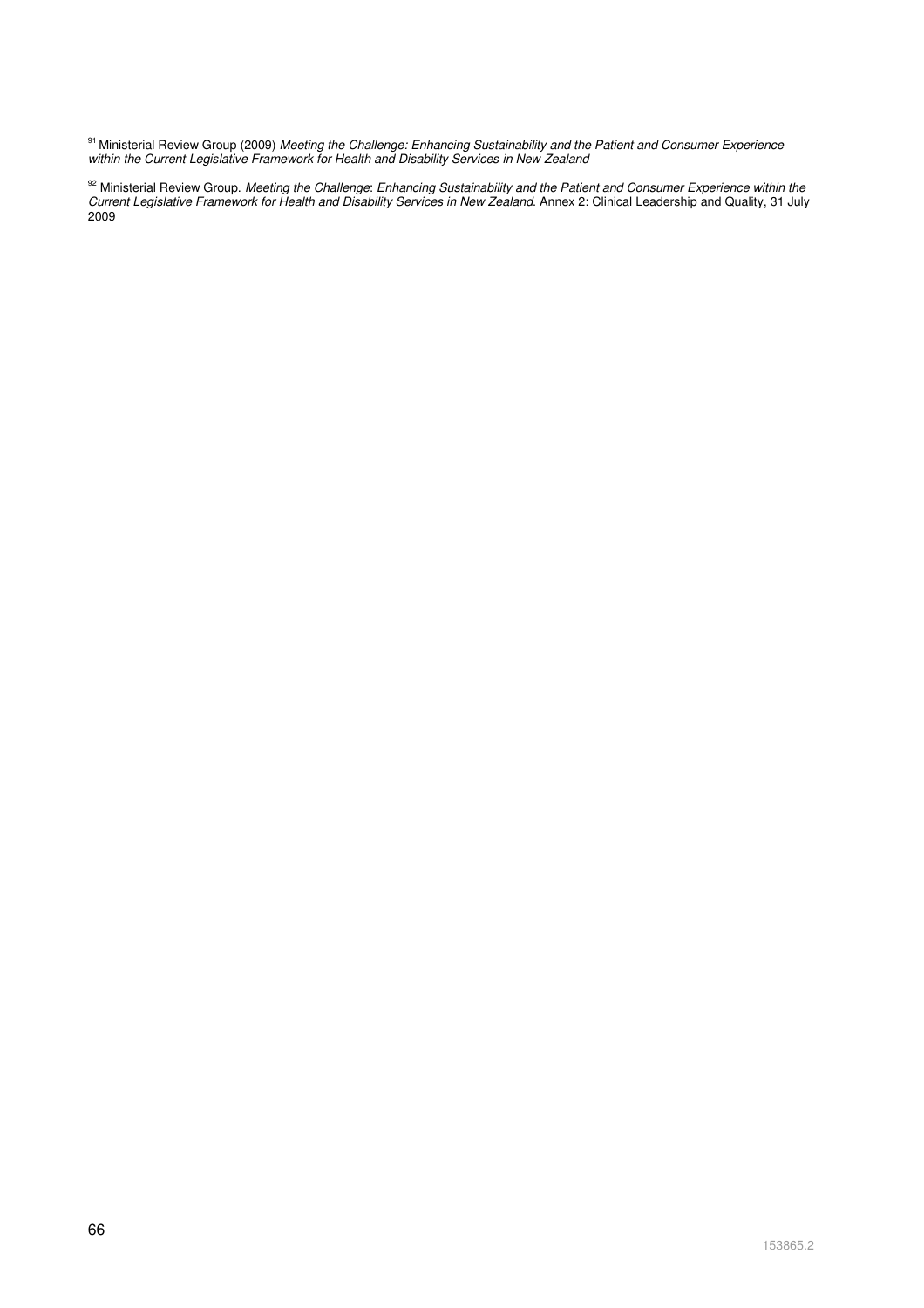[91] Ministerial Review Group (2009) *Meeting the Challenge: Enhancing Sustainability and the Patient and Consumer Experience within the Current Legislative Framework for Health and Disability Services in New Zealand*

[92] Ministerial Review Group. *Meeting the Challenge*: *Enhancing Sustainability and the Patient and Consumer Experience within the Current Legislative Framework for Health and Disability Services in New Zealand*. Annex 2: Clinical Leadership and Quality, 31 July 2009